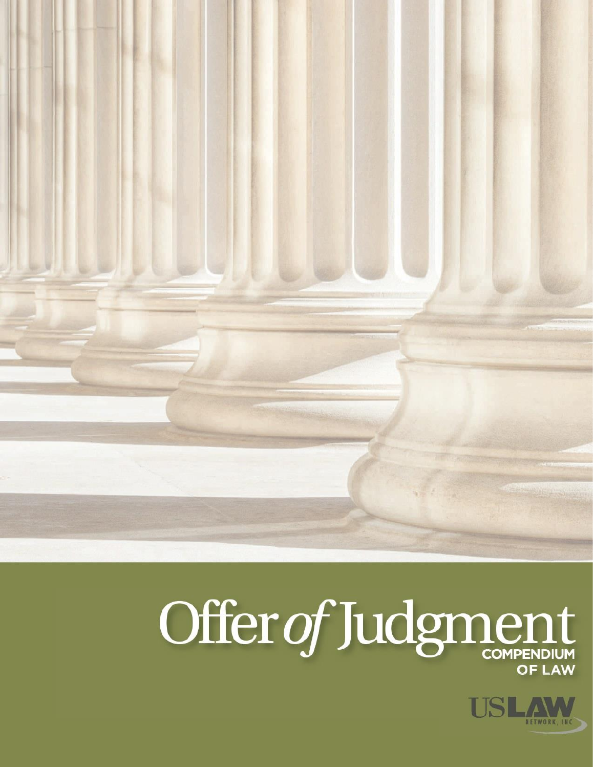# Offer *of* Judgment

**COMPENDIUM OF LAW**

USLAW NETWORK, INC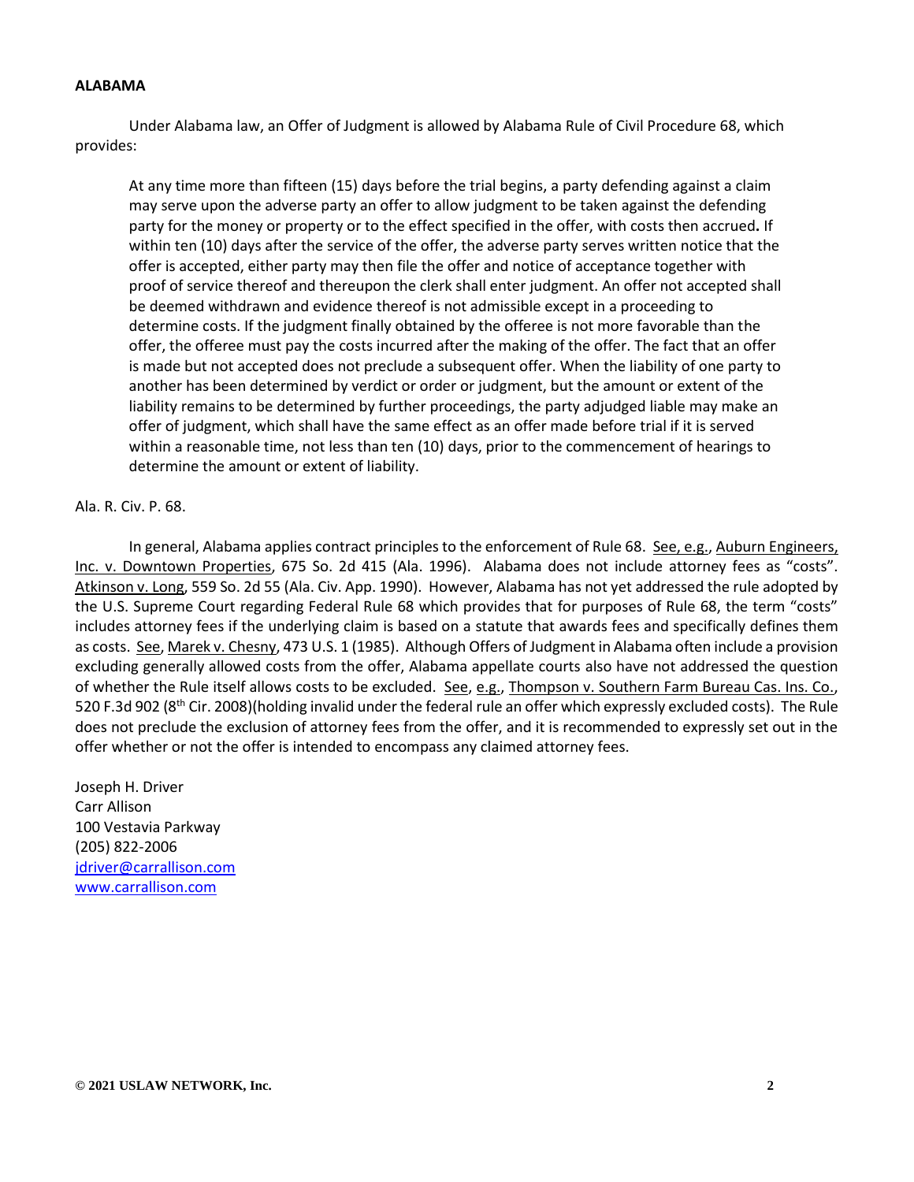**ALABAMA**

Under Alabama law, an Offer of Judgment is allowed by Alabama Rule of Civil Procedure 68, which provides:

> At any time more than fifteen (15) days before the trial begins, a party defending against a claim may serve upon the adverse party an offer to allow judgment to be taken against the defending party for the money or property or to the effect specified in the offer, with costs then accrued**.** If within ten (10) days after the service of the offer, the adverse party serves written notice that the offer is accepted, either party may then file the offer and notice of acceptance together with proof of service thereof and thereupon the clerk shall enter judgment. An offer not accepted shall be deemed withdrawn and evidence thereof is not admissible except in a proceeding to determine costs. If the judgment finally obtained by the offeree is not more favorable than the offer, the offeree must pay the costs incurred after the making of the offer. The fact that an offer is made but not accepted does not preclude a subsequent offer. When the liability of one party to another has been determined by verdict or order or judgment, but the amount or extent of the liability remains to be determined by further proceedings, the party adjudged liable may make an offer of judgment, which shall have the same effect as an offer made before trial if it is served within a reasonable time, not less than ten (10) days, prior to the commencement of hearings to determine the amount or extent of liability.

Ala. R. Civ. P. 68.

In general, Alabama applies contract principles to the enforcement of Rule 68. See, e.g., Auburn Engineers, Inc. v. Downtown Properties, 675 So. 2d 415 (Ala. 1996). Alabama does not include attorney fees as "costs". Atkinson v. Long, 559 So. 2d 55 (Ala. Civ. App. 1990). However, Alabama has not yet addressed the rule adopted by the U.S. Supreme Court regarding Federal Rule 68 which provides that for purposes of Rule 68, the term "costs" includes attorney fees if the underlying claim is based on a statute that awards fees and specifically defines them as costs. See, Marek v. Chesny, 473 U.S. 1 (1985). Although Offers of Judgment in Alabama often include a provision excluding generally allowed costs from the offer, Alabama appellate courts also have not addressed the question of whether the Rule itself allows costs to be excluded. See, e.g., Thompson v. Southern Farm Bureau Cas. Ins. Co., 520 F.3d 902 (8th Cir. 2008)(holding invalid under the federal rule an offer which expressly excluded costs). The Rule does not preclude the exclusion of attorney fees from the offer, and it is recommended to expressly set out in the offer whether or not the offer is intended to encompass any claimed attorney fees.

Joseph H. Driver
Carr Allison
100 Vestavia Parkway
(205) 822-2006
jdriver@carrallison.com
www.carrallison.com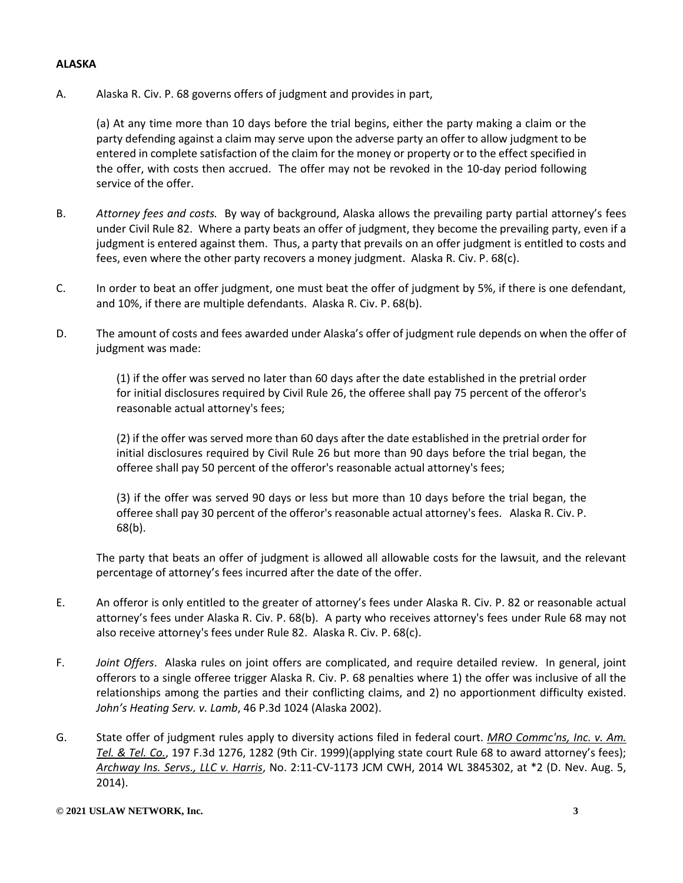**ALASKA**

A. Alaska R. Civ. P. 68 governs offers of judgment and provides in part,

> (a) At any time more than 10 days before the trial begins, either the party making a claim or the party defending against a claim may serve upon the adverse party an offer to allow judgment to be entered in complete satisfaction of the claim for the money or property or to the effect specified in the offer, with costs then accrued. The offer may not be revoked in the 10-day period following service of the offer.

B. *Attorney fees and costs.* By way of background, Alaska allows the prevailing party partial attorney's fees under Civil Rule 82. Where a party beats an offer of judgment, they become the prevailing party, even if a judgment is entered against them. Thus, a party that prevails on an offer judgment is entitled to costs and fees, even where the other party recovers a money judgment. Alaska R. Civ. P. 68(c).

C. In order to beat an offer judgment, one must beat the offer of judgment by 5%, if there is one defendant, and 10%, if there are multiple defendants. Alaska R. Civ. P. 68(b).

D. The amount of costs and fees awarded under Alaska's offer of judgment rule depends on when the offer of judgment was made:

> (1) if the offer was served no later than 60 days after the date established in the pretrial order for initial disclosures required by Civil Rule 26, the offeree shall pay 75 percent of the offeror's reasonable actual attorney's fees;
>
> (2) if the offer was served more than 60 days after the date established in the pretrial order for initial disclosures required by Civil Rule 26 but more than 90 days before the trial began, the offeree shall pay 50 percent of the offeror's reasonable actual attorney's fees;
>
> (3) if the offer was served 90 days or less but more than 10 days before the trial began, the offeree shall pay 30 percent of the offeror's reasonable actual attorney's fees. Alaska R. Civ. P. 68(b).

The party that beats an offer of judgment is allowed all allowable costs for the lawsuit, and the relevant percentage of attorney's fees incurred after the date of the offer.

E. An offeror is only entitled to the greater of attorney's fees under Alaska R. Civ. P. 82 or reasonable actual attorney's fees under Alaska R. Civ. P. 68(b). A party who receives attorney's fees under Rule 68 may not also receive attorney's fees under Rule 82. Alaska R. Civ. P. 68(c).

F. *Joint Offers*. Alaska rules on joint offers are complicated, and require detailed review. In general, joint offerors to a single offeree trigger Alaska R. Civ. P. 68 penalties where 1) the offer was inclusive of all the relationships among the parties and their conflicting claims, and 2) no apportionment difficulty existed. *John's Heating Serv. v. Lamb*, 46 P.3d 1024 (Alaska 2002).

G. State offer of judgment rules apply to diversity actions filed in federal court. *MRO Commc'ns, Inc. v. Am. Tel. & Tel. Co.*, 197 F.3d 1276, 1282 (9th Cir. 1999)(applying state court Rule 68 to award attorney's fees); *Archway Ins. Servs., LLC v. Harris*, No. 2:11-CV-1173 JCM CWH, 2014 WL 3845302, at *2 (D. Nev. Aug. 5, 2014).

**© 2021 USLAW NETWORK, Inc.**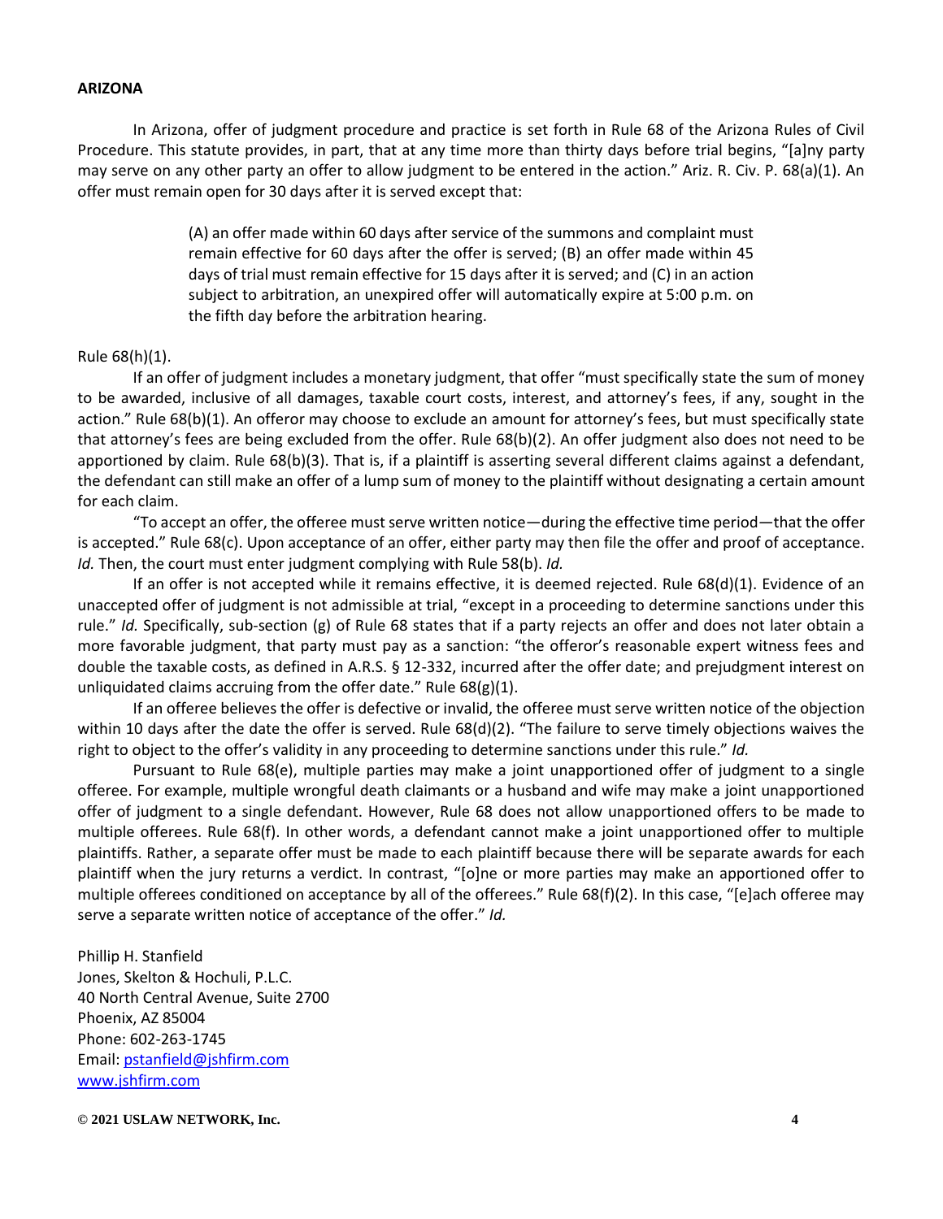**ARIZONA**

In Arizona, offer of judgment procedure and practice is set forth in Rule 68 of the Arizona Rules of Civil Procedure. This statute provides, in part, that at any time more than thirty days before trial begins, "[a]ny party may serve on any other party an offer to allow judgment to be entered in the action." Ariz. R. Civ. P. 68(a)(1). An offer must remain open for 30 days after it is served except that:

> (A) an offer made within 60 days after service of the summons and complaint must remain effective for 60 days after the offer is served; (B) an offer made within 45 days of trial must remain effective for 15 days after it is served; and (C) in an action subject to arbitration, an unexpired offer will automatically expire at 5:00 p.m. on the fifth day before the arbitration hearing.

Rule 68(h)(1).

If an offer of judgment includes a monetary judgment, that offer "must specifically state the sum of money to be awarded, inclusive of all damages, taxable court costs, interest, and attorney's fees, if any, sought in the action." Rule 68(b)(1). An offeror may choose to exclude an amount for attorney's fees, but must specifically state that attorney's fees are being excluded from the offer. Rule 68(b)(2). An offer judgment also does not need to be apportioned by claim. Rule 68(b)(3). That is, if a plaintiff is asserting several different claims against a defendant, the defendant can still make an offer of a lump sum of money to the plaintiff without designating a certain amount for each claim.

"To accept an offer, the offeree must serve written notice—during the effective time period—that the offer is accepted." Rule 68(c). Upon acceptance of an offer, either party may then file the offer and proof of acceptance. *Id.* Then, the court must enter judgment complying with Rule 58(b). *Id.*

If an offer is not accepted while it remains effective, it is deemed rejected. Rule 68(d)(1). Evidence of an unaccepted offer of judgment is not admissible at trial, "except in a proceeding to determine sanctions under this rule." *Id.* Specifically, sub-section (g) of Rule 68 states that if a party rejects an offer and does not later obtain a more favorable judgment, that party must pay as a sanction: "the offeror's reasonable expert witness fees and double the taxable costs, as defined in A.R.S. § 12-332, incurred after the offer date; and prejudgment interest on unliquidated claims accruing from the offer date." Rule 68(g)(1).

If an offeree believes the offer is defective or invalid, the offeree must serve written notice of the objection within 10 days after the date the offer is served. Rule 68(d)(2). "The failure to serve timely objections waives the right to object to the offer's validity in any proceeding to determine sanctions under this rule." *Id.*

Pursuant to Rule 68(e), multiple parties may make a joint unapportioned offer of judgment to a single offeree. For example, multiple wrongful death claimants or a husband and wife may make a joint unapportioned offer of judgment to a single defendant. However, Rule 68 does not allow unapportioned offers to be made to multiple offerees. Rule 68(f). In other words, a defendant cannot make a joint unapportioned offer to multiple plaintiffs. Rather, a separate offer must be made to each plaintiff because there will be separate awards for each plaintiff when the jury returns a verdict. In contrast, "[o]ne or more parties may make an apportioned offer to multiple offerees conditioned on acceptance by all of the offerees." Rule 68(f)(2). In this case, "[e]ach offeree may serve a separate written notice of acceptance of the offer." *Id.*

Phillip H. Stanfield
Jones, Skelton & Hochuli, P.L.C.
40 North Central Avenue, Suite 2700
Phoenix, AZ 85004
Phone: 602-263-1745
Email: pstanfield@jshfirm.com
www.jshfirm.com

**© 2021 USLAW NETWORK, Inc.**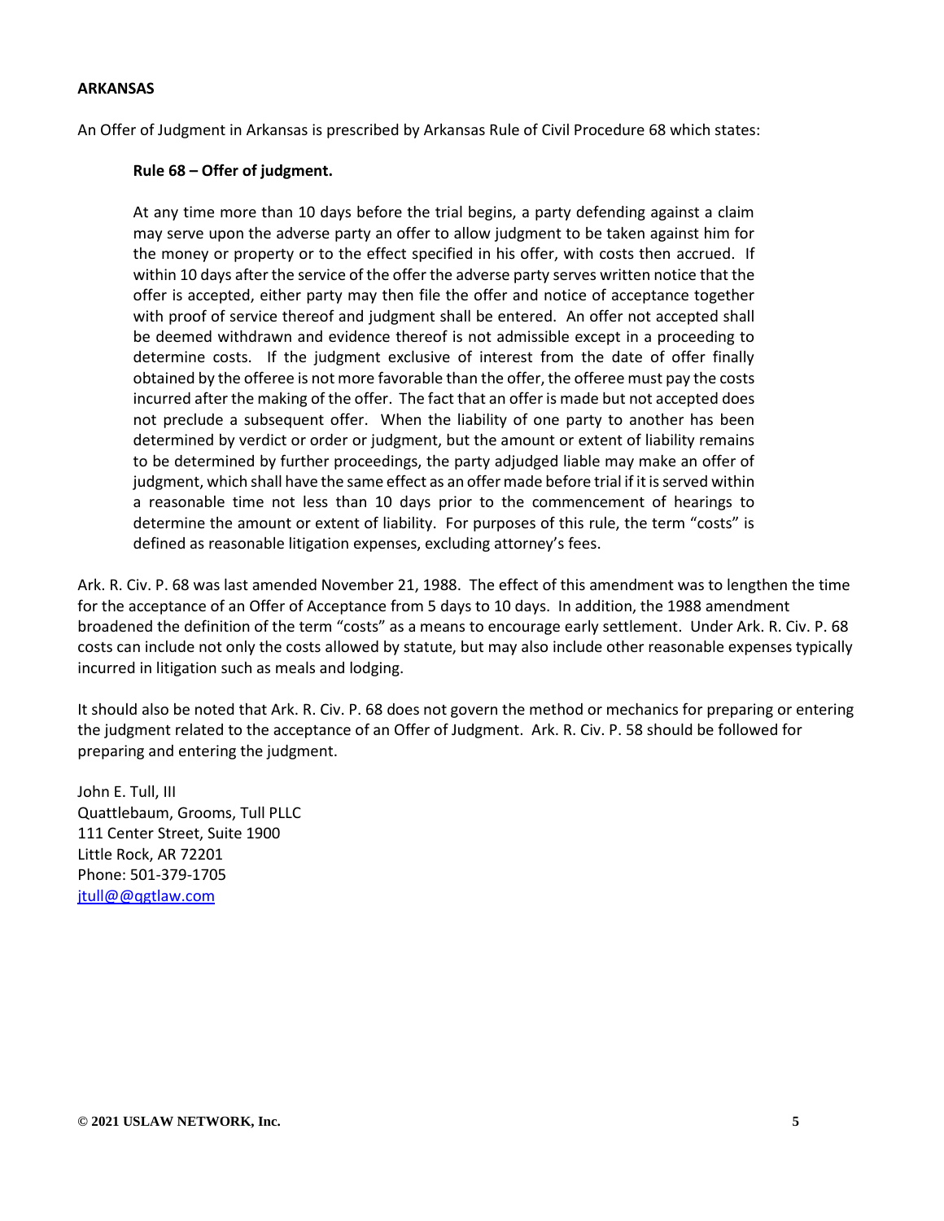**ARKANSAS**

An Offer of Judgment in Arkansas is prescribed by Arkansas Rule of Civil Procedure 68 which states:

> **Rule 68 – Offer of judgment.**
>
> At any time more than 10 days before the trial begins, a party defending against a claim may serve upon the adverse party an offer to allow judgment to be taken against him for the money or property or to the effect specified in his offer, with costs then accrued. If within 10 days after the service of the offer the adverse party serves written notice that the offer is accepted, either party may then file the offer and notice of acceptance together with proof of service thereof and judgment shall be entered. An offer not accepted shall be deemed withdrawn and evidence thereof is not admissible except in a proceeding to determine costs. If the judgment exclusive of interest from the date of offer finally obtained by the offeree is not more favorable than the offer, the offeree must pay the costs incurred after the making of the offer. The fact that an offer is made but not accepted does not preclude a subsequent offer. When the liability of one party to another has been determined by verdict or order or judgment, but the amount or extent of liability remains to be determined by further proceedings, the party adjudged liable may make an offer of judgment, which shall have the same effect as an offer made before trial if it is served within a reasonable time not less than 10 days prior to the commencement of hearings to determine the amount or extent of liability. For purposes of this rule, the term "costs" is defined as reasonable litigation expenses, excluding attorney's fees.

Ark. R. Civ. P. 68 was last amended November 21, 1988. The effect of this amendment was to lengthen the time for the acceptance of an Offer of Acceptance from 5 days to 10 days. In addition, the 1988 amendment broadened the definition of the term "costs" as a means to encourage early settlement. Under Ark. R. Civ. P. 68 costs can include not only the costs allowed by statute, but may also include other reasonable expenses typically incurred in litigation such as meals and lodging.

It should also be noted that Ark. R. Civ. P. 68 does not govern the method or mechanics for preparing or entering the judgment related to the acceptance of an Offer of Judgment. Ark. R. Civ. P. 58 should be followed for preparing and entering the judgment.

John E. Tull, III
Quattlebaum, Grooms, Tull PLLC
111 Center Street, Suite 1900
Little Rock, AR 72201
Phone: 501-379-1705
jtull@@qgtlaw.com

**© 2021 USLAW NETWORK, Inc.**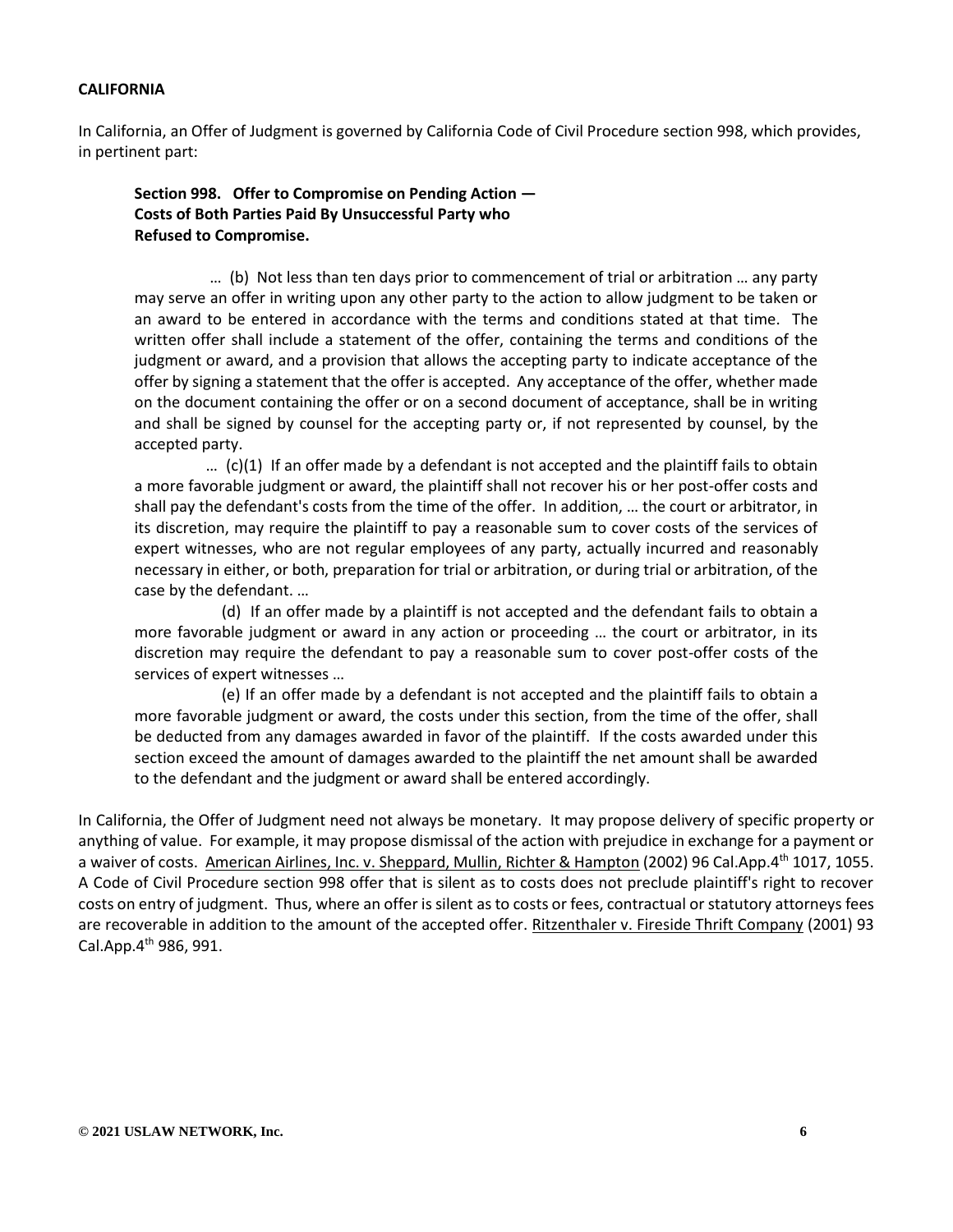**CALIFORNIA**

In California, an Offer of Judgment is governed by California Code of Civil Procedure section 998, which provides, in pertinent part:

> **Section 998. Offer to Compromise on Pending Action — Costs of Both Parties Paid By Unsuccessful Party who Refused to Compromise.**
>
> … (b) Not less than ten days prior to commencement of trial or arbitration … any party may serve an offer in writing upon any other party to the action to allow judgment to be taken or an award to be entered in accordance with the terms and conditions stated at that time. The written offer shall include a statement of the offer, containing the terms and conditions of the judgment or award, and a provision that allows the accepting party to indicate acceptance of the offer by signing a statement that the offer is accepted. Any acceptance of the offer, whether made on the document containing the offer or on a second document of acceptance, shall be in writing and shall be signed by counsel for the accepting party or, if not represented by counsel, by the accepted party.
>
> … (c)(1) If an offer made by a defendant is not accepted and the plaintiff fails to obtain a more favorable judgment or award, the plaintiff shall not recover his or her post-offer costs and shall pay the defendant's costs from the time of the offer. In addition, … the court or arbitrator, in its discretion, may require the plaintiff to pay a reasonable sum to cover costs of the services of expert witnesses, who are not regular employees of any party, actually incurred and reasonably necessary in either, or both, preparation for trial or arbitration, or during trial or arbitration, of the case by the defendant. …
>
> (d) If an offer made by a plaintiff is not accepted and the defendant fails to obtain a more favorable judgment or award in any action or proceeding … the court or arbitrator, in its discretion may require the defendant to pay a reasonable sum to cover post-offer costs of the services of expert witnesses …
>
> (e) If an offer made by a defendant is not accepted and the plaintiff fails to obtain a more favorable judgment or award, the costs under this section, from the time of the offer, shall be deducted from any damages awarded in favor of the plaintiff. If the costs awarded under this section exceed the amount of damages awarded to the plaintiff the net amount shall be awarded to the defendant and the judgment or award shall be entered accordingly.

In California, the Offer of Judgment need not always be monetary. It may propose delivery of specific property or anything of value. For example, it may propose dismissal of the action with prejudice in exchange for a payment or a waiver of costs. American Airlines, Inc. v. Sheppard, Mullin, Richter & Hampton (2002) 96 Cal.App.4th 1017, 1055. A Code of Civil Procedure section 998 offer that is silent as to costs does not preclude plaintiff's right to recover costs on entry of judgment. Thus, where an offer is silent as to costs or fees, contractual or statutory attorneys fees are recoverable in addition to the amount of the accepted offer. Ritzenthaler v. Fireside Thrift Company (2001) 93 Cal.App.4th 986, 991.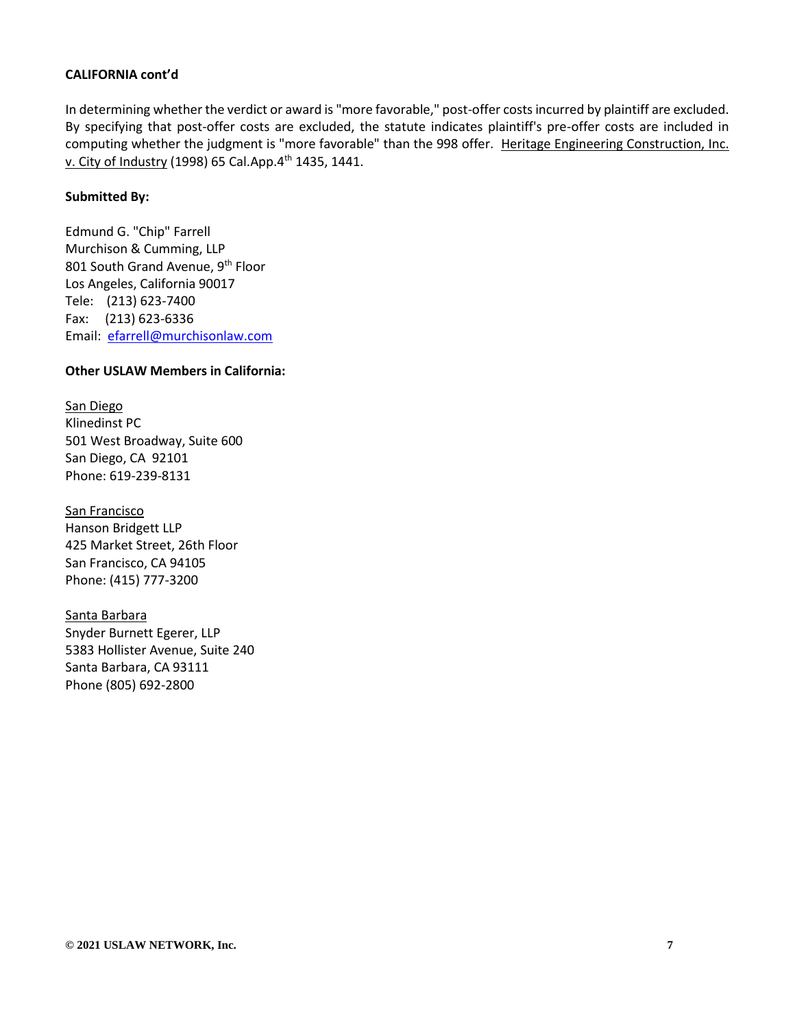**CALIFORNIA cont'd**

In determining whether the verdict or award is "more favorable," post-offer costs incurred by plaintiff are excluded. By specifying that post-offer costs are excluded, the statute indicates plaintiff's pre-offer costs are included in computing whether the judgment is "more favorable" than the 998 offer. Heritage Engineering Construction, Inc. v. City of Industry (1998) 65 Cal.App.4th 1435, 1441.

**Submitted By:**

Edmund G. "Chip" Farrell
Murchison & Cumming, LLP
801 South Grand Avenue, 9th Floor
Los Angeles, California 90017
Tele: (213) 623-7400
Fax: (213) 623-6336
Email: efarrell@murchisonlaw.com

**Other USLAW Members in California:**

San Diego
Klinedinst PC
501 West Broadway, Suite 600
San Diego, CA 92101
Phone: 619-239-8131

San Francisco
Hanson Bridgett LLP
425 Market Street, 26th Floor
San Francisco, CA 94105
Phone: (415) 777-3200

Santa Barbara
Snyder Burnett Egerer, LLP
5383 Hollister Avenue, Suite 240
Santa Barbara, CA 93111
Phone (805) 692-2800

© 2021 USLAW NETWORK, Inc.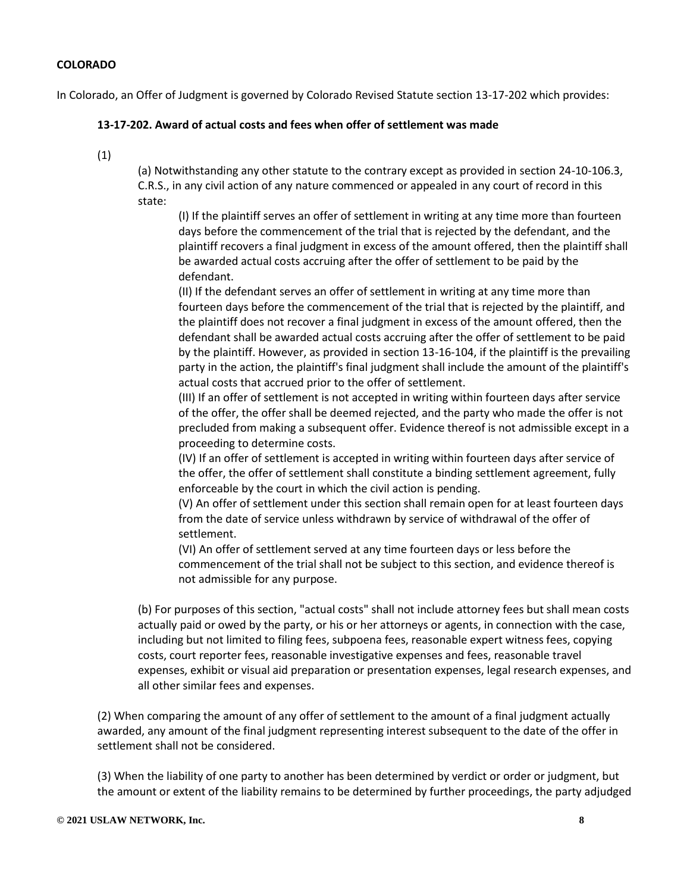**COLORADO**

In Colorado, an Offer of Judgment is governed by Colorado Revised Statute section 13-17-202 which provides:

**13-17-202. Award of actual costs and fees when offer of settlement was made**

(1)

(a) Notwithstanding any other statute to the contrary except as provided in section 24-10-106.3, C.R.S., in any civil action of any nature commenced or appealed in any court of record in this state:

(I) If the plaintiff serves an offer of settlement in writing at any time more than fourteen days before the commencement of the trial that is rejected by the defendant, and the plaintiff recovers a final judgment in excess of the amount offered, then the plaintiff shall be awarded actual costs accruing after the offer of settlement to be paid by the defendant.

(II) If the defendant serves an offer of settlement in writing at any time more than fourteen days before the commencement of the trial that is rejected by the plaintiff, and the plaintiff does not recover a final judgment in excess of the amount offered, then the defendant shall be awarded actual costs accruing after the offer of settlement to be paid by the plaintiff. However, as provided in section 13-16-104, if the plaintiff is the prevailing party in the action, the plaintiff's final judgment shall include the amount of the plaintiff's actual costs that accrued prior to the offer of settlement.

(III) If an offer of settlement is not accepted in writing within fourteen days after service of the offer, the offer shall be deemed rejected, and the party who made the offer is not precluded from making a subsequent offer. Evidence thereof is not admissible except in a proceeding to determine costs.

(IV) If an offer of settlement is accepted in writing within fourteen days after service of the offer, the offer of settlement shall constitute a binding settlement agreement, fully enforceable by the court in which the civil action is pending.

(V) An offer of settlement under this section shall remain open for at least fourteen days from the date of service unless withdrawn by service of withdrawal of the offer of settlement.

(VI) An offer of settlement served at any time fourteen days or less before the commencement of the trial shall not be subject to this section, and evidence thereof is not admissible for any purpose.

(b) For purposes of this section, "actual costs" shall not include attorney fees but shall mean costs actually paid or owed by the party, or his or her attorneys or agents, in connection with the case, including but not limited to filing fees, subpoena fees, reasonable expert witness fees, copying costs, court reporter fees, reasonable investigative expenses and fees, reasonable travel expenses, exhibit or visual aid preparation or presentation expenses, legal research expenses, and all other similar fees and expenses.

(2) When comparing the amount of any offer of settlement to the amount of a final judgment actually awarded, any amount of the final judgment representing interest subsequent to the date of the offer in settlement shall not be considered.

(3) When the liability of one party to another has been determined by verdict or order or judgment, but the amount or extent of the liability remains to be determined by further proceedings, the party adjudged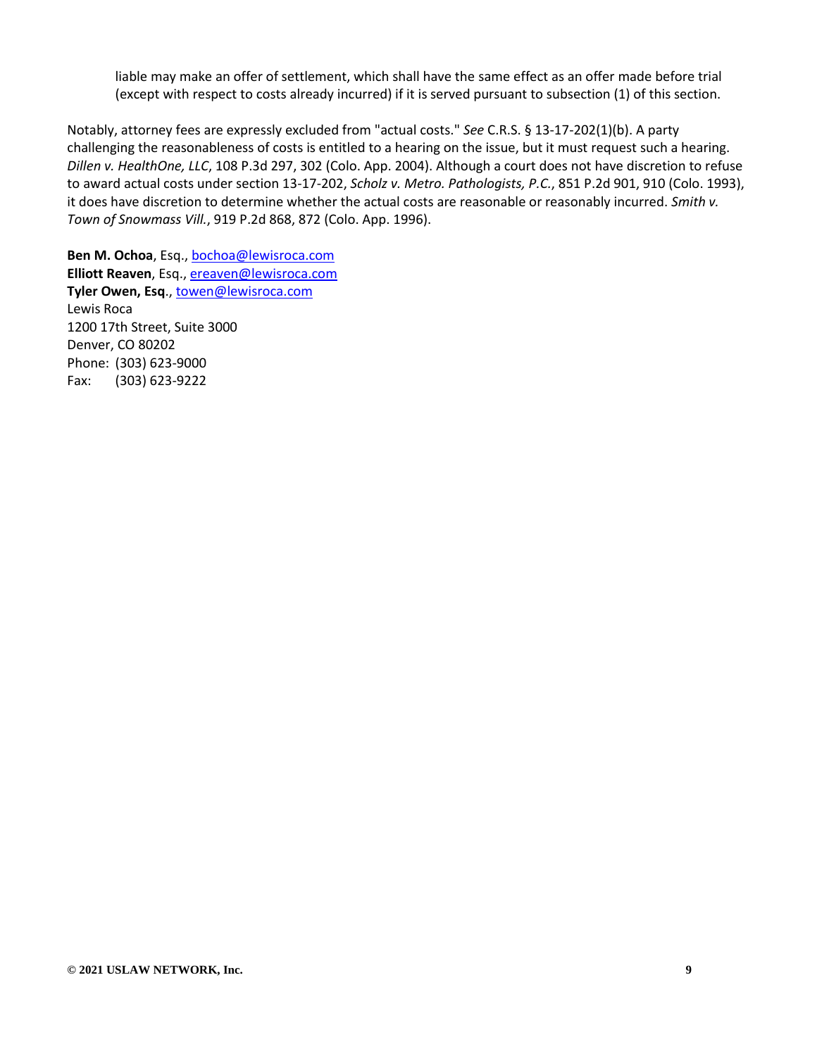> liable may make an offer of settlement, which shall have the same effect as an offer made before trial (except with respect to costs already incurred) if it is served pursuant to subsection (1) of this section.

Notably, attorney fees are expressly excluded from "actual costs." *See* C.R.S. § 13-17-202(1)(b). A party challenging the reasonableness of costs is entitled to a hearing on the issue, but it must request such a hearing. *Dillen v. HealthOne, LLC*, 108 P.3d 297, 302 (Colo. App. 2004). Although a court does not have discretion to refuse to award actual costs under section 13-17-202, *Scholz v. Metro. Pathologists, P.C.*, 851 P.2d 901, 910 (Colo. 1993), it does have discretion to determine whether the actual costs are reasonable or reasonably incurred. *Smith v. Town of Snowmass Vill.*, 919 P.2d 868, 872 (Colo. App. 1996).

**Ben M. Ochoa**, Esq., bochoa@lewisroca.com
**Elliott Reaven**, Esq., ereaven@lewisroca.com
**Tyler Owen, Esq**., towen@lewisroca.com
Lewis Roca
1200 17th Street, Suite 3000
Denver, CO 80202
Phone: (303) 623-9000
Fax: (303) 623-9222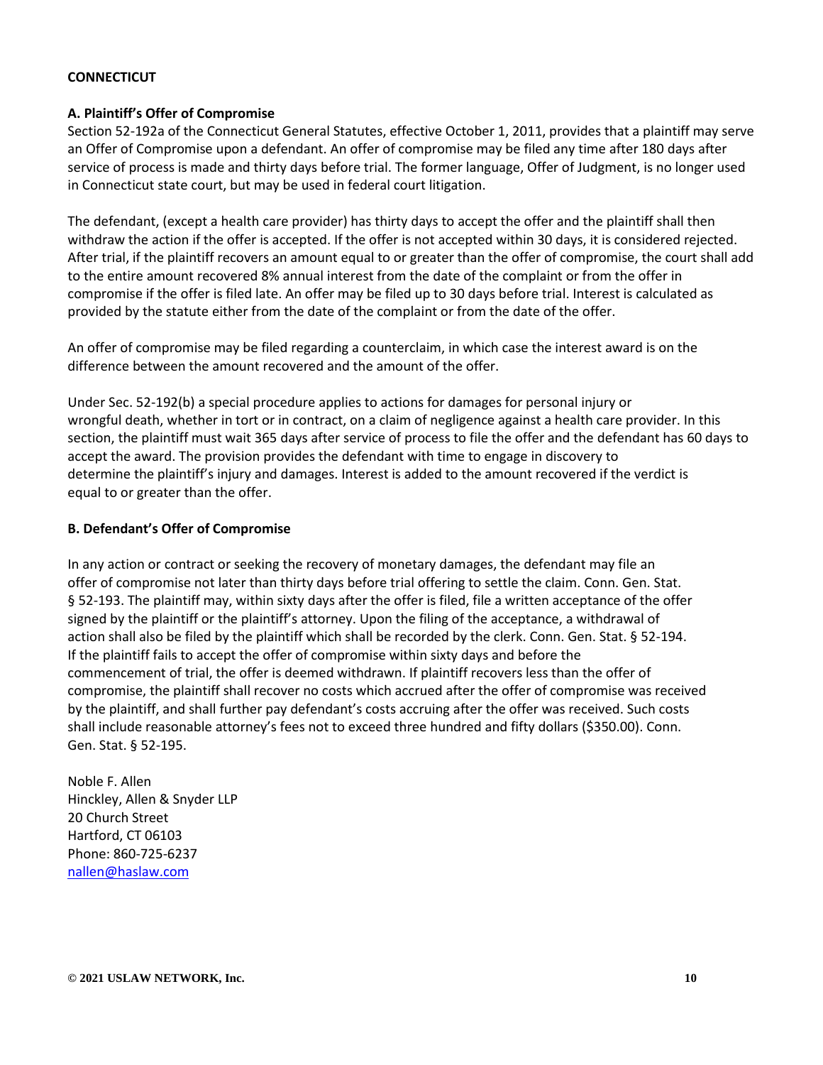## CONNECTICUT

### A. Plaintiff's Offer of Compromise

Section 52-192a of the Connecticut General Statutes, effective October 1, 2011, provides that a plaintiff may serve an Offer of Compromise upon a defendant. An offer of compromise may be filed any time after 180 days after service of process is made and thirty days before trial. The former language, Offer of Judgment, is no longer used in Connecticut state court, but may be used in federal court litigation.

The defendant, (except a health care provider) has thirty days to accept the offer and the plaintiff shall then withdraw the action if the offer is accepted. If the offer is not accepted within 30 days, it is considered rejected. After trial, if the plaintiff recovers an amount equal to or greater than the offer of compromise, the court shall add to the entire amount recovered 8% annual interest from the date of the complaint or from the offer in compromise if the offer is filed late. An offer may be filed up to 30 days before trial. Interest is calculated as provided by the statute either from the date of the complaint or from the date of the offer.

An offer of compromise may be filed regarding a counterclaim, in which case the interest award is on the difference between the amount recovered and the amount of the offer.

Under Sec. 52-192(b) a special procedure applies to actions for damages for personal injury or wrongful death, whether in tort or in contract, on a claim of negligence against a health care provider. In this section, the plaintiff must wait 365 days after service of process to file the offer and the defendant has 60 days to accept the award. The provision provides the defendant with time to engage in discovery to determine the plaintiff's injury and damages. Interest is added to the amount recovered if the verdict is equal to or greater than the offer.

### B. Defendant's Offer of Compromise

In any action or contract or seeking the recovery of monetary damages, the defendant may file an offer of compromise not later than thirty days before trial offering to settle the claim. Conn. Gen. Stat. § 52-193. The plaintiff may, within sixty days after the offer is filed, file a written acceptance of the offer signed by the plaintiff or the plaintiff's attorney. Upon the filing of the acceptance, a withdrawal of action shall also be filed by the plaintiff which shall be recorded by the clerk. Conn. Gen. Stat. § 52-194. If the plaintiff fails to accept the offer of compromise within sixty days and before the commencement of trial, the offer is deemed withdrawn. If plaintiff recovers less than the offer of compromise, the plaintiff shall recover no costs which accrued after the offer of compromise was received by the plaintiff, and shall further pay defendant's costs accruing after the offer was received. Such costs shall include reasonable attorney's fees not to exceed three hundred and fifty dollars ($350.00). Conn. Gen. Stat. § 52-195.

Noble F. Allen
Hinckley, Allen & Snyder LLP
20 Church Street
Hartford, CT 06103
Phone: 860-725-6237
nallen@haslaw.com

© 2021 USLAW NETWORK, Inc.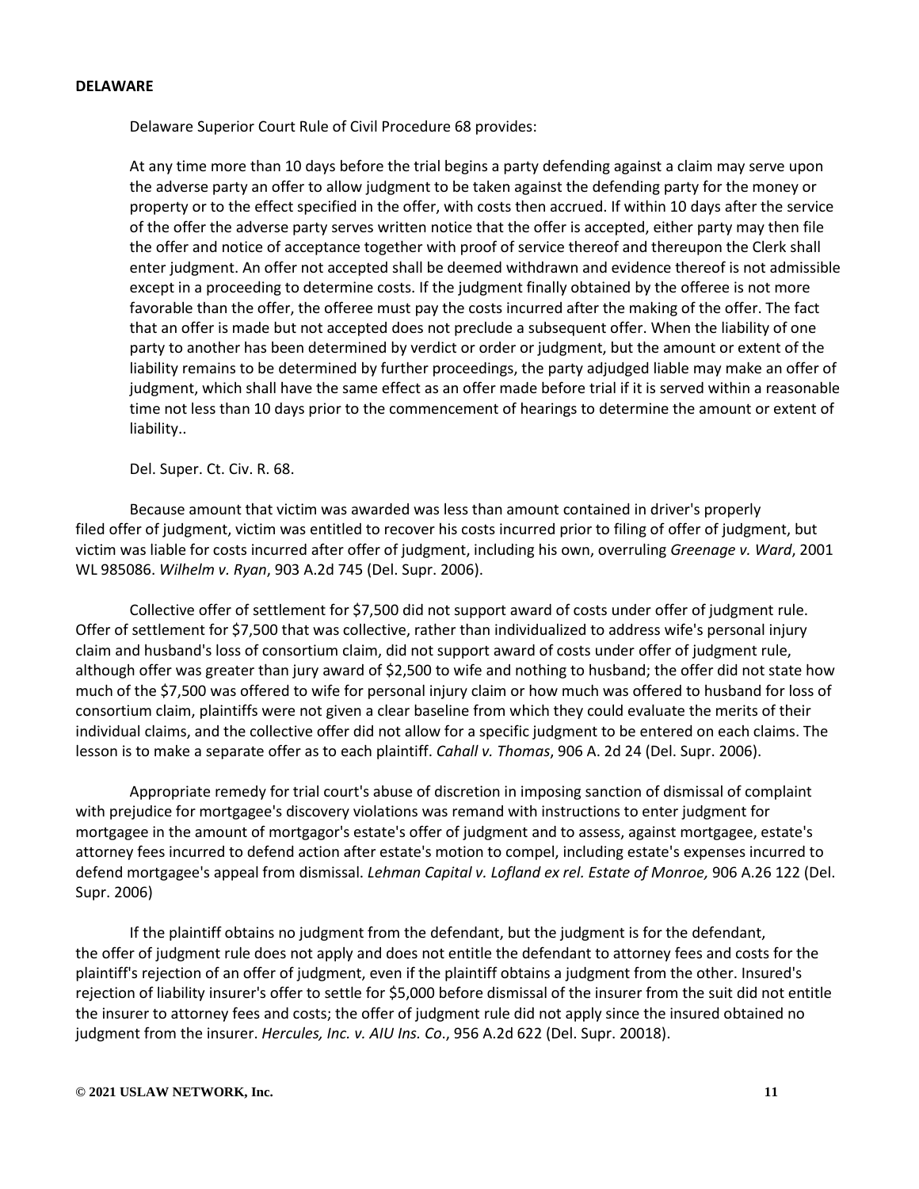**DELAWARE**

Delaware Superior Court Rule of Civil Procedure 68 provides:

> At any time more than 10 days before the trial begins a party defending against a claim may serve upon the adverse party an offer to allow judgment to be taken against the defending party for the money or property or to the effect specified in the offer, with costs then accrued. If within 10 days after the service of the offer the adverse party serves written notice that the offer is accepted, either party may then file the offer and notice of acceptance together with proof of service thereof and thereupon the Clerk shall enter judgment. An offer not accepted shall be deemed withdrawn and evidence thereof is not admissible except in a proceeding to determine costs. If the judgment finally obtained by the offeree is not more favorable than the offer, the offeree must pay the costs incurred after the making of the offer. The fact that an offer is made but not accepted does not preclude a subsequent offer. When the liability of one party to another has been determined by verdict or order or judgment, but the amount or extent of the liability remains to be determined by further proceedings, the party adjudged liable may make an offer of judgment, which shall have the same effect as an offer made before trial if it is served within a reasonable time not less than 10 days prior to the commencement of hearings to determine the amount or extent of liability..
>
> Del. Super. Ct. Civ. R. 68.

Because amount that victim was awarded was less than amount contained in driver's properly filed offer of judgment, victim was entitled to recover his costs incurred prior to filing of offer of judgment, but victim was liable for costs incurred after offer of judgment, including his own, overruling *Greenage v. Ward*, 2001 WL 985086. *Wilhelm v. Ryan*, 903 A.2d 745 (Del. Supr. 2006).

Collective offer of settlement for $7,500 did not support award of costs under offer of judgment rule. Offer of settlement for $7,500 that was collective, rather than individualized to address wife's personal injury claim and husband's loss of consortium claim, did not support award of costs under offer of judgment rule, although offer was greater than jury award of $2,500 to wife and nothing to husband; the offer did not state how much of the $7,500 was offered to wife for personal injury claim or how much was offered to husband for loss of consortium claim, plaintiffs were not given a clear baseline from which they could evaluate the merits of their individual claims, and the collective offer did not allow for a specific judgment to be entered on each claims. The lesson is to make a separate offer as to each plaintiff. *Cahall v. Thomas*, 906 A. 2d 24 (Del. Supr. 2006).

Appropriate remedy for trial court's abuse of discretion in imposing sanction of dismissal of complaint with prejudice for mortgagee's discovery violations was remand with instructions to enter judgment for mortgagee in the amount of mortgagor's estate's offer of judgment and to assess, against mortgagee, estate's attorney fees incurred to defend action after estate's motion to compel, including estate's expenses incurred to defend mortgagee's appeal from dismissal. *Lehman Capital v. Lofland ex rel. Estate of Monroe,* 906 A.26 122 (Del. Supr. 2006)

If the plaintiff obtains no judgment from the defendant, but the judgment is for the defendant, the offer of judgment rule does not apply and does not entitle the defendant to attorney fees and costs for the plaintiff's rejection of an offer of judgment, even if the plaintiff obtains a judgment from the other. Insured's rejection of liability insurer's offer to settle for $5,000 before dismissal of the insurer from the suit did not entitle the insurer to attorney fees and costs; the offer of judgment rule did not apply since the insured obtained no judgment from the insurer. *Hercules, Inc. v. AIU Ins. Co*., 956 A.2d 622 (Del. Supr. 20018).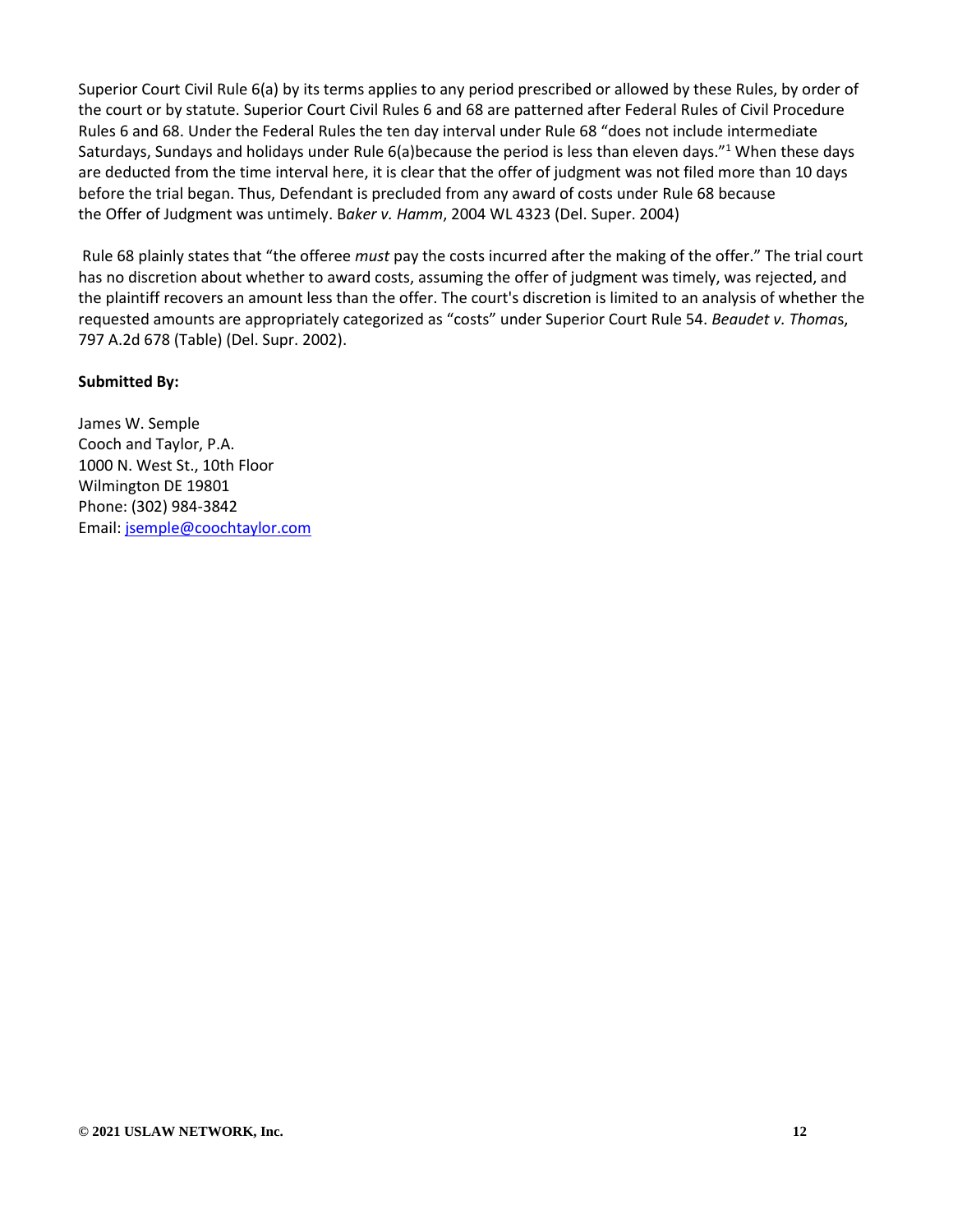Superior Court Civil Rule 6(a) by its terms applies to any period prescribed or allowed by these Rules, by order of the court or by statute. Superior Court Civil Rules 6 and 68 are patterned after Federal Rules of Civil Procedure Rules 6 and 68. Under the Federal Rules the ten day interval under Rule 68 "does not include intermediate Saturdays, Sundays and holidays under Rule 6(a)because the period is less than eleven days."[1] When these days are deducted from the time interval here, it is clear that the offer of judgment was not filed more than 10 days before the trial began. Thus, Defendant is precluded from any award of costs under Rule 68 because the Offer of Judgment was untimely. B*aker v. Hamm*, 2004 WL 4323 (Del. Super. 2004)

Rule 68 plainly states that "the offeree *must* pay the costs incurred after the making of the offer." The trial court has no discretion about whether to award costs, assuming the offer of judgment was timely, was rejected, and the plaintiff recovers an amount less than the offer. The court's discretion is limited to an analysis of whether the requested amounts are appropriately categorized as "costs" under Superior Court Rule 54. *Beaudet v. Thoma*s, 797 A.2d 678 (Table) (Del. Supr. 2002).

**Submitted By:**

James W. Semple
Cooch and Taylor, P.A.
1000 N. West St., 10th Floor
Wilmington DE 19801
Phone: (302) 984-3842
Email: jsemple@coochtaylor.com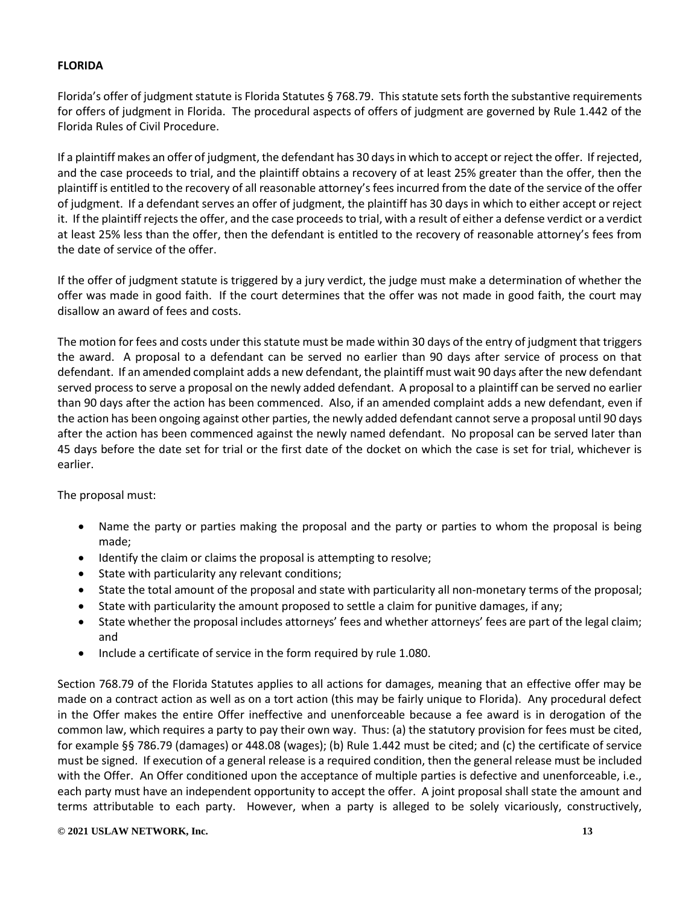**FLORIDA**

Florida's offer of judgment statute is Florida Statutes § 768.79. This statute sets forth the substantive requirements for offers of judgment in Florida. The procedural aspects of offers of judgment are governed by Rule 1.442 of the Florida Rules of Civil Procedure.

If a plaintiff makes an offer of judgment, the defendant has 30 days in which to accept or reject the offer. If rejected, and the case proceeds to trial, and the plaintiff obtains a recovery of at least 25% greater than the offer, then the plaintiff is entitled to the recovery of all reasonable attorney's fees incurred from the date of the service of the offer of judgment. If a defendant serves an offer of judgment, the plaintiff has 30 days in which to either accept or reject it. If the plaintiff rejects the offer, and the case proceeds to trial, with a result of either a defense verdict or a verdict at least 25% less than the offer, then the defendant is entitled to the recovery of reasonable attorney's fees from the date of service of the offer.

If the offer of judgment statute is triggered by a jury verdict, the judge must make a determination of whether the offer was made in good faith. If the court determines that the offer was not made in good faith, the court may disallow an award of fees and costs.

The motion for fees and costs under this statute must be made within 30 days of the entry of judgment that triggers the award. A proposal to a defendant can be served no earlier than 90 days after service of process on that defendant. If an amended complaint adds a new defendant, the plaintiff must wait 90 days after the new defendant served process to serve a proposal on the newly added defendant. A proposal to a plaintiff can be served no earlier than 90 days after the action has been commenced. Also, if an amended complaint adds a new defendant, even if the action has been ongoing against other parties, the newly added defendant cannot serve a proposal until 90 days after the action has been commenced against the newly named defendant. No proposal can be served later than 45 days before the date set for trial or the first date of the docket on which the case is set for trial, whichever is earlier.

The proposal must:

- Name the party or parties making the proposal and the party or parties to whom the proposal is being made;
- Identify the claim or claims the proposal is attempting to resolve;
- State with particularity any relevant conditions;
- State the total amount of the proposal and state with particularity all non-monetary terms of the proposal;
- State with particularity the amount proposed to settle a claim for punitive damages, if any;
- State whether the proposal includes attorneys' fees and whether attorneys' fees are part of the legal claim; and
- Include a certificate of service in the form required by rule 1.080.

Section 768.79 of the Florida Statutes applies to all actions for damages, meaning that an effective offer may be made on a contract action as well as on a tort action (this may be fairly unique to Florida). Any procedural defect in the Offer makes the entire Offer ineffective and unenforceable because a fee award is in derogation of the common law, which requires a party to pay their own way. Thus: (a) the statutory provision for fees must be cited, for example §§ 786.79 (damages) or 448.08 (wages); (b) Rule 1.442 must be cited; and (c) the certificate of service must be signed. If execution of a general release is a required condition, then the general release must be included with the Offer. An Offer conditioned upon the acceptance of multiple parties is defective and unenforceable, i.e., each party must have an independent opportunity to accept the offer. A joint proposal shall state the amount and terms attributable to each party. However, when a party is alleged to be solely vicariously, constructively,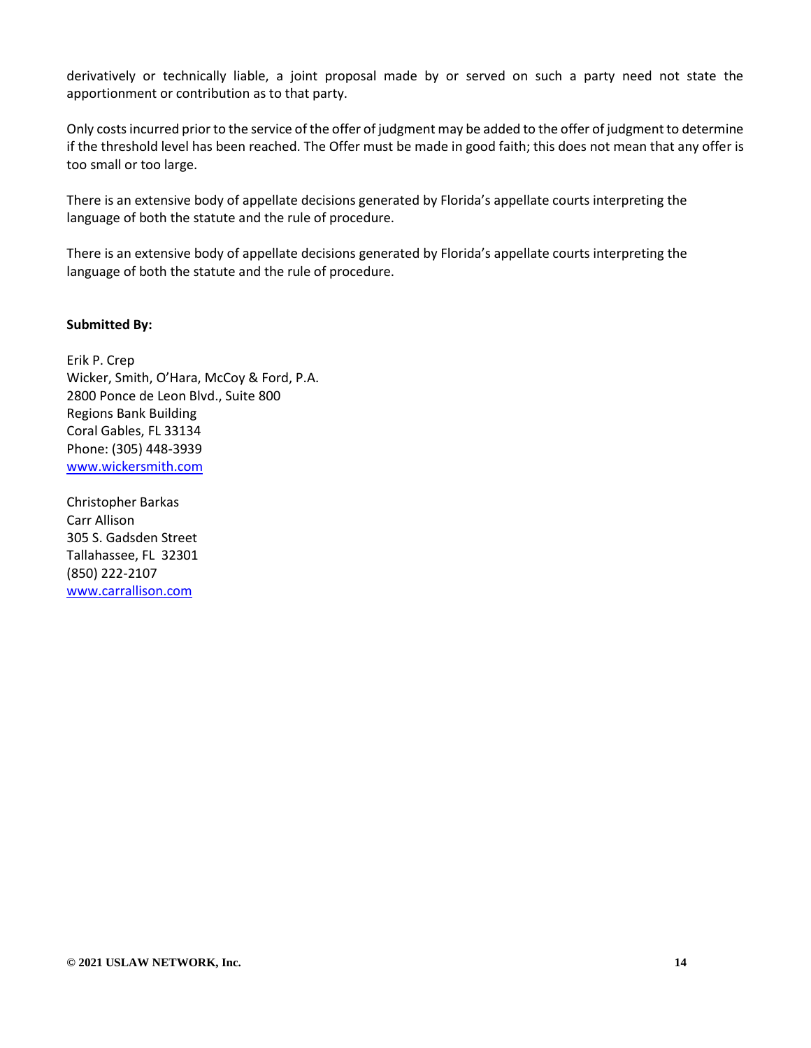derivatively or technically liable, a joint proposal made by or served on such a party need not state the apportionment or contribution as to that party.

Only costs incurred prior to the service of the offer of judgment may be added to the offer of judgment to determine if the threshold level has been reached. The Offer must be made in good faith; this does not mean that any offer is too small or too large.

There is an extensive body of appellate decisions generated by Florida's appellate courts interpreting the language of both the statute and the rule of procedure.

There is an extensive body of appellate decisions generated by Florida's appellate courts interpreting the language of both the statute and the rule of procedure.

**Submitted By:**

Erik P. Crep
Wicker, Smith, O'Hara, McCoy & Ford, P.A.
2800 Ponce de Leon Blvd., Suite 800
Regions Bank Building
Coral Gables, FL 33134
Phone: (305) 448-3939
[www.wickersmith.com](www.wickersmith.com)

Christopher Barkas
Carr Allison
305 S. Gadsden Street
Tallahassee, FL 32301
(850) 222-2107
[www.carrallison.com](www.carrallison.com)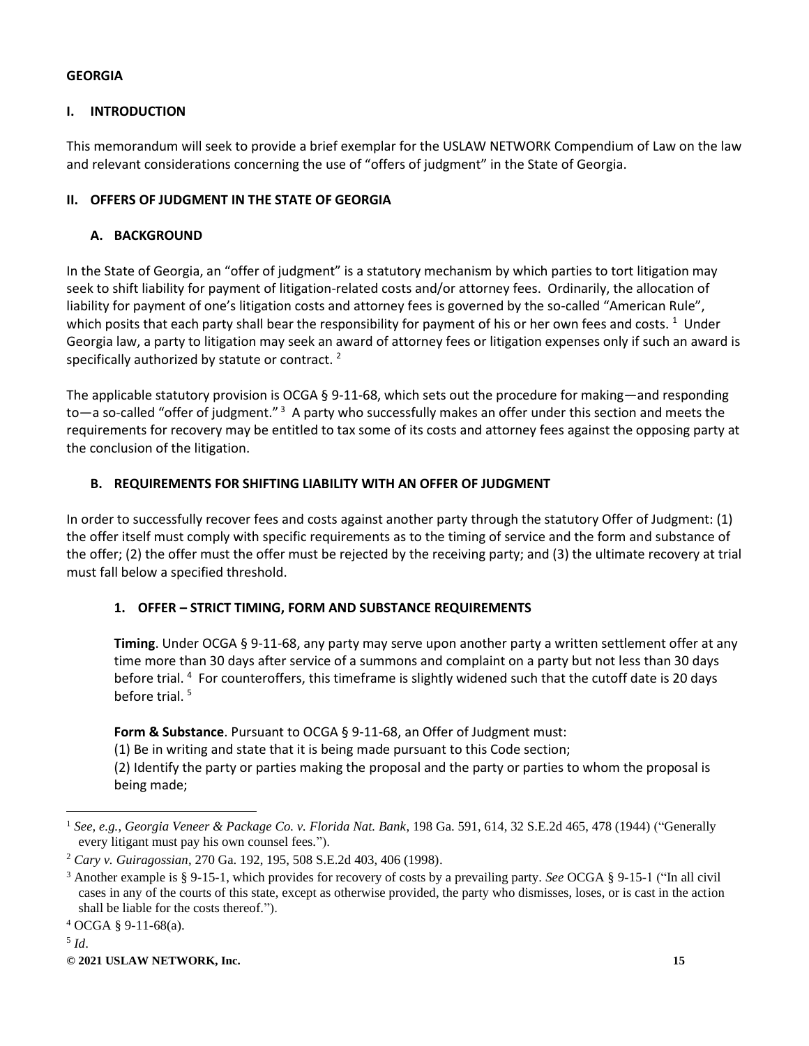**GEORGIA**

## I. INTRODUCTION

This memorandum will seek to provide a brief exemplar for the USLAW NETWORK Compendium of Law on the law and relevant considerations concerning the use of "offers of judgment" in the State of Georgia.

## II. OFFERS OF JUDGMENT IN THE STATE OF GEORGIA

### A. BACKGROUND

In the State of Georgia, an "offer of judgment" is a statutory mechanism by which parties to tort litigation may seek to shift liability for payment of litigation-related costs and/or attorney fees. Ordinarily, the allocation of liability for payment of one's litigation costs and attorney fees is governed by the so-called "American Rule", which posits that each party shall bear the responsibility for payment of his or her own fees and costs. [1] Under Georgia law, a party to litigation may seek an award of attorney fees or litigation expenses only if such an award is specifically authorized by statute or contract. [2]

The applicable statutory provision is OCGA § 9-11-68, which sets out the procedure for making—and responding to—a so-called "offer of judgment." [3] A party who successfully makes an offer under this section and meets the requirements for recovery may be entitled to tax some of its costs and attorney fees against the opposing party at the conclusion of the litigation.

### B. REQUIREMENTS FOR SHIFTING LIABILITY WITH AN OFFER OF JUDGMENT

In order to successfully recover fees and costs against another party through the statutory Offer of Judgment: (1) the offer itself must comply with specific requirements as to the timing of service and the form and substance of the offer; (2) the offer must the offer must be rejected by the receiving party; and (3) the ultimate recovery at trial must fall below a specified threshold.

#### 1. OFFER – STRICT TIMING, FORM AND SUBSTANCE REQUIREMENTS

**Timing**. Under OCGA § 9-11-68, any party may serve upon another party a written settlement offer at any time more than 30 days after service of a summons and complaint on a party but not less than 30 days before trial. [4] For counteroffers, this timeframe is slightly widened such that the cutoff date is 20 days before trial. [5]

**Form & Substance**. Pursuant to OCGA § 9-11-68, an Offer of Judgment must:

(1) Be in writing and state that it is being made pursuant to this Code section;

(2) Identify the party or parties making the proposal and the party or parties to whom the proposal is being made;

---

[1] *See, e.g.*, *Georgia Veneer & Package Co. v. Florida Nat. Bank*, 198 Ga. 591, 614, 32 S.E.2d 465, 478 (1944) ("Generally every litigant must pay his own counsel fees.").

[2] *Cary v. Guiragossian*, 270 Ga. 192, 195, 508 S.E.2d 403, 406 (1998).

[3] Another example is § 9-15-1, which provides for recovery of costs by a prevailing party. *See* OCGA § 9-15-1 ("In all civil cases in any of the courts of this state, except as otherwise provided, the party who dismisses, loses, or is cast in the action shall be liable for the costs thereof.").

[4] OCGA § 9-11-68(a).

[5] *Id*.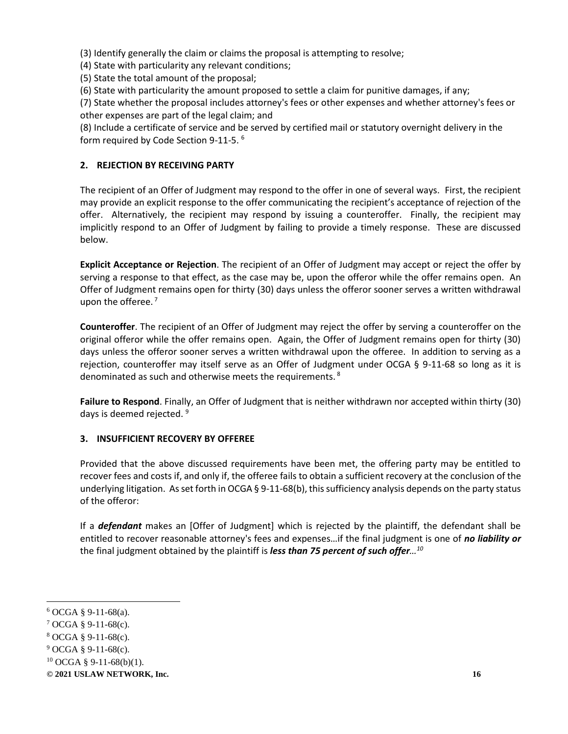(3) Identify generally the claim or claims the proposal is attempting to resolve;
(4) State with particularity any relevant conditions;
(5) State the total amount of the proposal;
(6) State with particularity the amount proposed to settle a claim for punitive damages, if any;
(7) State whether the proposal includes attorney's fees or other expenses and whether attorney's fees or other expenses are part of the legal claim; and
(8) Include a certificate of service and be served by certified mail or statutory overnight delivery in the form required by Code Section 9-11-5. [6]

**2. REJECTION BY RECEIVING PARTY**

The recipient of an Offer of Judgment may respond to the offer in one of several ways. First, the recipient may provide an explicit response to the offer communicating the recipient's acceptance of rejection of the offer. Alternatively, the recipient may respond by issuing a counteroffer. Finally, the recipient may implicitly respond to an Offer of Judgment by failing to provide a timely response. These are discussed below.

**Explicit Acceptance or Rejection**. The recipient of an Offer of Judgment may accept or reject the offer by serving a response to that effect, as the case may be, upon the offeror while the offer remains open. An Offer of Judgment remains open for thirty (30) days unless the offeror sooner serves a written withdrawal upon the offeree. [7]

**Counteroffer**. The recipient of an Offer of Judgment may reject the offer by serving a counteroffer on the original offeror while the offer remains open. Again, the Offer of Judgment remains open for thirty (30) days unless the offeror sooner serves a written withdrawal upon the offeree. In addition to serving as a rejection, counteroffer may itself serve as an Offer of Judgment under OCGA § 9-11-68 so long as it is denominated as such and otherwise meets the requirements. [8]

**Failure to Respond**. Finally, an Offer of Judgment that is neither withdrawn nor accepted within thirty (30) days is deemed rejected. [9]

**3. INSUFFICIENT RECOVERY BY OFFEREE**

Provided that the above discussed requirements have been met, the offering party may be entitled to recover fees and costs if, and only if, the offeree fails to obtain a sufficient recovery at the conclusion of the underlying litigation. As set forth in OCGA § 9-11-68(b), this sufficiency analysis depends on the party status of the offeror:

If a ***defendant*** makes an [Offer of Judgment] which is rejected by the plaintiff, the defendant shall be entitled to recover reasonable attorney's fees and expenses…if the final judgment is one of ***no liability or*** the final judgment obtained by the plaintiff is ***less than 75 percent of such offer***… [10]

---

[6] OCGA § 9-11-68(a).
[7] OCGA § 9-11-68(c).
[8] OCGA § 9-11-68(c).
[9] OCGA § 9-11-68(c).
[10] OCGA § 9-11-68(b)(1).

**© 2021 USLAW NETWORK, Inc.**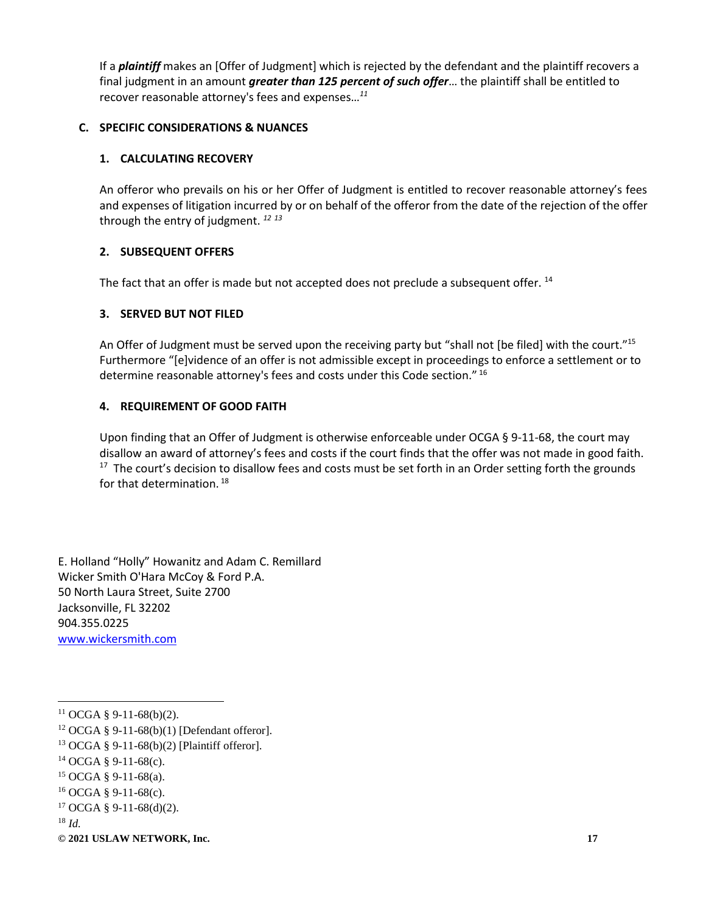If a ***plaintiff*** makes an [Offer of Judgment] which is rejected by the defendant and the plaintiff recovers a final judgment in an amount ***greater than 125 percent of such offer***… the plaintiff shall be entitled to recover reasonable attorney's fees and expenses…[11]

### C. SPECIFIC CONSIDERATIONS & NUANCES

#### 1. CALCULATING RECOVERY

An offeror who prevails on his or her Offer of Judgment is entitled to recover reasonable attorney's fees and expenses of litigation incurred by or on behalf of the offeror from the date of the rejection of the offer through the entry of judgment. [12] [13]

#### 2. SUBSEQUENT OFFERS

The fact that an offer is made but not accepted does not preclude a subsequent offer. [14]

#### 3. SERVED BUT NOT FILED

An Offer of Judgment must be served upon the receiving party but "shall not [be filed] with the court."[15] Furthermore "[e]vidence of an offer is not admissible except in proceedings to enforce a settlement or to determine reasonable attorney's fees and costs under this Code section." [16]

#### 4. REQUIREMENT OF GOOD FAITH

Upon finding that an Offer of Judgment is otherwise enforceable under OCGA § 9-11-68, the court may disallow an award of attorney's fees and costs if the court finds that the offer was not made in good faith. [17] The court's decision to disallow fees and costs must be set forth in an Order setting forth the grounds for that determination. [18]

E. Holland "Holly" Howanitz and Adam C. Remillard
Wicker Smith O'Hara McCoy & Ford P.A.
50 North Laura Street, Suite 2700
Jacksonville, FL 32202
904.355.0225
www.wickersmith.com

---

[11] OCGA § 9-11-68(b)(2).
[12] OCGA § 9-11-68(b)(1) [Defendant offeror].
[13] OCGA § 9-11-68(b)(2) [Plaintiff offeror].
[14] OCGA § 9-11-68(c).
[15] OCGA § 9-11-68(a).
[16] OCGA § 9-11-68(c).
[17] OCGA § 9-11-68(d)(2).
[18] *Id.*

© 2021 USLAW NETWORK, Inc.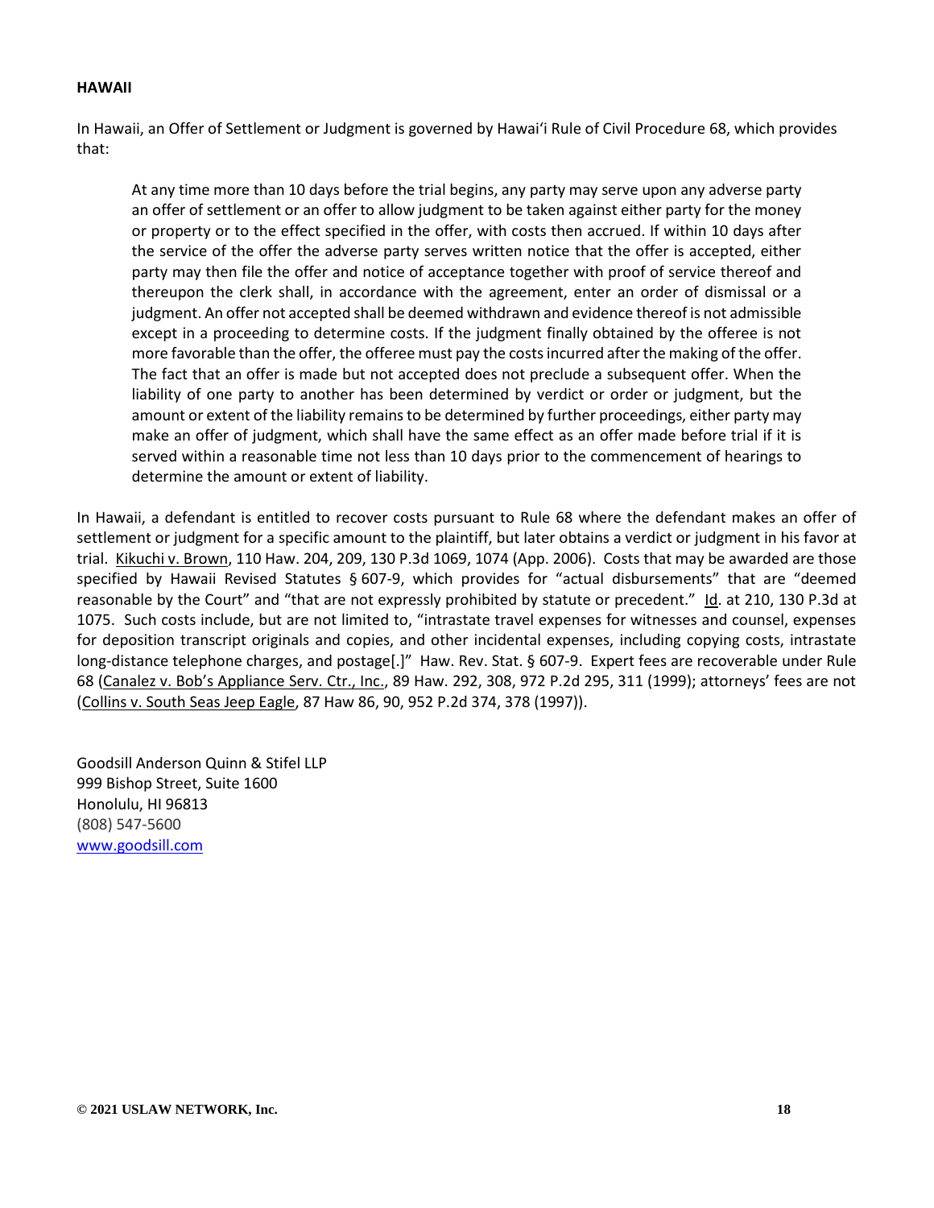**HAWAII**

In Hawaii, an Offer of Settlement or Judgment is governed by Hawai'i Rule of Civil Procedure 68, which provides that:

> At any time more than 10 days before the trial begins, any party may serve upon any adverse party an offer of settlement or an offer to allow judgment to be taken against either party for the money or property or to the effect specified in the offer, with costs then accrued. If within 10 days after the service of the offer the adverse party serves written notice that the offer is accepted, either party may then file the offer and notice of acceptance together with proof of service thereof and thereupon the clerk shall, in accordance with the agreement, enter an order of dismissal or a judgment. An offer not accepted shall be deemed withdrawn and evidence thereof is not admissible except in a proceeding to determine costs. If the judgment finally obtained by the offeree is not more favorable than the offer, the offeree must pay the costs incurred after the making of the offer. The fact that an offer is made but not accepted does not preclude a subsequent offer. When the liability of one party to another has been determined by verdict or order or judgment, but the amount or extent of the liability remains to be determined by further proceedings, either party may make an offer of judgment, which shall have the same effect as an offer made before trial if it is served within a reasonable time not less than 10 days prior to the commencement of hearings to determine the amount or extent of liability.

In Hawaii, a defendant is entitled to recover costs pursuant to Rule 68 where the defendant makes an offer of settlement or judgment for a specific amount to the plaintiff, but later obtains a verdict or judgment in his favor at trial. Kikuchi v. Brown, 110 Haw. 204, 209, 130 P.3d 1069, 1074 (App. 2006). Costs that may be awarded are those specified by Hawaii Revised Statutes § 607-9, which provides for "actual disbursements" that are "deemed reasonable by the Court" and "that are not expressly prohibited by statute or precedent." Id. at 210, 130 P.3d at 1075. Such costs include, but are not limited to, "intrastate travel expenses for witnesses and counsel, expenses for deposition transcript originals and copies, and other incidental expenses, including copying costs, intrastate long-distance telephone charges, and postage[.]" Haw. Rev. Stat. § 607-9. Expert fees are recoverable under Rule 68 (Canalez v. Bob's Appliance Serv. Ctr., Inc., 89 Haw. 292, 308, 972 P.2d 295, 311 (1999); attorneys' fees are not (Collins v. South Seas Jeep Eagle, 87 Haw 86, 90, 952 P.2d 374, 378 (1997)).

Goodsill Anderson Quinn & Stifel LLP
999 Bishop Street, Suite 1600
Honolulu, HI 96813
(808) 547-5600
www.goodsill.com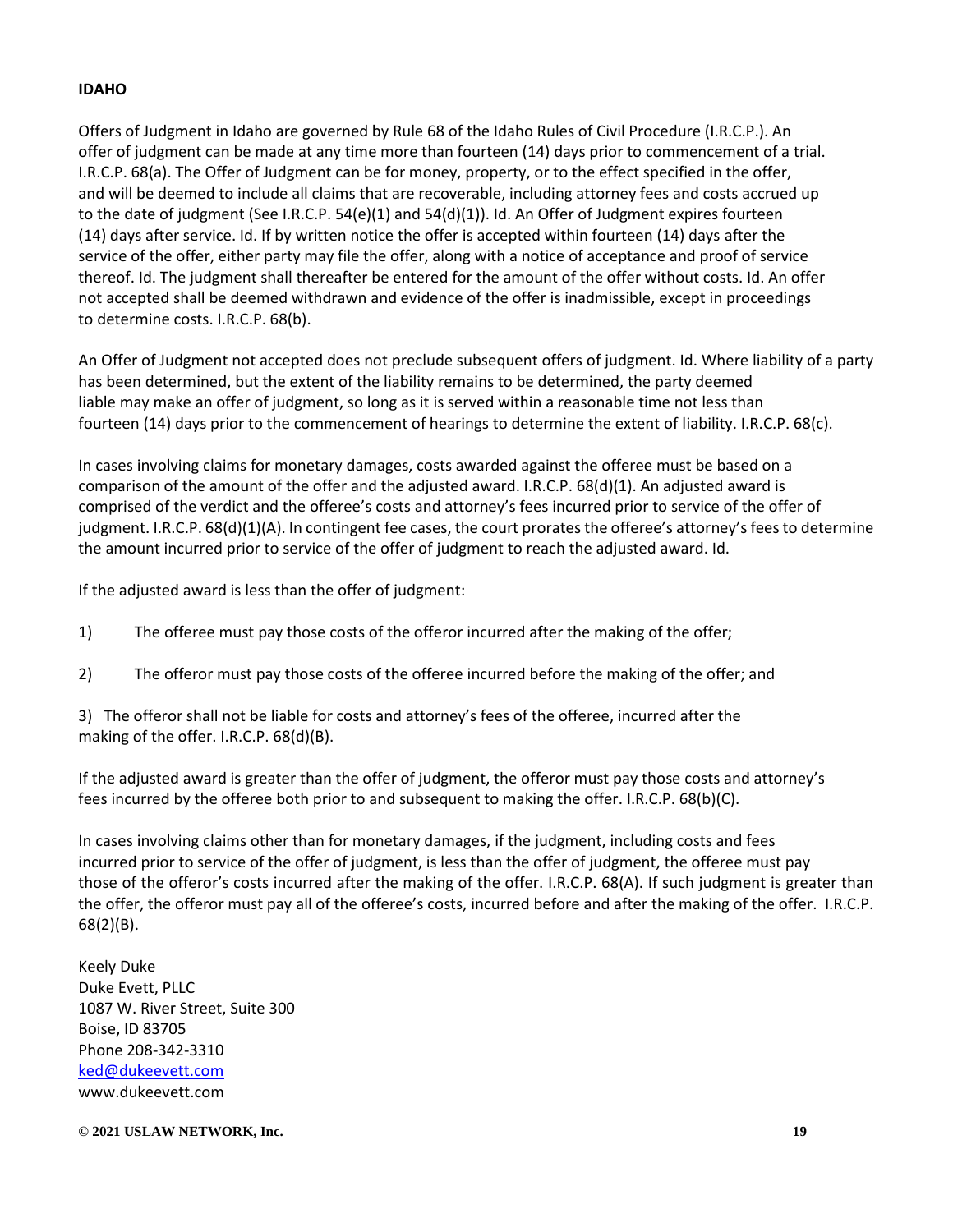**IDAHO**

Offers of Judgment in Idaho are governed by Rule 68 of the Idaho Rules of Civil Procedure (I.R.C.P.). An offer of judgment can be made at any time more than fourteen (14) days prior to commencement of a trial. I.R.C.P. 68(a). The Offer of Judgment can be for money, property, or to the effect specified in the offer, and will be deemed to include all claims that are recoverable, including attorney fees and costs accrued up to the date of judgment (See I.R.C.P. 54(e)(1) and 54(d)(1)). Id. An Offer of Judgment expires fourteen (14) days after service. Id. If by written notice the offer is accepted within fourteen (14) days after the service of the offer, either party may file the offer, along with a notice of acceptance and proof of service thereof. Id. The judgment shall thereafter be entered for the amount of the offer without costs. Id. An offer not accepted shall be deemed withdrawn and evidence of the offer is inadmissible, except in proceedings to determine costs. I.R.C.P. 68(b).

An Offer of Judgment not accepted does not preclude subsequent offers of judgment. Id. Where liability of a party has been determined, but the extent of the liability remains to be determined, the party deemed liable may make an offer of judgment, so long as it is served within a reasonable time not less than fourteen (14) days prior to the commencement of hearings to determine the extent of liability. I.R.C.P. 68(c).

In cases involving claims for monetary damages, costs awarded against the offeree must be based on a comparison of the amount of the offer and the adjusted award. I.R.C.P. 68(d)(1). An adjusted award is comprised of the verdict and the offeree's costs and attorney's fees incurred prior to service of the offer of judgment. I.R.C.P. 68(d)(1)(A). In contingent fee cases, the court prorates the offeree's attorney's fees to determine the amount incurred prior to service of the offer of judgment to reach the adjusted award. Id.

If the adjusted award is less than the offer of judgment:

1) The offeree must pay those costs of the offeror incurred after the making of the offer;

2) The offeror must pay those costs of the offeree incurred before the making of the offer; and

3) The offeror shall not be liable for costs and attorney's fees of the offeree, incurred after the making of the offer. I.R.C.P. 68(d)(B).

If the adjusted award is greater than the offer of judgment, the offeror must pay those costs and attorney's fees incurred by the offeree both prior to and subsequent to making the offer. I.R.C.P. 68(b)(C).

In cases involving claims other than for monetary damages, if the judgment, including costs and fees incurred prior to service of the offer of judgment, is less than the offer of judgment, the offeree must pay those of the offeror's costs incurred after the making of the offer. I.R.C.P. 68(A). If such judgment is greater than the offer, the offeror must pay all of the offeree's costs, incurred before and after the making of the offer. I.R.C.P. 68(2)(B).

Keely Duke
Duke Evett, PLLC
1087 W. River Street, Suite 300
Boise, ID 83705
Phone 208-342-3310
ked@dukeevett.com
www.dukeevett.com

© 2021 USLAW NETWORK, Inc.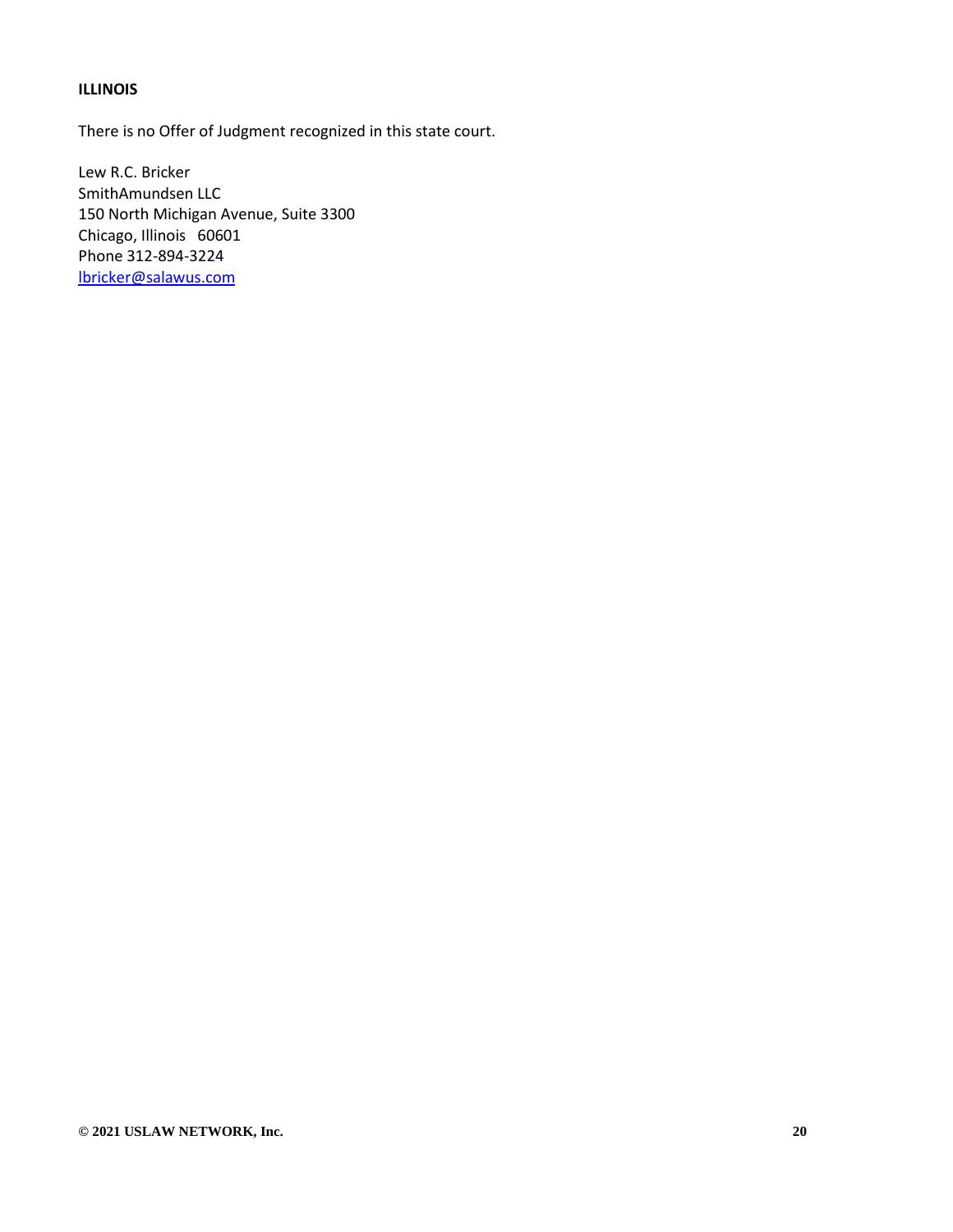**ILLINOIS**

There is no Offer of Judgment recognized in this state court.

Lew R.C. Bricker  
SmithAmundsen LLC  
150 North Michigan Avenue, Suite 3300  
Chicago, Illinois 60601  
Phone 312-894-3224  
lbricker@salawus.com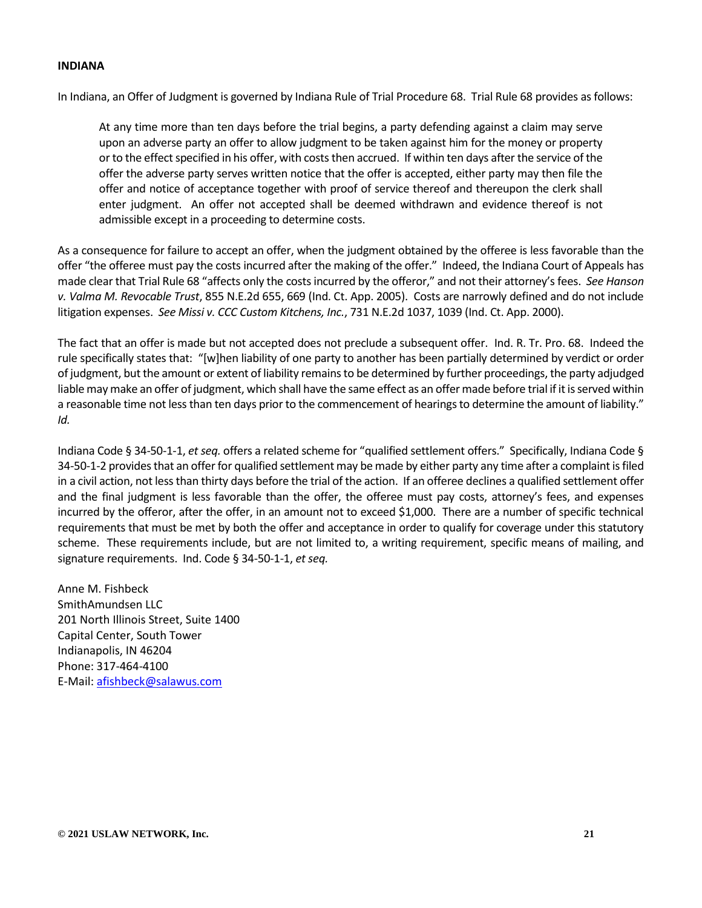## INDIANA

In Indiana, an Offer of Judgment is governed by Indiana Rule of Trial Procedure 68. Trial Rule 68 provides as follows:

> At any time more than ten days before the trial begins, a party defending against a claim may serve upon an adverse party an offer to allow judgment to be taken against him for the money or property or to the effect specified in his offer, with costs then accrued. If within ten days after the service of the offer the adverse party serves written notice that the offer is accepted, either party may then file the offer and notice of acceptance together with proof of service thereof and thereupon the clerk shall enter judgment. An offer not accepted shall be deemed withdrawn and evidence thereof is not admissible except in a proceeding to determine costs.

As a consequence for failure to accept an offer, when the judgment obtained by the offeree is less favorable than the offer "the offeree must pay the costs incurred after the making of the offer." Indeed, the Indiana Court of Appeals has made clear that Trial Rule 68 "affects only the costs incurred by the offeror," and not their attorney's fees. *See Hanson v. Valma M. Revocable Trust*, 855 N.E.2d 655, 669 (Ind. Ct. App. 2005). Costs are narrowly defined and do not include litigation expenses. *See Missi v. CCC Custom Kitchens, Inc.*, 731 N.E.2d 1037, 1039 (Ind. Ct. App. 2000).

The fact that an offer is made but not accepted does not preclude a subsequent offer. Ind. R. Tr. Pro. 68. Indeed the rule specifically states that: "[w]hen liability of one party to another has been partially determined by verdict or order of judgment, but the amount or extent of liability remains to be determined by further proceedings, the party adjudged liable may make an offer of judgment, which shall have the same effect as an offer made before trial if it is served within a reasonable time not less than ten days prior to the commencement of hearings to determine the amount of liability." *Id.*

Indiana Code § 34-50-1-1, *et seq.* offers a related scheme for "qualified settlement offers." Specifically, Indiana Code § 34-50-1-2 provides that an offer for qualified settlement may be made by either party any time after a complaint is filed in a civil action, not less than thirty days before the trial of the action. If an offeree declines a qualified settlement offer and the final judgment is less favorable than the offer, the offeree must pay costs, attorney's fees, and expenses incurred by the offeror, after the offer, in an amount not to exceed $1,000. There are a number of specific technical requirements that must be met by both the offer and acceptance in order to qualify for coverage under this statutory scheme. These requirements include, but are not limited to, a writing requirement, specific means of mailing, and signature requirements. Ind. Code § 34-50-1-1, *et seq.*

Anne M. Fishbeck
SmithAmundsen LLC
201 North Illinois Street, Suite 1400
Capital Center, South Tower
Indianapolis, IN 46204
Phone: 317-464-4100
E-Mail: afishbeck@salawus.com

© 2021 USLAW NETWORK, Inc.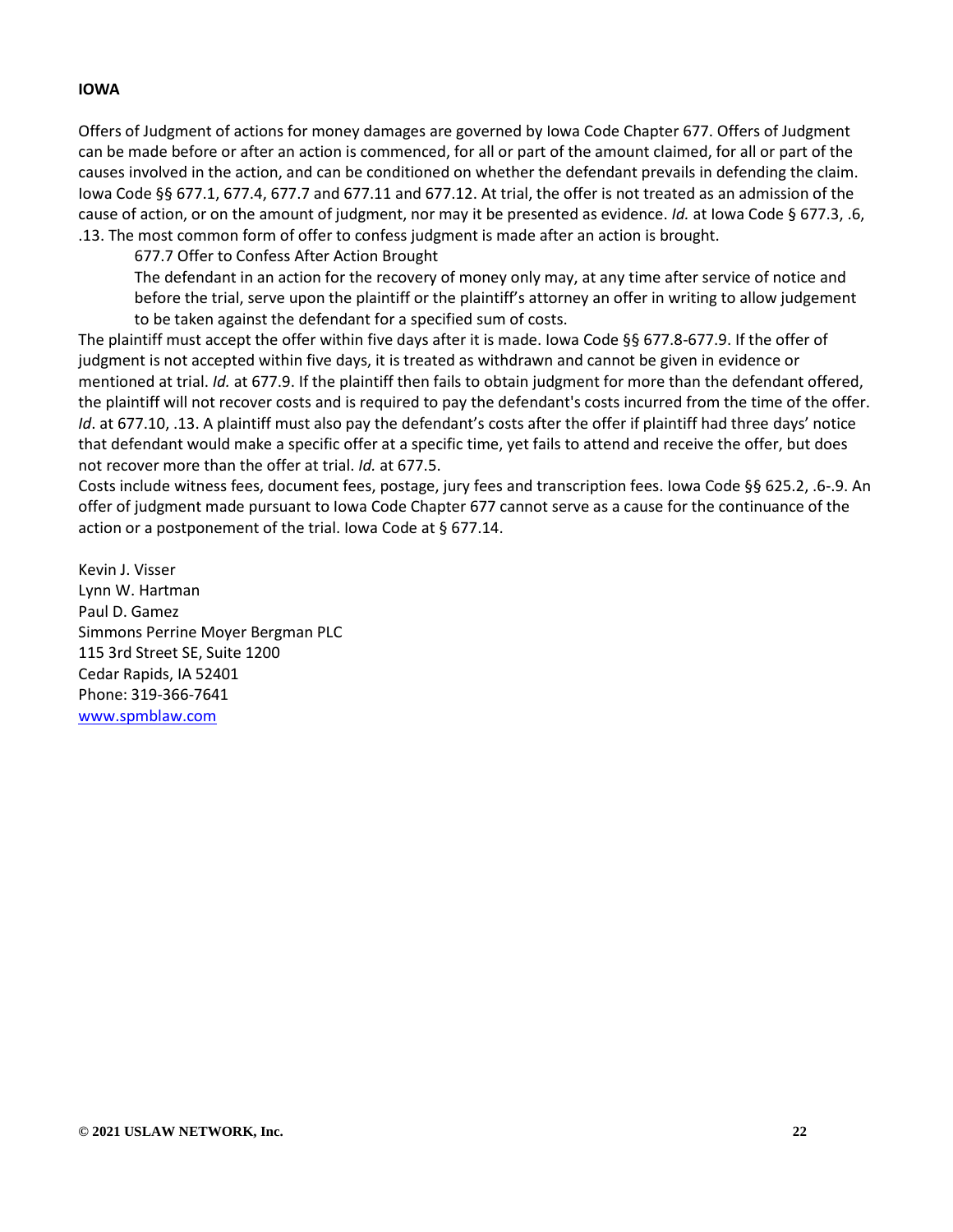**IOWA**

Offers of Judgment of actions for money damages are governed by Iowa Code Chapter 677. Offers of Judgment can be made before or after an action is commenced, for all or part of the amount claimed, for all or part of the causes involved in the action, and can be conditioned on whether the defendant prevails in defending the claim. Iowa Code §§ 677.1, 677.4, 677.7 and 677.11 and 677.12. At trial, the offer is not treated as an admission of the cause of action, or on the amount of judgment, nor may it be presented as evidence. *Id.* at Iowa Code § 677.3, .6, .13. The most common form of offer to confess judgment is made after an action is brought.

> 677.7 Offer to Confess After Action Brought
>
> The defendant in an action for the recovery of money only may, at any time after service of notice and before the trial, serve upon the plaintiff or the plaintiff's attorney an offer in writing to allow judgement to be taken against the defendant for a specified sum of costs.

The plaintiff must accept the offer within five days after it is made. Iowa Code §§ 677.8-677.9. If the offer of judgment is not accepted within five days, it is treated as withdrawn and cannot be given in evidence or mentioned at trial. *Id.* at 677.9. If the plaintiff then fails to obtain judgment for more than the defendant offered, the plaintiff will not recover costs and is required to pay the defendant's costs incurred from the time of the offer. *Id*. at 677.10, .13. A plaintiff must also pay the defendant's costs after the offer if plaintiff had three days' notice that defendant would make a specific offer at a specific time, yet fails to attend and receive the offer, but does not recover more than the offer at trial. *Id.* at 677.5.

Costs include witness fees, document fees, postage, jury fees and transcription fees. Iowa Code §§ 625.2, .6-.9. An offer of judgment made pursuant to Iowa Code Chapter 677 cannot serve as a cause for the continuance of the action or a postponement of the trial. Iowa Code at § 677.14.

Kevin J. Visser
Lynn W. Hartman
Paul D. Gamez
Simmons Perrine Moyer Bergman PLC
115 3rd Street SE, Suite 1200
Cedar Rapids, IA 52401
Phone: 319-366-7641
[www.spmblaw.com](http://www.spmblaw.com)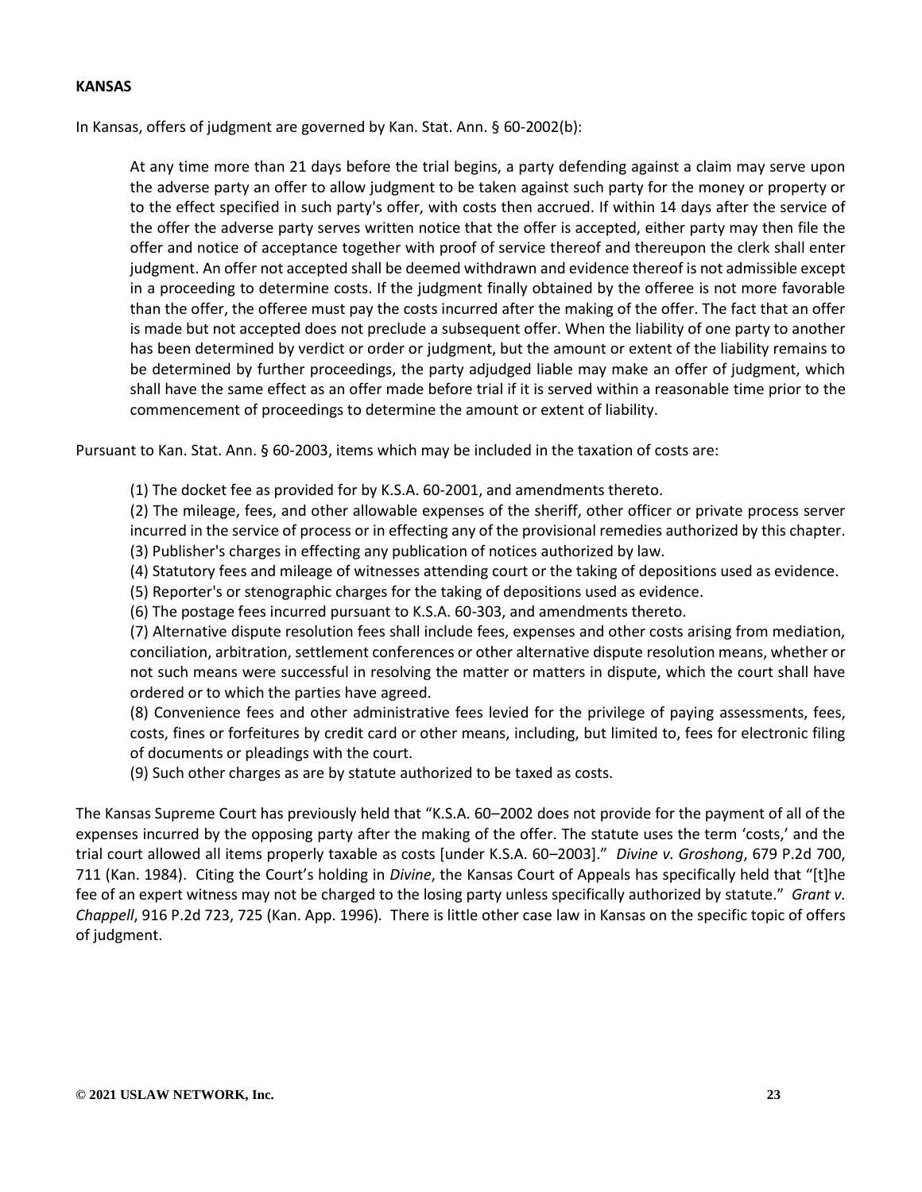**KANSAS**

In Kansas, offers of judgment are governed by Kan. Stat. Ann. § 60-2002(b):

> At any time more than 21 days before the trial begins, a party defending against a claim may serve upon the adverse party an offer to allow judgment to be taken against such party for the money or property or to the effect specified in such party's offer, with costs then accrued. If within 14 days after the service of the offer the adverse party serves written notice that the offer is accepted, either party may then file the offer and notice of acceptance together with proof of service thereof and thereupon the clerk shall enter judgment. An offer not accepted shall be deemed withdrawn and evidence thereof is not admissible except in a proceeding to determine costs. If the judgment finally obtained by the offeree is not more favorable than the offer, the offeree must pay the costs incurred after the making of the offer. The fact that an offer is made but not accepted does not preclude a subsequent offer. When the liability of one party to another has been determined by verdict or order or judgment, but the amount or extent of the liability remains to be determined by further proceedings, the party adjudged liable may make an offer of judgment, which shall have the same effect as an offer made before trial if it is served within a reasonable time prior to the commencement of proceedings to determine the amount or extent of liability.

Pursuant to Kan. Stat. Ann. § 60-2003, items which may be included in the taxation of costs are:

> (1) The docket fee as provided for by K.S.A. 60-2001, and amendments thereto.
> (2) The mileage, fees, and other allowable expenses of the sheriff, other officer or private process server incurred in the service of process or in effecting any of the provisional remedies authorized by this chapter.
> (3) Publisher's charges in effecting any publication of notices authorized by law.
> (4) Statutory fees and mileage of witnesses attending court or the taking of depositions used as evidence.
> (5) Reporter's or stenographic charges for the taking of depositions used as evidence.
> (6) The postage fees incurred pursuant to K.S.A. 60-303, and amendments thereto.
> (7) Alternative dispute resolution fees shall include fees, expenses and other costs arising from mediation, conciliation, arbitration, settlement conferences or other alternative dispute resolution means, whether or not such means were successful in resolving the matter or matters in dispute, which the court shall have ordered or to which the parties have agreed.
> (8) Convenience fees and other administrative fees levied for the privilege of paying assessments, fees, costs, fines or forfeitures by credit card or other means, including, but limited to, fees for electronic filing of documents or pleadings with the court.
> (9) Such other charges as are by statute authorized to be taxed as costs.

The Kansas Supreme Court has previously held that "K.S.A. 60–2002 does not provide for the payment of all of the expenses incurred by the opposing party after the making of the offer. The statute uses the term 'costs,' and the trial court allowed all items properly taxable as costs [under K.S.A. 60–2003]." *Divine v. Groshong*, 679 P.2d 700, 711 (Kan. 1984). Citing the Court's holding in *Divine*, the Kansas Court of Appeals has specifically held that "[t]he fee of an expert witness may not be charged to the losing party unless specifically authorized by statute." *Grant v. Chappell*, 916 P.2d 723, 725 (Kan. App. 1996). There is little other case law in Kansas on the specific topic of offers of judgment.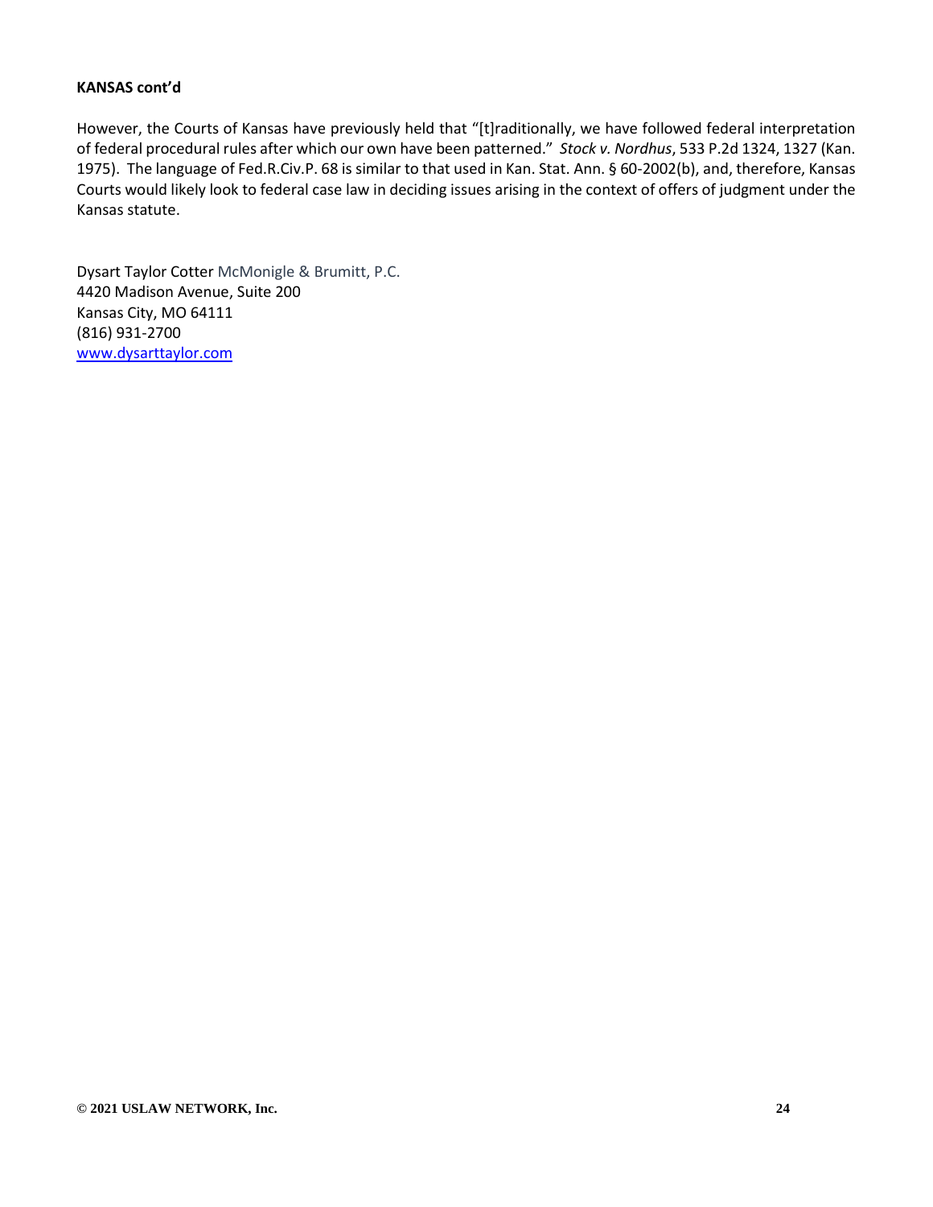**KANSAS cont'd**

However, the Courts of Kansas have previously held that "[t]raditionally, we have followed federal interpretation of federal procedural rules after which our own have been patterned." *Stock v. Nordhus*, 533 P.2d 1324, 1327 (Kan. 1975). The language of Fed.R.Civ.P. 68 is similar to that used in Kan. Stat. Ann. § 60-2002(b), and, therefore, Kansas Courts would likely look to federal case law in deciding issues arising in the context of offers of judgment under the Kansas statute.

Dysart Taylor Cotter McMonigle & Brumitt, P.C.
4420 Madison Avenue, Suite 200
Kansas City, MO 64111
(816) 931-2700
www.dysarttaylor.com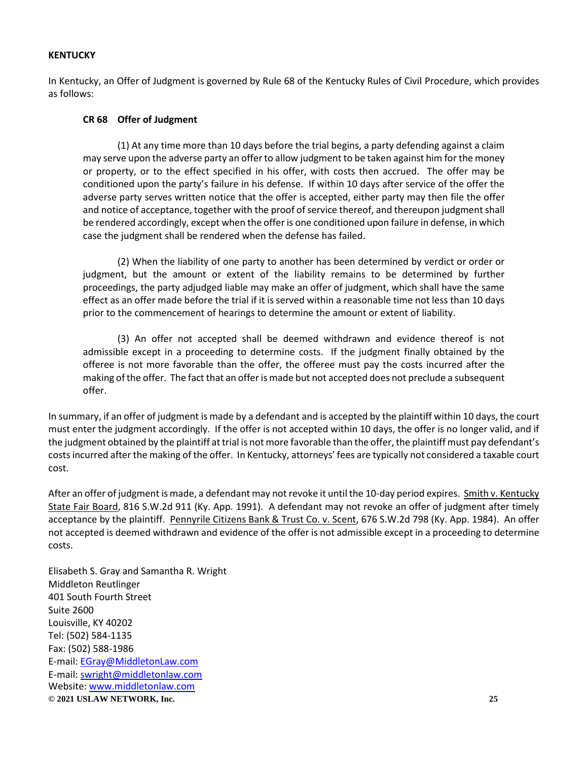**KENTUCKY**

In Kentucky, an Offer of Judgment is governed by Rule 68 of the Kentucky Rules of Civil Procedure, which provides as follows:

> **CR 68 Offer of Judgment**
>
> (1) At any time more than 10 days before the trial begins, a party defending against a claim may serve upon the adverse party an offer to allow judgment to be taken against him for the money or property, or to the effect specified in his offer, with costs then accrued. The offer may be conditioned upon the party's failure in his defense. If within 10 days after service of the offer the adverse party serves written notice that the offer is accepted, either party may then file the offer and notice of acceptance, together with the proof of service thereof, and thereupon judgment shall be rendered accordingly, except when the offer is one conditioned upon failure in defense, in which case the judgment shall be rendered when the defense has failed.
>
> (2) When the liability of one party to another has been determined by verdict or order or judgment, but the amount or extent of the liability remains to be determined by further proceedings, the party adjudged liable may make an offer of judgment, which shall have the same effect as an offer made before the trial if it is served within a reasonable time not less than 10 days prior to the commencement of hearings to determine the amount or extent of liability.
>
> (3) An offer not accepted shall be deemed withdrawn and evidence thereof is not admissible except in a proceeding to determine costs. If the judgment finally obtained by the offeree is not more favorable than the offer, the offeree must pay the costs incurred after the making of the offer. The fact that an offer is made but not accepted does not preclude a subsequent offer.

In summary, if an offer of judgment is made by a defendant and is accepted by the plaintiff within 10 days, the court must enter the judgment accordingly. If the offer is not accepted within 10 days, the offer is no longer valid, and if the judgment obtained by the plaintiff at trial is not more favorable than the offer, the plaintiff must pay defendant's costs incurred after the making of the offer. In Kentucky, attorneys' fees are typically not considered a taxable court cost.

After an offer of judgment is made, a defendant may not revoke it until the 10-day period expires. Smith v. Kentucky State Fair Board, 816 S.W.2d 911 (Ky. App. 1991). A defendant may not revoke an offer of judgment after timely acceptance by the plaintiff. Pennyrile Citizens Bank & Trust Co. v. Scent, 676 S.W.2d 798 (Ky. App. 1984). An offer not accepted is deemed withdrawn and evidence of the offer is not admissible except in a proceeding to determine costs.

Elisabeth S. Gray and Samantha R. Wright
Middleton Reutlinger
401 South Fourth Street
Suite 2600
Louisville, KY 40202
Tel: (502) 584-1135
Fax: (502) 588-1986
E-mail: EGray@MiddletonLaw.com
E-mail: swright@middletonlaw.com
Website: www.middletonlaw.com

**© 2021 USLAW NETWORK, Inc.**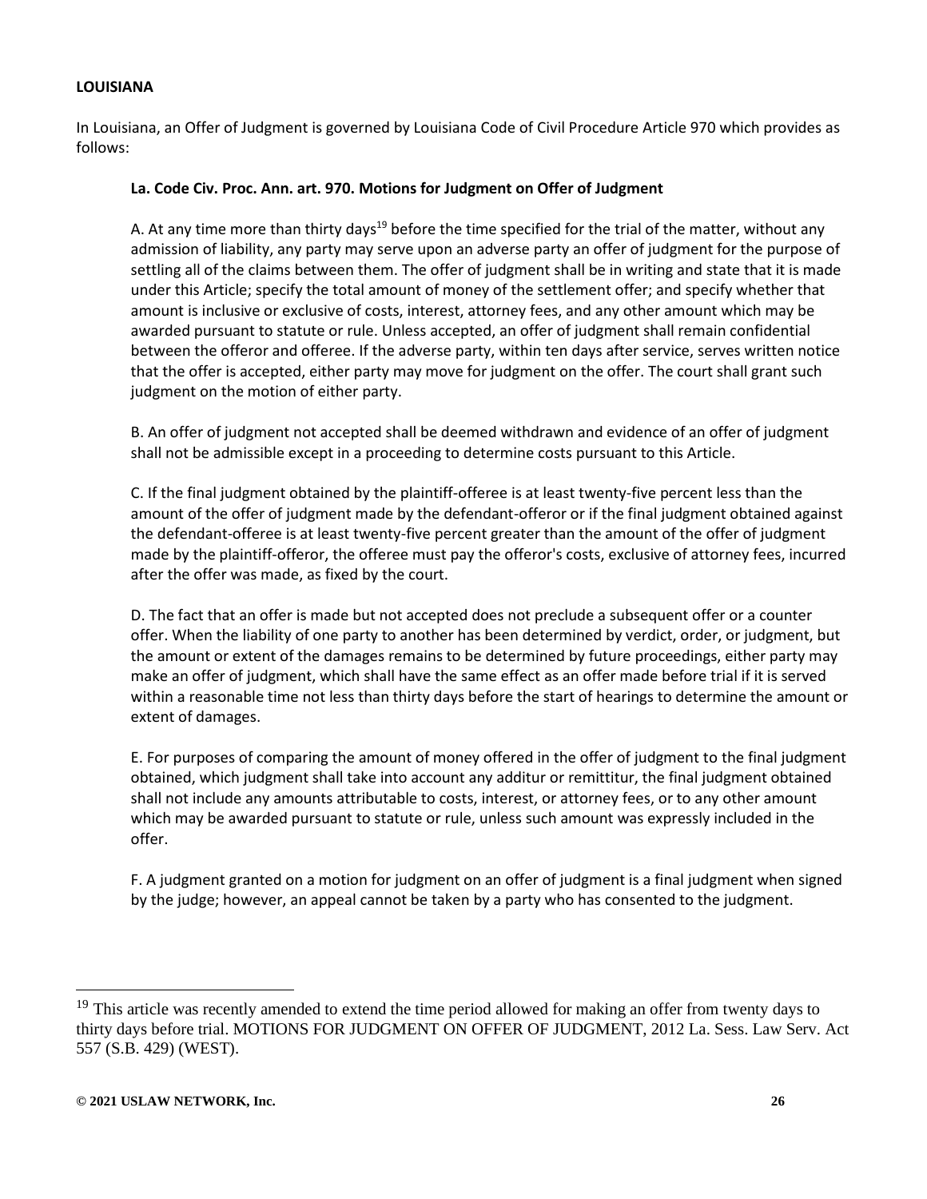**LOUISIANA**

In Louisiana, an Offer of Judgment is governed by Louisiana Code of Civil Procedure Article 970 which provides as follows:

**La. Code Civ. Proc. Ann. art. 970. Motions for Judgment on Offer of Judgment**

A. At any time more than thirty days[19] before the time specified for the trial of the matter, without any admission of liability, any party may serve upon an adverse party an offer of judgment for the purpose of settling all of the claims between them. The offer of judgment shall be in writing and state that it is made under this Article; specify the total amount of money of the settlement offer; and specify whether that amount is inclusive or exclusive of costs, interest, attorney fees, and any other amount which may be awarded pursuant to statute or rule. Unless accepted, an offer of judgment shall remain confidential between the offeror and offeree. If the adverse party, within ten days after service, serves written notice that the offer is accepted, either party may move for judgment on the offer. The court shall grant such judgment on the motion of either party.

B. An offer of judgment not accepted shall be deemed withdrawn and evidence of an offer of judgment shall not be admissible except in a proceeding to determine costs pursuant to this Article.

C. If the final judgment obtained by the plaintiff-offeree is at least twenty-five percent less than the amount of the offer of judgment made by the defendant-offeror or if the final judgment obtained against the defendant-offeree is at least twenty-five percent greater than the amount of the offer of judgment made by the plaintiff-offeror, the offeree must pay the offeror's costs, exclusive of attorney fees, incurred after the offer was made, as fixed by the court.

D. The fact that an offer is made but not accepted does not preclude a subsequent offer or a counter offer. When the liability of one party to another has been determined by verdict, order, or judgment, but the amount or extent of the damages remains to be determined by future proceedings, either party may make an offer of judgment, which shall have the same effect as an offer made before trial if it is served within a reasonable time not less than thirty days before the start of hearings to determine the amount or extent of damages.

E. For purposes of comparing the amount of money offered in the offer of judgment to the final judgment obtained, which judgment shall take into account any additur or remittitur, the final judgment obtained shall not include any amounts attributable to costs, interest, or attorney fees, or to any other amount which may be awarded pursuant to statute or rule, unless such amount was expressly included in the offer.

F. A judgment granted on a motion for judgment on an offer of judgment is a final judgment when signed by the judge; however, an appeal cannot be taken by a party who has consented to the judgment.

---

[19] This article was recently amended to extend the time period allowed for making an offer from twenty days to thirty days before trial. MOTIONS FOR JUDGMENT ON OFFER OF JUDGMENT, 2012 La. Sess. Law Serv. Act 557 (S.B. 429) (WEST).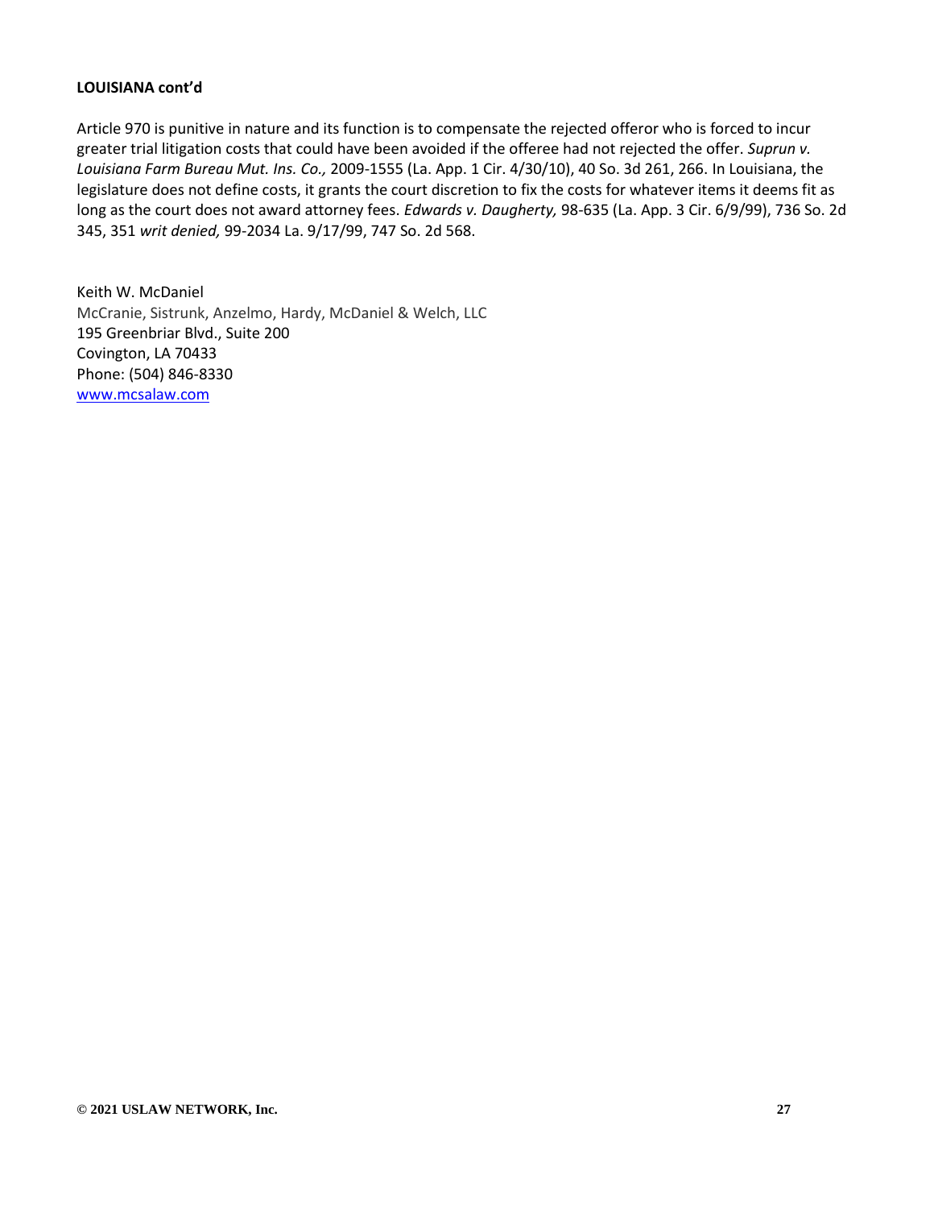**LOUISIANA cont'd**

Article 970 is punitive in nature and its function is to compensate the rejected offeror who is forced to incur greater trial litigation costs that could have been avoided if the offeree had not rejected the offer. *Suprun v. Louisiana Farm Bureau Mut. Ins. Co.,* 2009-1555 (La. App. 1 Cir. 4/30/10), 40 So. 3d 261, 266. In Louisiana, the legislature does not define costs, it grants the court discretion to fix the costs for whatever items it deems fit as long as the court does not award attorney fees. *Edwards v. Daugherty,* 98-635 (La. App. 3 Cir. 6/9/99), 736 So. 2d 345, 351 *writ denied,* 99-2034 La. 9/17/99, 747 So. 2d 568.

Keith W. McDaniel
McCranie, Sistrunk, Anzelmo, Hardy, McDaniel & Welch, LLC
195 Greenbriar Blvd., Suite 200
Covington, LA 70433
Phone: (504) 846-8330
www.mcsalaw.com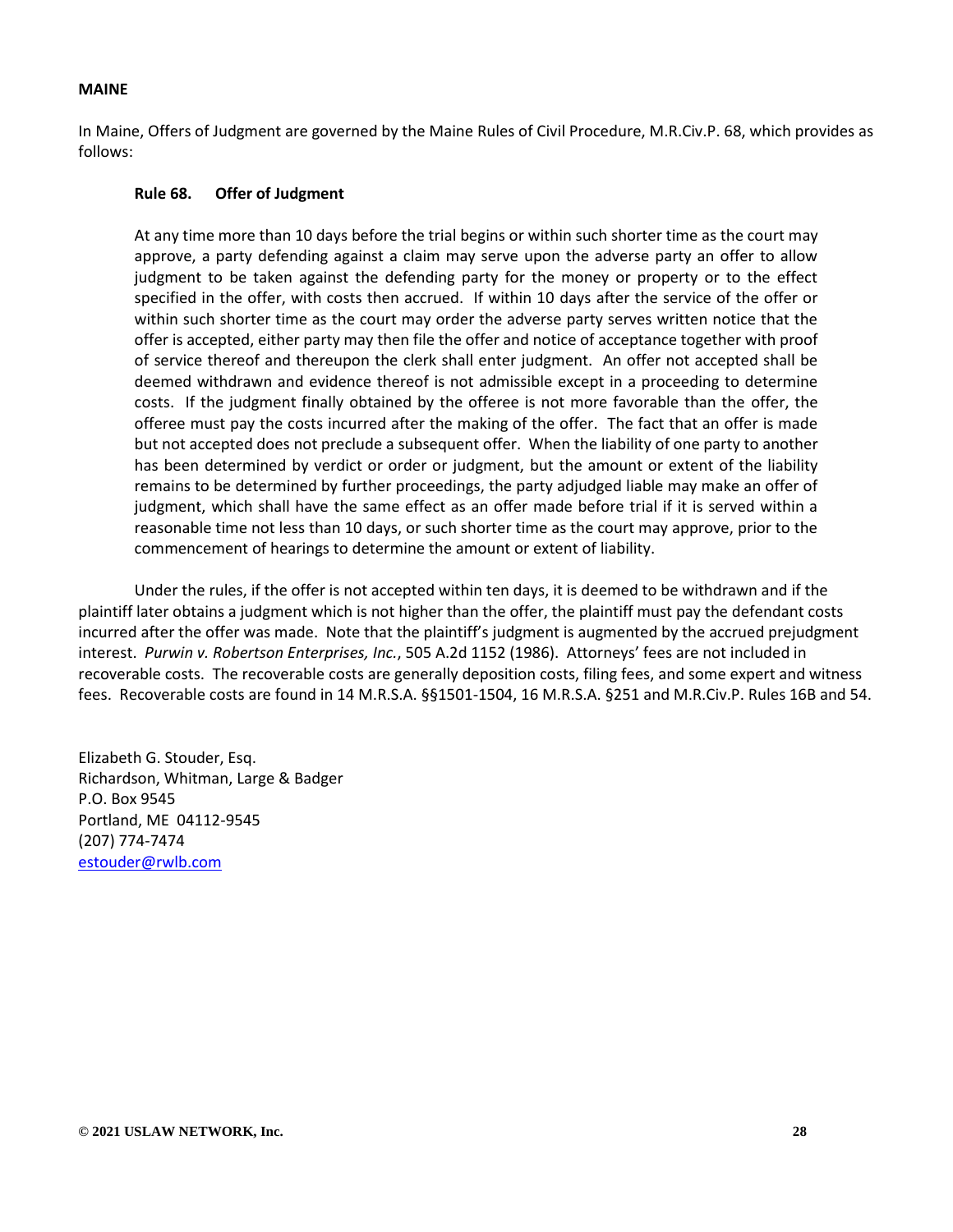## MAINE

In Maine, Offers of Judgment are governed by the Maine Rules of Civil Procedure, M.R.Civ.P. 68, which provides as follows:

> **Rule 68. Offer of Judgment**
>
> At any time more than 10 days before the trial begins or within such shorter time as the court may approve, a party defending against a claim may serve upon the adverse party an offer to allow judgment to be taken against the defending party for the money or property or to the effect specified in the offer, with costs then accrued. If within 10 days after the service of the offer or within such shorter time as the court may order the adverse party serves written notice that the offer is accepted, either party may then file the offer and notice of acceptance together with proof of service thereof and thereupon the clerk shall enter judgment. An offer not accepted shall be deemed withdrawn and evidence thereof is not admissible except in a proceeding to determine costs. If the judgment finally obtained by the offeree is not more favorable than the offer, the offeree must pay the costs incurred after the making of the offer. The fact that an offer is made but not accepted does not preclude a subsequent offer. When the liability of one party to another has been determined by verdict or order or judgment, but the amount or extent of the liability remains to be determined by further proceedings, the party adjudged liable may make an offer of judgment, which shall have the same effect as an offer made before trial if it is served within a reasonable time not less than 10 days, or such shorter time as the court may approve, prior to the commencement of hearings to determine the amount or extent of liability.

Under the rules, if the offer is not accepted within ten days, it is deemed to be withdrawn and if the plaintiff later obtains a judgment which is not higher than the offer, the plaintiff must pay the defendant costs incurred after the offer was made. Note that the plaintiff's judgment is augmented by the accrued prejudgment interest. *Purwin v. Robertson Enterprises, Inc.*, 505 A.2d 1152 (1986). Attorneys' fees are not included in recoverable costs. The recoverable costs are generally deposition costs, filing fees, and some expert and witness fees. Recoverable costs are found in 14 M.R.S.A. §§1501-1504, 16 M.R.S.A. §251 and M.R.Civ.P. Rules 16B and 54.

Elizabeth G. Stouder, Esq.
Richardson, Whitman, Large & Badger
P.O. Box 9545
Portland, ME 04112-9545
(207) 774-7474
estouder@rwlb.com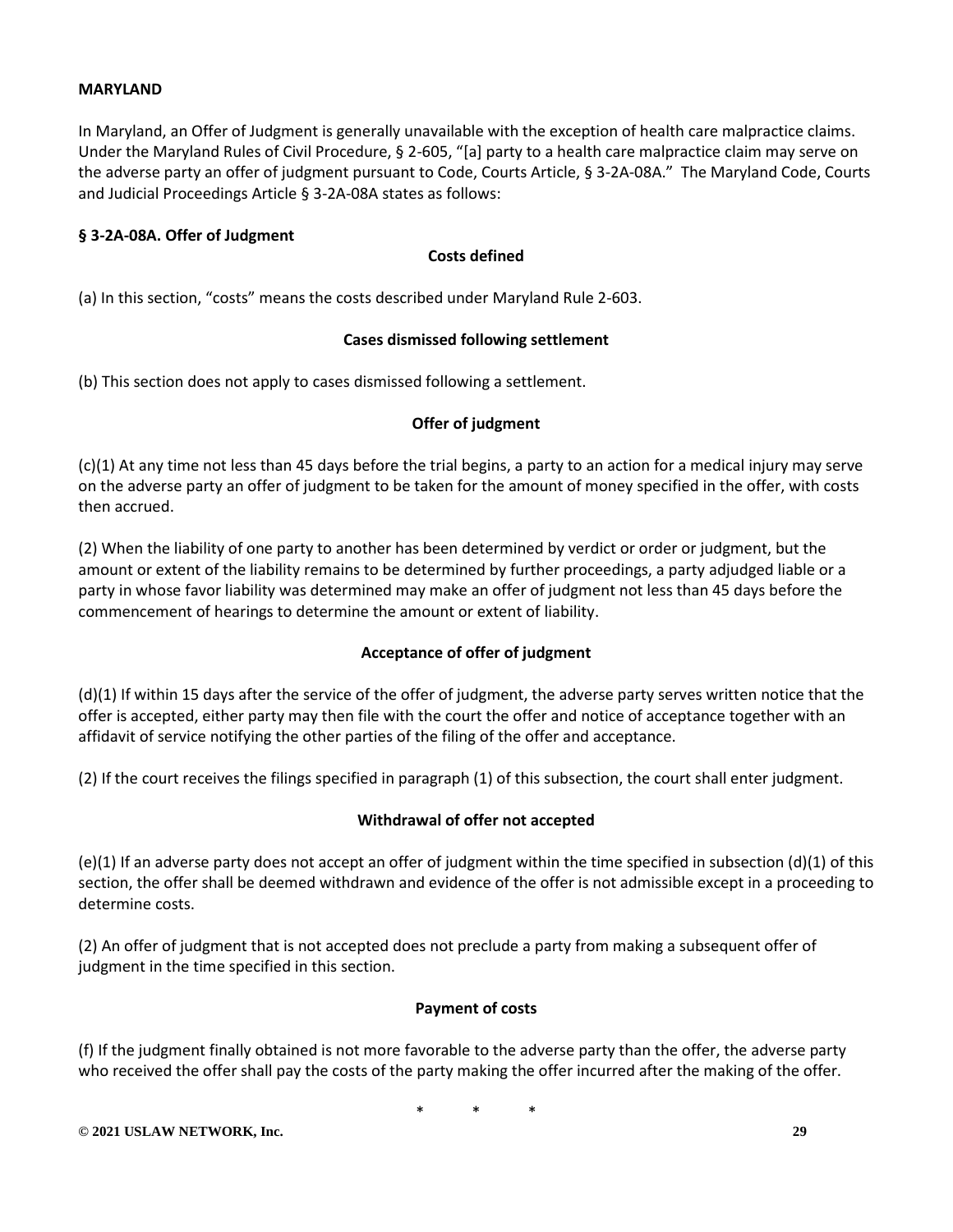**MARYLAND**

In Maryland, an Offer of Judgment is generally unavailable with the exception of health care malpractice claims. Under the Maryland Rules of Civil Procedure, § 2-605, "[a] party to a health care malpractice claim may serve on the adverse party an offer of judgment pursuant to Code, Courts Article, § 3-2A-08A." The Maryland Code, Courts and Judicial Proceedings Article § 3-2A-08A states as follows:

**§ 3-2A-08A. Offer of Judgment**

**Costs defined**

(a) In this section, "costs" means the costs described under Maryland Rule 2-603.

**Cases dismissed following settlement**

(b) This section does not apply to cases dismissed following a settlement.

**Offer of judgment**

(c)(1) At any time not less than 45 days before the trial begins, a party to an action for a medical injury may serve on the adverse party an offer of judgment to be taken for the amount of money specified in the offer, with costs then accrued.

(2) When the liability of one party to another has been determined by verdict or order or judgment, but the amount or extent of the liability remains to be determined by further proceedings, a party adjudged liable or a party in whose favor liability was determined may make an offer of judgment not less than 45 days before the commencement of hearings to determine the amount or extent of liability.

**Acceptance of offer of judgment**

(d)(1) If within 15 days after the service of the offer of judgment, the adverse party serves written notice that the offer is accepted, either party may then file with the court the offer and notice of acceptance together with an affidavit of service notifying the other parties of the filing of the offer and acceptance.

(2) If the court receives the filings specified in paragraph (1) of this subsection, the court shall enter judgment.

**Withdrawal of offer not accepted**

(e)(1) If an adverse party does not accept an offer of judgment within the time specified in subsection (d)(1) of this section, the offer shall be deemed withdrawn and evidence of the offer is not admissible except in a proceeding to determine costs.

(2) An offer of judgment that is not accepted does not preclude a party from making a subsequent offer of judgment in the time specified in this section.

**Payment of costs**

(f) If the judgment finally obtained is not more favorable to the adverse party than the offer, the adverse party who received the offer shall pay the costs of the party making the offer incurred after the making of the offer.

\* \* \*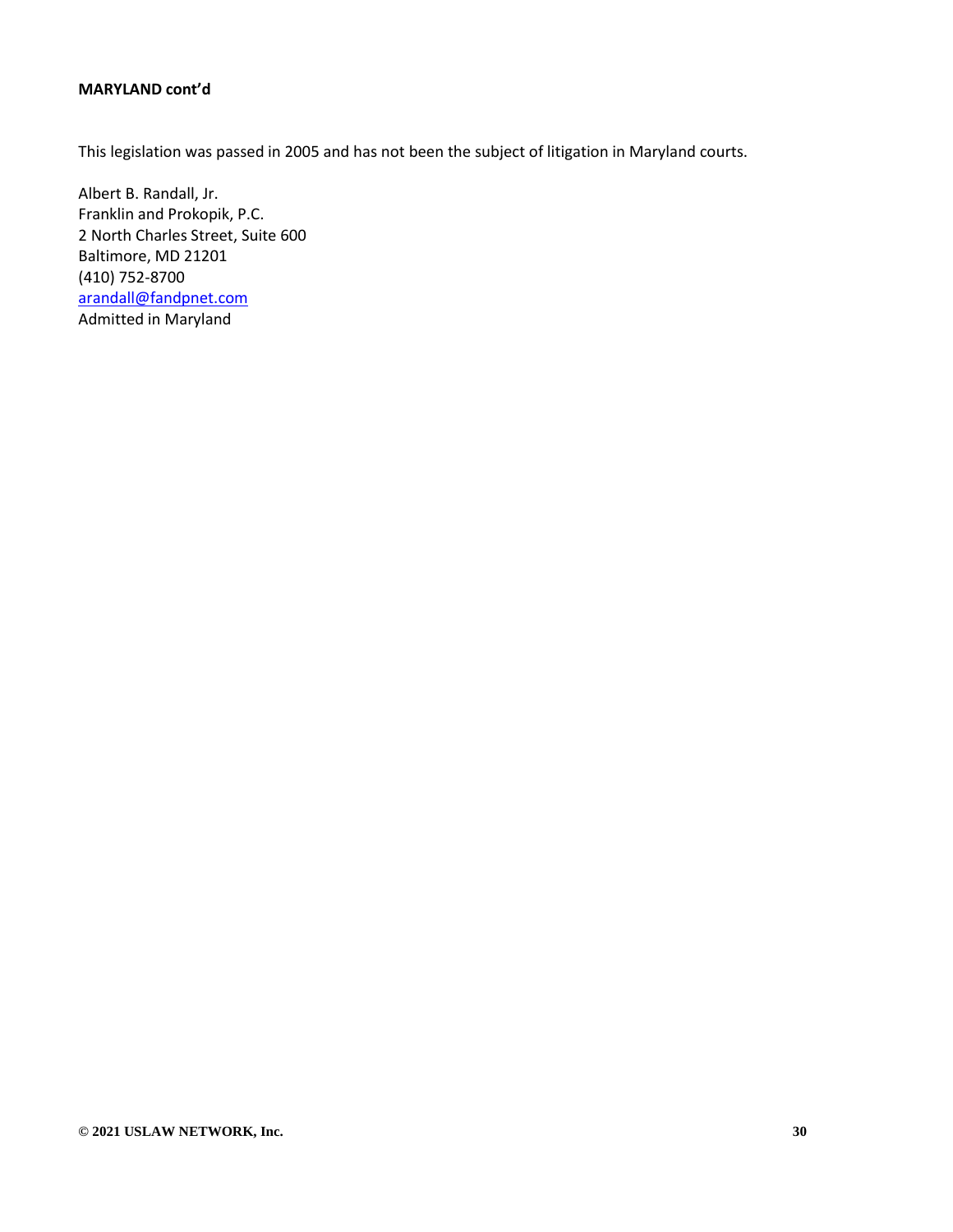**MARYLAND cont'd**

This legislation was passed in 2005 and has not been the subject of litigation in Maryland courts.

Albert B. Randall, Jr.
Franklin and Prokopik, P.C.
2 North Charles Street, Suite 600
Baltimore, MD 21201
(410) 752-8700
arandall@fandpnet.com
Admitted in Maryland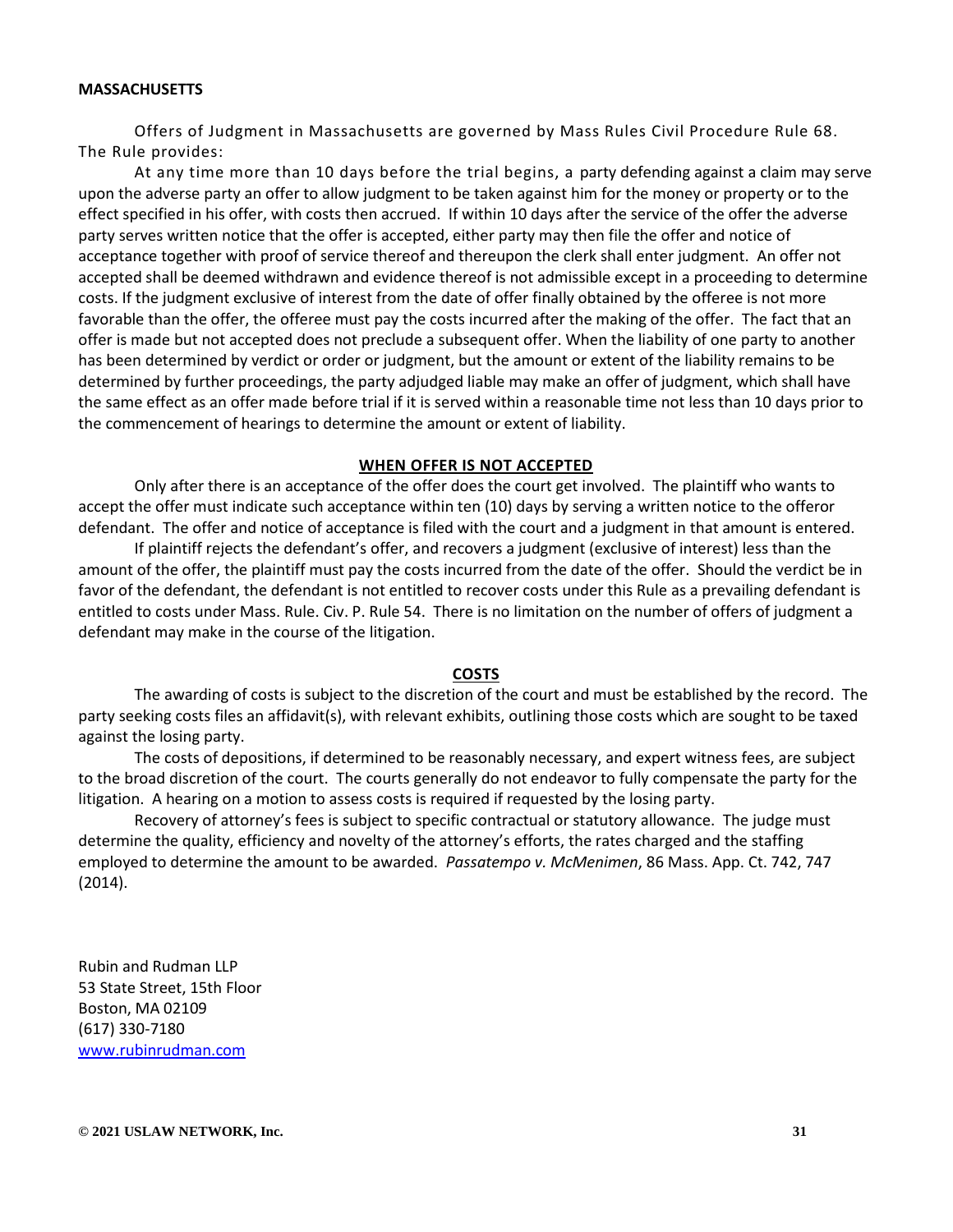**MASSACHUSETTS**

Offers of Judgment in Massachusetts are governed by Mass Rules Civil Procedure Rule 68. The Rule provides:

At any time more than 10 days before the trial begins, a party defending against a claim may serve upon the adverse party an offer to allow judgment to be taken against him for the money or property or to the effect specified in his offer, with costs then accrued. If within 10 days after the service of the offer the adverse party serves written notice that the offer is accepted, either party may then file the offer and notice of acceptance together with proof of service thereof and thereupon the clerk shall enter judgment. An offer not accepted shall be deemed withdrawn and evidence thereof is not admissible except in a proceeding to determine costs. If the judgment exclusive of interest from the date of offer finally obtained by the offeree is not more favorable than the offer, the offeree must pay the costs incurred after the making of the offer. The fact that an offer is made but not accepted does not preclude a subsequent offer. When the liability of one party to another has been determined by verdict or order or judgment, but the amount or extent of the liability remains to be determined by further proceedings, the party adjudged liable may make an offer of judgment, which shall have the same effect as an offer made before trial if it is served within a reasonable time not less than 10 days prior to the commencement of hearings to determine the amount or extent of liability.

**WHEN OFFER IS NOT ACCEPTED**

Only after there is an acceptance of the offer does the court get involved. The plaintiff who wants to accept the offer must indicate such acceptance within ten (10) days by serving a written notice to the offeror defendant. The offer and notice of acceptance is filed with the court and a judgment in that amount is entered.

If plaintiff rejects the defendant's offer, and recovers a judgment (exclusive of interest) less than the amount of the offer, the plaintiff must pay the costs incurred from the date of the offer. Should the verdict be in favor of the defendant, the defendant is not entitled to recover costs under this Rule as a prevailing defendant is entitled to costs under Mass. Rule. Civ. P. Rule 54. There is no limitation on the number of offers of judgment a defendant may make in the course of the litigation.

**COSTS**

The awarding of costs is subject to the discretion of the court and must be established by the record. The party seeking costs files an affidavit(s), with relevant exhibits, outlining those costs which are sought to be taxed against the losing party.

The costs of depositions, if determined to be reasonably necessary, and expert witness fees, are subject to the broad discretion of the court. The courts generally do not endeavor to fully compensate the party for the litigation. A hearing on a motion to assess costs is required if requested by the losing party.

Recovery of attorney's fees is subject to specific contractual or statutory allowance. The judge must determine the quality, efficiency and novelty of the attorney's efforts, the rates charged and the staffing employed to determine the amount to be awarded. *Passatempo v. McMenimen*, 86 Mass. App. Ct. 742, 747 (2014).

Rubin and Rudman LLP
53 State Street, 15th Floor
Boston, MA 02109
(617) 330-7180
[www.rubinrudman.com](http://www.rubinrudman.com)

**© 2021 USLAW NETWORK, Inc.**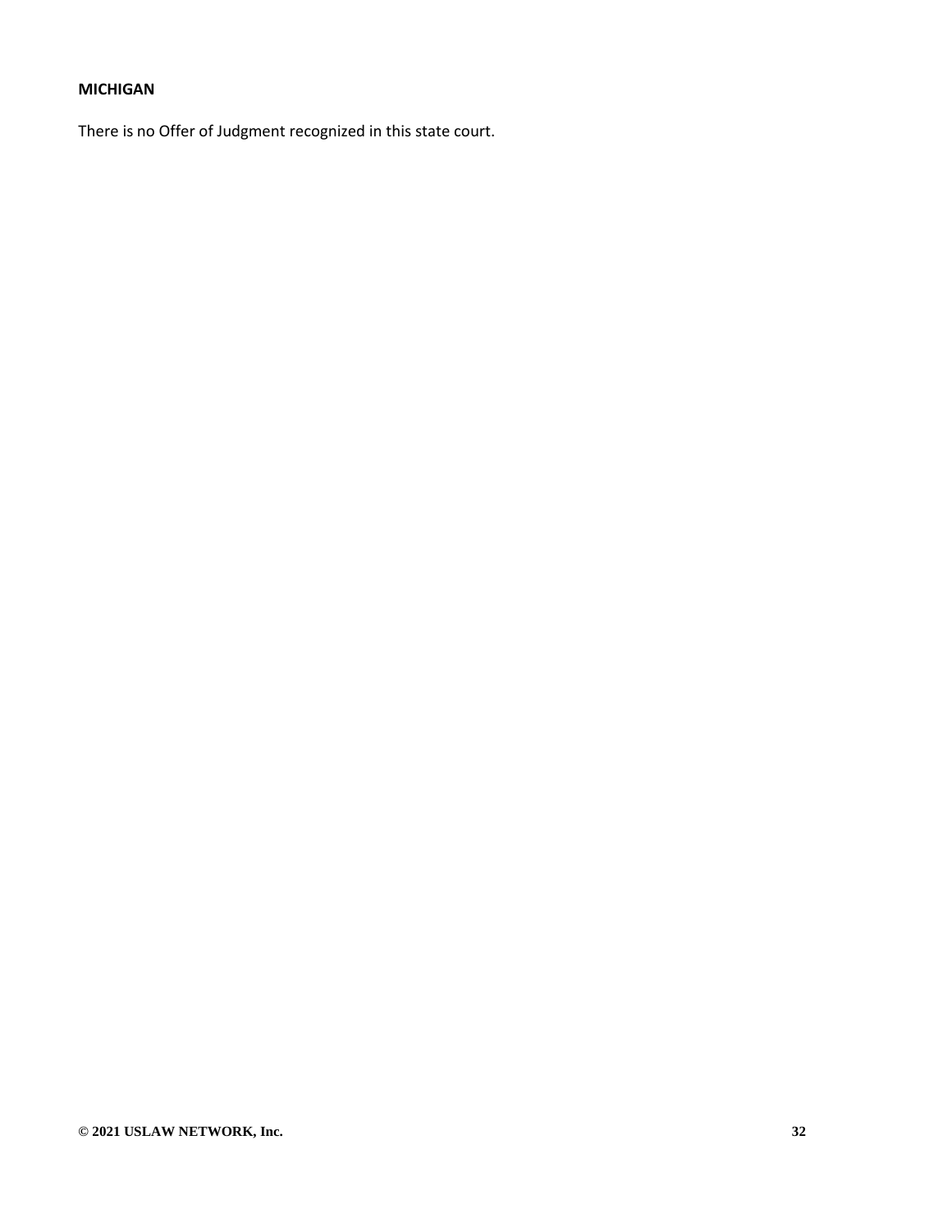**MICHIGAN**

There is no Offer of Judgment recognized in this state court.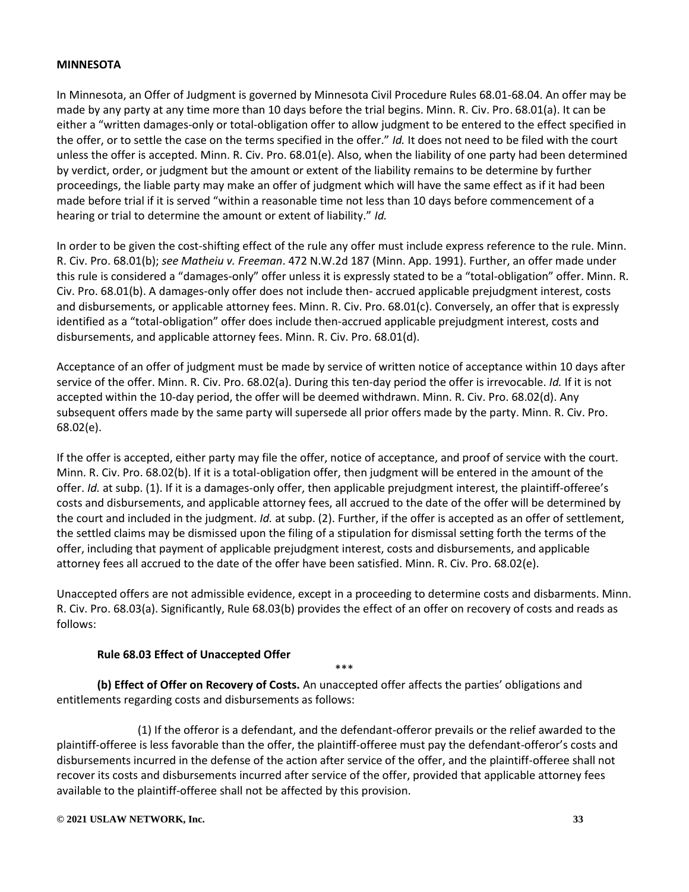**MINNESOTA**

In Minnesota, an Offer of Judgment is governed by Minnesota Civil Procedure Rules 68.01-68.04. An offer may be made by any party at any time more than 10 days before the trial begins. Minn. R. Civ. Pro. 68.01(a). It can be either a "written damages-only or total-obligation offer to allow judgment to be entered to the effect specified in the offer, or to settle the case on the terms specified in the offer." *Id.* It does not need to be filed with the court unless the offer is accepted. Minn. R. Civ. Pro. 68.01(e). Also, when the liability of one party had been determined by verdict, order, or judgment but the amount or extent of the liability remains to be determine by further proceedings, the liable party may make an offer of judgment which will have the same effect as if it had been made before trial if it is served "within a reasonable time not less than 10 days before commencement of a hearing or trial to determine the amount or extent of liability." *Id.*

In order to be given the cost-shifting effect of the rule any offer must include express reference to the rule. Minn. R. Civ. Pro. 68.01(b); *see Matheiu v. Freeman*. 472 N.W.2d 187 (Minn. App. 1991). Further, an offer made under this rule is considered a "damages-only" offer unless it is expressly stated to be a "total-obligation" offer. Minn. R. Civ. Pro. 68.01(b). A damages-only offer does not include then- accrued applicable prejudgment interest, costs and disbursements, or applicable attorney fees. Minn. R. Civ. Pro. 68.01(c). Conversely, an offer that is expressly identified as a "total-obligation" offer does include then-accrued applicable prejudgment interest, costs and disbursements, and applicable attorney fees. Minn. R. Civ. Pro. 68.01(d).

Acceptance of an offer of judgment must be made by service of written notice of acceptance within 10 days after service of the offer. Minn. R. Civ. Pro. 68.02(a). During this ten-day period the offer is irrevocable. *Id.* If it is not accepted within the 10-day period, the offer will be deemed withdrawn. Minn. R. Civ. Pro. 68.02(d). Any subsequent offers made by the same party will supersede all prior offers made by the party. Minn. R. Civ. Pro. 68.02(e).

If the offer is accepted, either party may file the offer, notice of acceptance, and proof of service with the court. Minn. R. Civ. Pro. 68.02(b). If it is a total-obligation offer, then judgment will be entered in the amount of the offer. *Id.* at subp. (1). If it is a damages-only offer, then applicable prejudgment interest, the plaintiff-offeree's costs and disbursements, and applicable attorney fees, all accrued to the date of the offer will be determined by the court and included in the judgment. *Id.* at subp. (2). Further, if the offer is accepted as an offer of settlement, the settled claims may be dismissed upon the filing of a stipulation for dismissal setting forth the terms of the offer, including that payment of applicable prejudgment interest, costs and disbursements, and applicable attorney fees all accrued to the date of the offer have been satisfied. Minn. R. Civ. Pro. 68.02(e).

Unaccepted offers are not admissible evidence, except in a proceeding to determine costs and disbarments. Minn. R. Civ. Pro. 68.03(a). Significantly, Rule 68.03(b) provides the effect of an offer on recovery of costs and reads as follows:

**Rule 68.03 Effect of Unaccepted Offer**

\*\*\*

**(b) Effect of Offer on Recovery of Costs.** An unaccepted offer affects the parties' obligations and entitlements regarding costs and disbursements as follows:

(1) If the offeror is a defendant, and the defendant-offeror prevails or the relief awarded to the plaintiff-offeree is less favorable than the offer, the plaintiff-offeree must pay the defendant-offeror's costs and disbursements incurred in the defense of the action after service of the offer, and the plaintiff-offeree shall not recover its costs and disbursements incurred after service of the offer, provided that applicable attorney fees available to the plaintiff-offeree shall not be affected by this provision.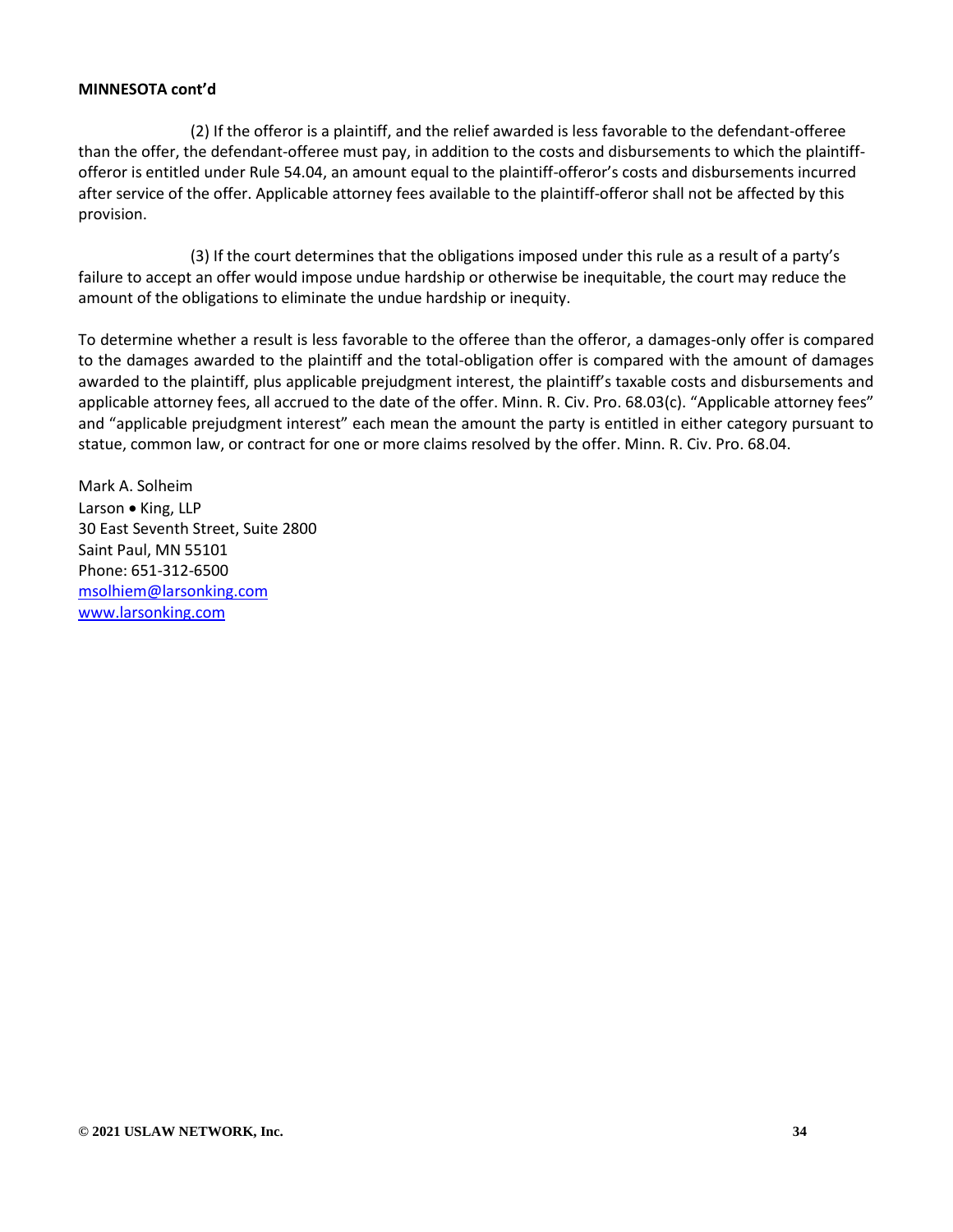**MINNESOTA cont'd**

(2) If the offeror is a plaintiff, and the relief awarded is less favorable to the defendant-offeree than the offer, the defendant-offeree must pay, in addition to the costs and disbursements to which the plaintiff-offeror is entitled under Rule 54.04, an amount equal to the plaintiff-offeror's costs and disbursements incurred after service of the offer. Applicable attorney fees available to the plaintiff-offeror shall not be affected by this provision.

(3) If the court determines that the obligations imposed under this rule as a result of a party's failure to accept an offer would impose undue hardship or otherwise be inequitable, the court may reduce the amount of the obligations to eliminate the undue hardship or inequity.

To determine whether a result is less favorable to the offeree than the offeror, a damages-only offer is compared to the damages awarded to the plaintiff and the total-obligation offer is compared with the amount of damages awarded to the plaintiff, plus applicable prejudgment interest, the plaintiff's taxable costs and disbursements and applicable attorney fees, all accrued to the date of the offer. Minn. R. Civ. Pro. 68.03(c). "Applicable attorney fees" and "applicable prejudgment interest" each mean the amount the party is entitled in either category pursuant to statue, common law, or contract for one or more claims resolved by the offer. Minn. R. Civ. Pro. 68.04.

Mark A. Solheim
Larson • King, LLP
30 East Seventh Street, Suite 2800
Saint Paul, MN 55101
Phone: 651-312-6500
msolhiem@larsonking.com
www.larsonking.com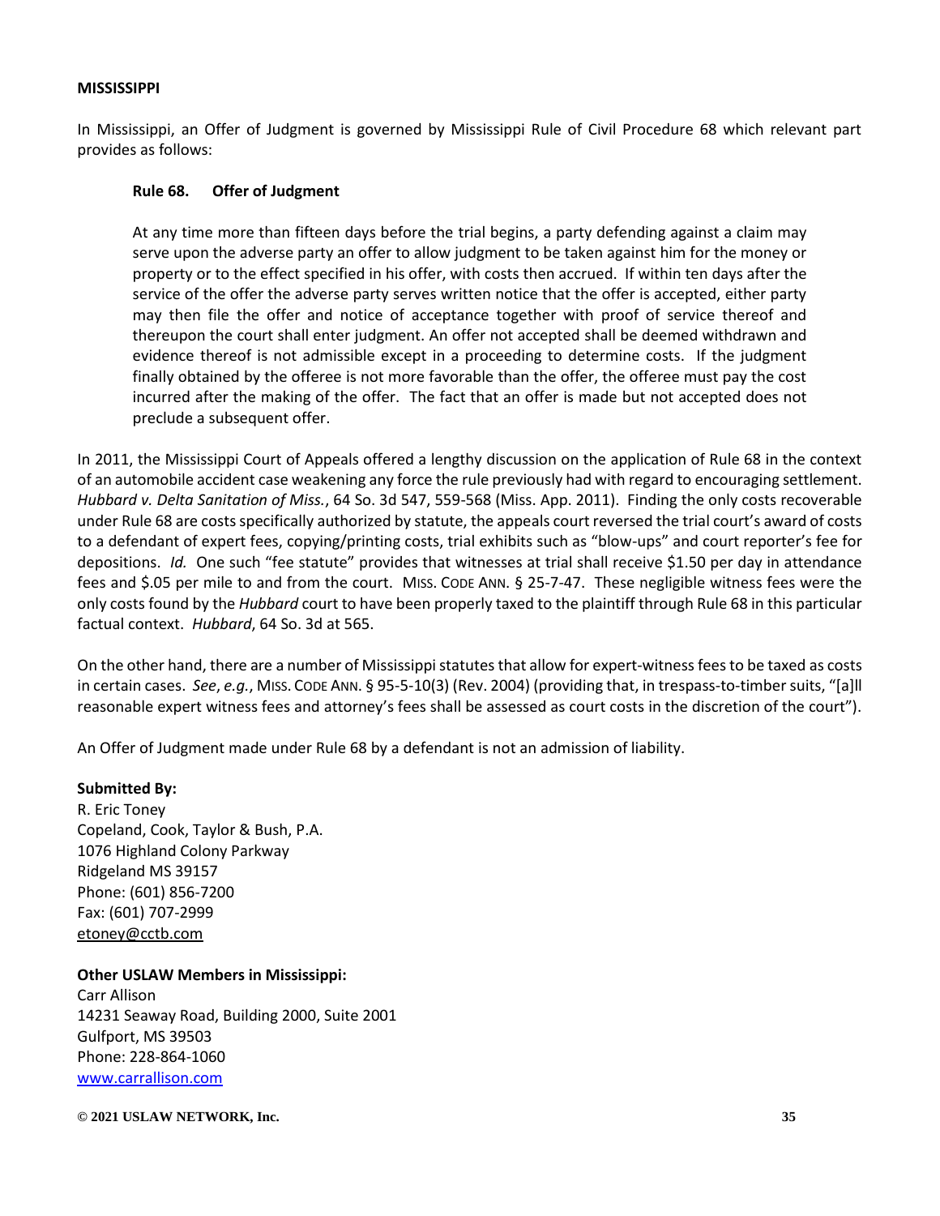**MISSISSIPPI**

In Mississippi, an Offer of Judgment is governed by Mississippi Rule of Civil Procedure 68 which relevant part provides as follows:

> **Rule 68. Offer of Judgment**
>
> At any time more than fifteen days before the trial begins, a party defending against a claim may serve upon the adverse party an offer to allow judgment to be taken against him for the money or property or to the effect specified in his offer, with costs then accrued. If within ten days after the service of the offer the adverse party serves written notice that the offer is accepted, either party may then file the offer and notice of acceptance together with proof of service thereof and thereupon the court shall enter judgment. An offer not accepted shall be deemed withdrawn and evidence thereof is not admissible except in a proceeding to determine costs. If the judgment finally obtained by the offeree is not more favorable than the offer, the offeree must pay the cost incurred after the making of the offer. The fact that an offer is made but not accepted does not preclude a subsequent offer.

In 2011, the Mississippi Court of Appeals offered a lengthy discussion on the application of Rule 68 in the context of an automobile accident case weakening any force the rule previously had with regard to encouraging settlement. *Hubbard v. Delta Sanitation of Miss.*, 64 So. 3d 547, 559-568 (Miss. App. 2011). Finding the only costs recoverable under Rule 68 are costs specifically authorized by statute, the appeals court reversed the trial court's award of costs to a defendant of expert fees, copying/printing costs, trial exhibits such as "blow-ups" and court reporter's fee for depositions. *Id.* One such "fee statute" provides that witnesses at trial shall receive $1.50 per day in attendance fees and $.05 per mile to and from the court. MISS. CODE ANN. § 25-7-47. These negligible witness fees were the only costs found by the *Hubbard* court to have been properly taxed to the plaintiff through Rule 68 in this particular factual context. *Hubbard*, 64 So. 3d at 565.

On the other hand, there are a number of Mississippi statutes that allow for expert-witness fees to be taxed as costs in certain cases. *See*, *e.g.*, MISS. CODE ANN. § 95-5-10(3) (Rev. 2004) (providing that, in trespass-to-timber suits, "[a]ll reasonable expert witness fees and attorney's fees shall be assessed as court costs in the discretion of the court").

An Offer of Judgment made under Rule 68 by a defendant is not an admission of liability.

**Submitted By:**
R. Eric Toney
Copeland, Cook, Taylor & Bush, P.A.
1076 Highland Colony Parkway
Ridgeland MS 39157
Phone: (601) 856-7200
Fax: (601) 707-2999
etoney@cctb.com

**Other USLAW Members in Mississippi:**
Carr Allison
14231 Seaway Road, Building 2000, Suite 2001
Gulfport, MS 39503
Phone: 228-864-1060
www.carrallison.com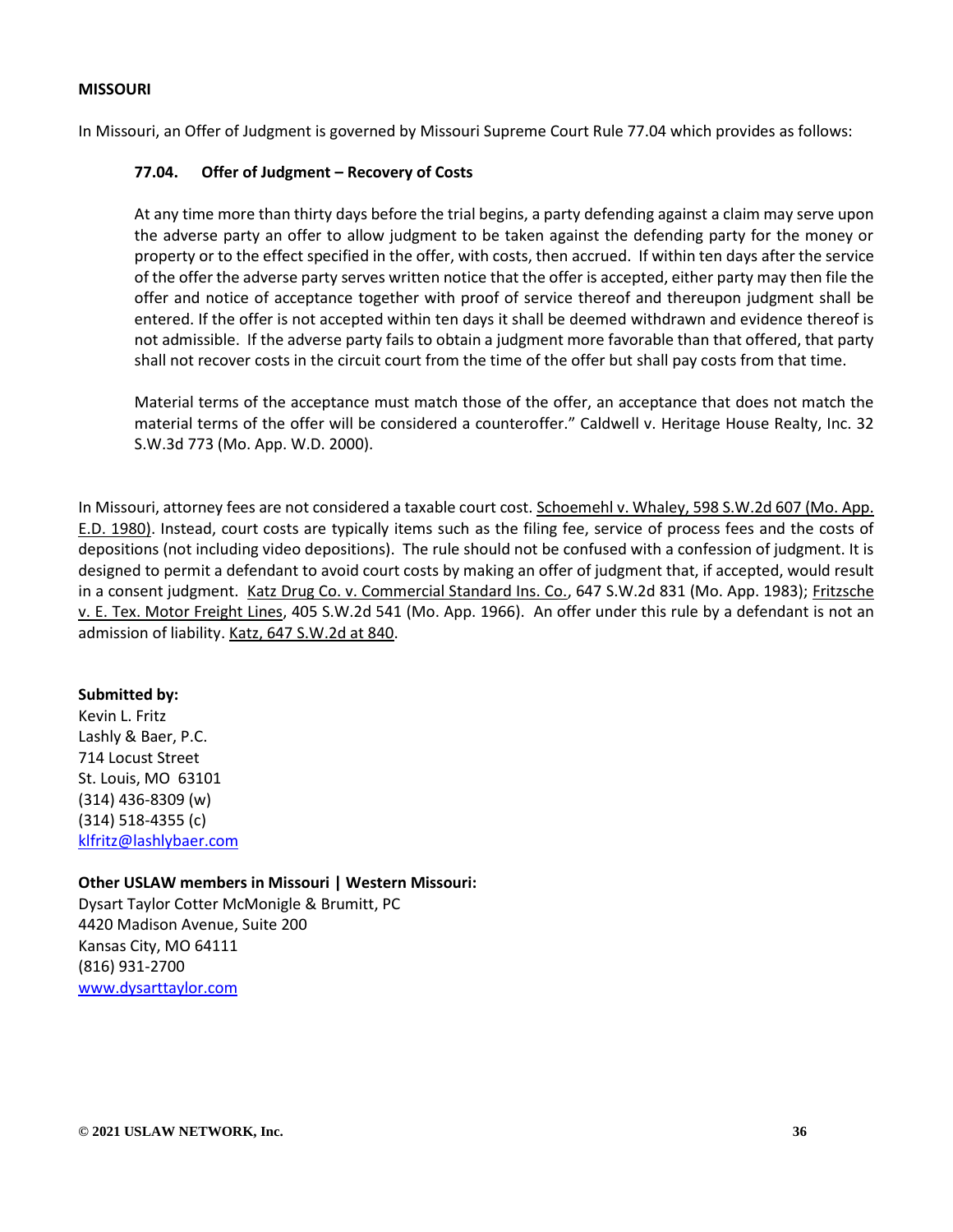**MISSOURI**

In Missouri, an Offer of Judgment is governed by Missouri Supreme Court Rule 77.04 which provides as follows:

> **77.04. Offer of Judgment – Recovery of Costs**
>
> At any time more than thirty days before the trial begins, a party defending against a claim may serve upon the adverse party an offer to allow judgment to be taken against the defending party for the money or property or to the effect specified in the offer, with costs, then accrued. If within ten days after the service of the offer the adverse party serves written notice that the offer is accepted, either party may then file the offer and notice of acceptance together with proof of service thereof and thereupon judgment shall be entered. If the offer is not accepted within ten days it shall be deemed withdrawn and evidence thereof is not admissible. If the adverse party fails to obtain a judgment more favorable than that offered, that party shall not recover costs in the circuit court from the time of the offer but shall pay costs from that time.
>
> Material terms of the acceptance must match those of the offer, an acceptance that does not match the material terms of the offer will be considered a counteroffer." Caldwell v. Heritage House Realty, Inc. 32 S.W.3d 773 (Mo. App. W.D. 2000).

In Missouri, attorney fees are not considered a taxable court cost. Schoemehl v. Whaley, 598 S.W.2d 607 (Mo. App. E.D. 1980). Instead, court costs are typically items such as the filing fee, service of process fees and the costs of depositions (not including video depositions). The rule should not be confused with a confession of judgment. It is designed to permit a defendant to avoid court costs by making an offer of judgment that, if accepted, would result in a consent judgment. Katz Drug Co. v. Commercial Standard Ins. Co., 647 S.W.2d 831 (Mo. App. 1983); Fritzsche v. E. Tex. Motor Freight Lines, 405 S.W.2d 541 (Mo. App. 1966). An offer under this rule by a defendant is not an admission of liability. Katz, 647 S.W.2d at 840.

**Submitted by:**
Kevin L. Fritz
Lashly & Baer, P.C.
714 Locust Street
St. Louis, MO 63101
(314) 436-8309 (w)
(314) 518-4355 (c)
klfritz@lashlybaer.com

**Other USLAW members in Missouri | Western Missouri:**
Dysart Taylor Cotter McMonigle & Brumitt, PC
4420 Madison Avenue, Suite 200
Kansas City, MO 64111
(816) 931-2700
www.dysarttaylor.com

© 2021 USLAW NETWORK, Inc.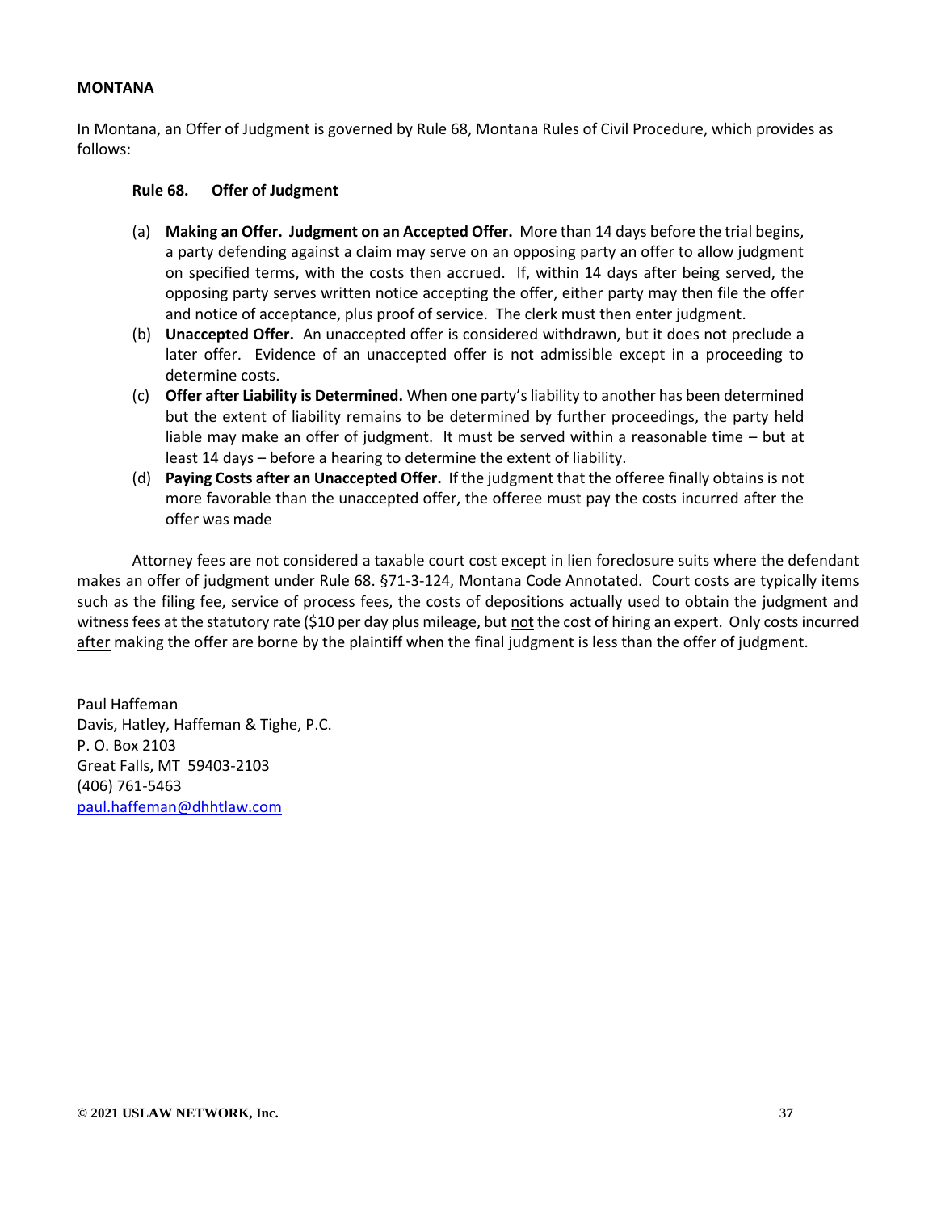**MONTANA**

In Montana, an Offer of Judgment is governed by Rule 68, Montana Rules of Civil Procedure, which provides as follows:

**Rule 68. Offer of Judgment**

(a) **Making an Offer. Judgment on an Accepted Offer.** More than 14 days before the trial begins, a party defending against a claim may serve on an opposing party an offer to allow judgment on specified terms, with the costs then accrued. If, within 14 days after being served, the opposing party serves written notice accepting the offer, either party may then file the offer and notice of acceptance, plus proof of service. The clerk must then enter judgment.

(b) **Unaccepted Offer.** An unaccepted offer is considered withdrawn, but it does not preclude a later offer. Evidence of an unaccepted offer is not admissible except in a proceeding to determine costs.

(c) **Offer after Liability is Determined.** When one party's liability to another has been determined but the extent of liability remains to be determined by further proceedings, the party held liable may make an offer of judgment. It must be served within a reasonable time – but at least 14 days – before a hearing to determine the extent of liability.

(d) **Paying Costs after an Unaccepted Offer.** If the judgment that the offeree finally obtains is not more favorable than the unaccepted offer, the offeree must pay the costs incurred after the offer was made

Attorney fees are not considered a taxable court cost except in lien foreclosure suits where the defendant makes an offer of judgment under Rule 68. §71-3-124, Montana Code Annotated. Court costs are typically items such as the filing fee, service of process fees, the costs of depositions actually used to obtain the judgment and witness fees at the statutory rate ($10 per day plus mileage, but <u>not</u> the cost of hiring an expert. Only costs incurred <u>after</u> making the offer are borne by the plaintiff when the final judgment is less than the offer of judgment.

Paul Haffeman  
Davis, Hatley, Haffeman & Tighe, P.C.  
P. O. Box 2103  
Great Falls, MT 59403-2103  
(406) 761-5463  
paul.haffeman@dhhtlaw.com

© 2021 USLAW NETWORK, Inc.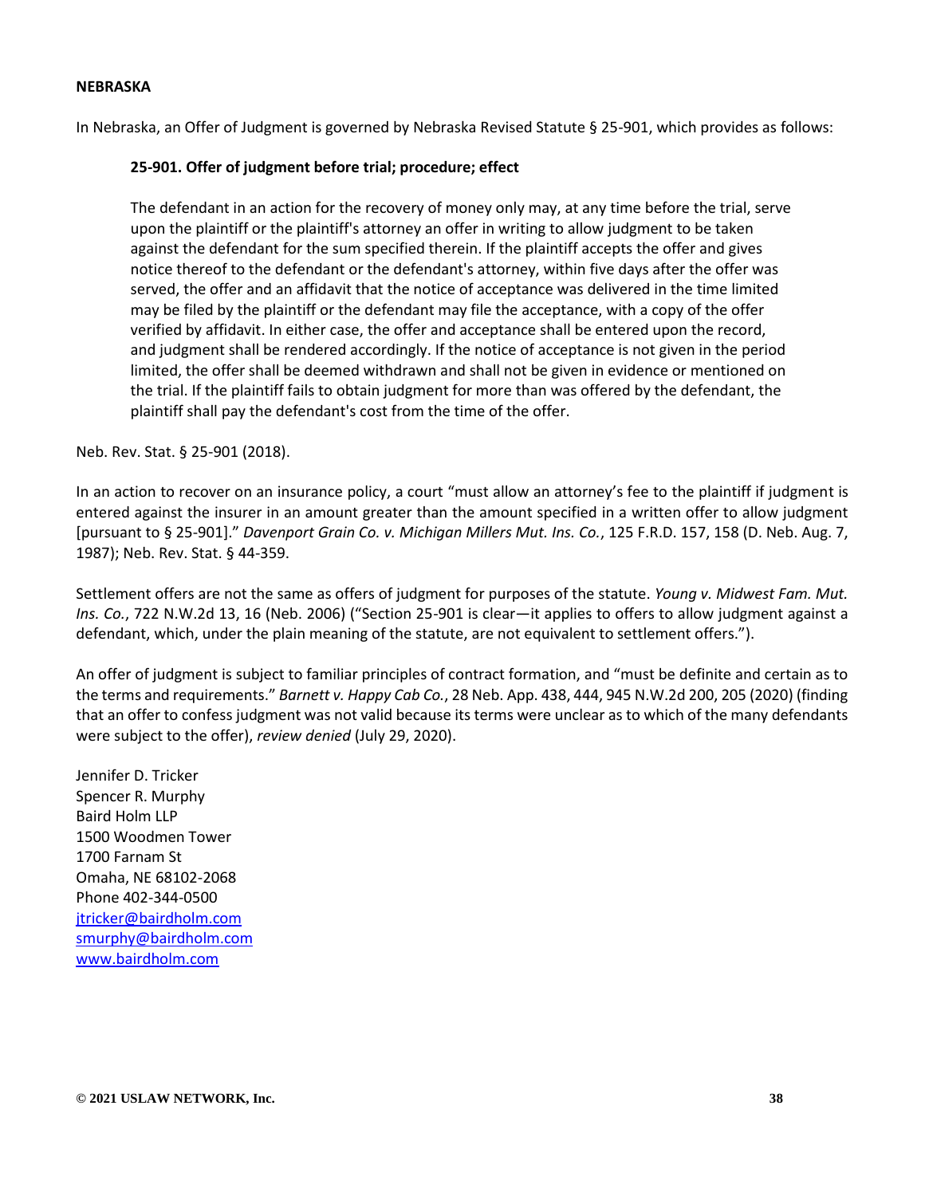**NEBRASKA**

In Nebraska, an Offer of Judgment is governed by Nebraska Revised Statute § 25-901, which provides as follows:

> **25-901. Offer of judgment before trial; procedure; effect**
>
> The defendant in an action for the recovery of money only may, at any time before the trial, serve upon the plaintiff or the plaintiff's attorney an offer in writing to allow judgment to be taken against the defendant for the sum specified therein. If the plaintiff accepts the offer and gives notice thereof to the defendant or the defendant's attorney, within five days after the offer was served, the offer and an affidavit that the notice of acceptance was delivered in the time limited may be filed by the plaintiff or the defendant may file the acceptance, with a copy of the offer verified by affidavit. In either case, the offer and acceptance shall be entered upon the record, and judgment shall be rendered accordingly. If the notice of acceptance is not given in the period limited, the offer shall be deemed withdrawn and shall not be given in evidence or mentioned on the trial. If the plaintiff fails to obtain judgment for more than was offered by the defendant, the plaintiff shall pay the defendant's cost from the time of the offer.

Neb. Rev. Stat. § 25-901 (2018).

In an action to recover on an insurance policy, a court "must allow an attorney's fee to the plaintiff if judgment is entered against the insurer in an amount greater than the amount specified in a written offer to allow judgment [pursuant to § 25-901]." *Davenport Grain Co. v. Michigan Millers Mut. Ins. Co.*, 125 F.R.D. 157, 158 (D. Neb. Aug. 7, 1987); Neb. Rev. Stat. § 44-359.

Settlement offers are not the same as offers of judgment for purposes of the statute. *Young v. Midwest Fam. Mut. Ins. Co.*, 722 N.W.2d 13, 16 (Neb. 2006) ("Section 25-901 is clear—it applies to offers to allow judgment against a defendant, which, under the plain meaning of the statute, are not equivalent to settlement offers.").

An offer of judgment is subject to familiar principles of contract formation, and "must be definite and certain as to the terms and requirements." *Barnett v. Happy Cab Co.*, 28 Neb. App. 438, 444, 945 N.W.2d 200, 205 (2020) (finding that an offer to confess judgment was not valid because its terms were unclear as to which of the many defendants were subject to the offer), *review denied* (July 29, 2020).

Jennifer D. Tricker
Spencer R. Murphy
Baird Holm LLP
1500 Woodmen Tower
1700 Farnam St
Omaha, NE 68102-2068
Phone 402-344-0500
jtricker@bairdholm.com
smurphy@bairdholm.com
www.bairdholm.com

**© 2021 USLAW NETWORK, Inc.**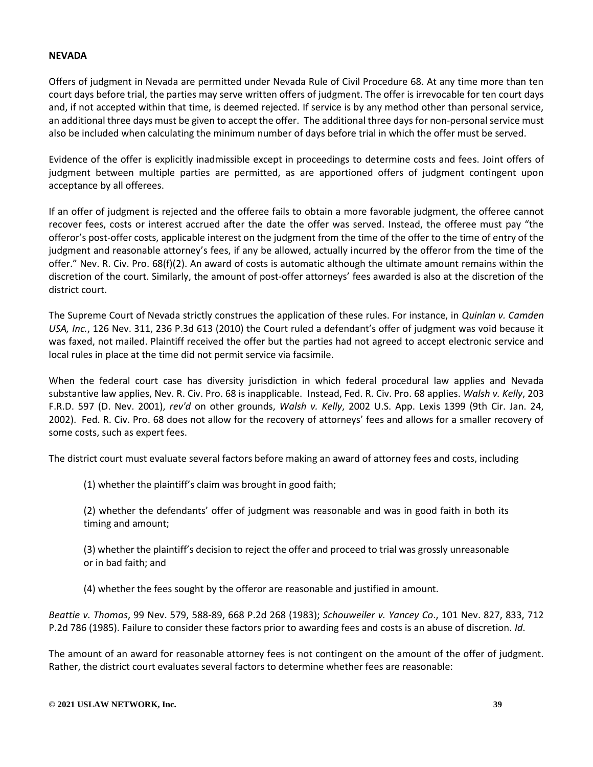**NEVADA**

Offers of judgment in Nevada are permitted under Nevada Rule of Civil Procedure 68. At any time more than ten court days before trial, the parties may serve written offers of judgment. The offer is irrevocable for ten court days and, if not accepted within that time, is deemed rejected. If service is by any method other than personal service, an additional three days must be given to accept the offer. The additional three days for non-personal service must also be included when calculating the minimum number of days before trial in which the offer must be served.

Evidence of the offer is explicitly inadmissible except in proceedings to determine costs and fees. Joint offers of judgment between multiple parties are permitted, as are apportioned offers of judgment contingent upon acceptance by all offerees.

If an offer of judgment is rejected and the offeree fails to obtain a more favorable judgment, the offeree cannot recover fees, costs or interest accrued after the date the offer was served. Instead, the offeree must pay "the offeror's post-offer costs, applicable interest on the judgment from the time of the offer to the time of entry of the judgment and reasonable attorney's fees, if any be allowed, actually incurred by the offeror from the time of the offer." Nev. R. Civ. Pro. 68(f)(2). An award of costs is automatic although the ultimate amount remains within the discretion of the court. Similarly, the amount of post-offer attorneys' fees awarded is also at the discretion of the district court.

The Supreme Court of Nevada strictly construes the application of these rules. For instance, in *Quinlan v. Camden USA, Inc.*, 126 Nev. 311, 236 P.3d 613 (2010) the Court ruled a defendant's offer of judgment was void because it was faxed, not mailed. Plaintiff received the offer but the parties had not agreed to accept electronic service and local rules in place at the time did not permit service via facsimile.

When the federal court case has diversity jurisdiction in which federal procedural law applies and Nevada substantive law applies, Nev. R. Civ. Pro. 68 is inapplicable. Instead, Fed. R. Civ. Pro. 68 applies. *Walsh v. Kelly*, 203 F.R.D. 597 (D. Nev. 2001), *rev'd* on other grounds, *Walsh v. Kelly*, 2002 U.S. App. Lexis 1399 (9th Cir. Jan. 24, 2002). Fed. R. Civ. Pro. 68 does not allow for the recovery of attorneys' fees and allows for a smaller recovery of some costs, such as expert fees.

The district court must evaluate several factors before making an award of attorney fees and costs, including

(1) whether the plaintiff's claim was brought in good faith;

(2) whether the defendants' offer of judgment was reasonable and was in good faith in both its timing and amount;

(3) whether the plaintiff's decision to reject the offer and proceed to trial was grossly unreasonable or in bad faith; and

(4) whether the fees sought by the offeror are reasonable and justified in amount.

*Beattie v. Thomas*, 99 Nev. 579, 588-89, 668 P.2d 268 (1983); *Schouweiler v. Yancey Co*., 101 Nev. 827, 833, 712 P.2d 786 (1985). Failure to consider these factors prior to awarding fees and costs is an abuse of discretion. *Id*.

The amount of an award for reasonable attorney fees is not contingent on the amount of the offer of judgment. Rather, the district court evaluates several factors to determine whether fees are reasonable: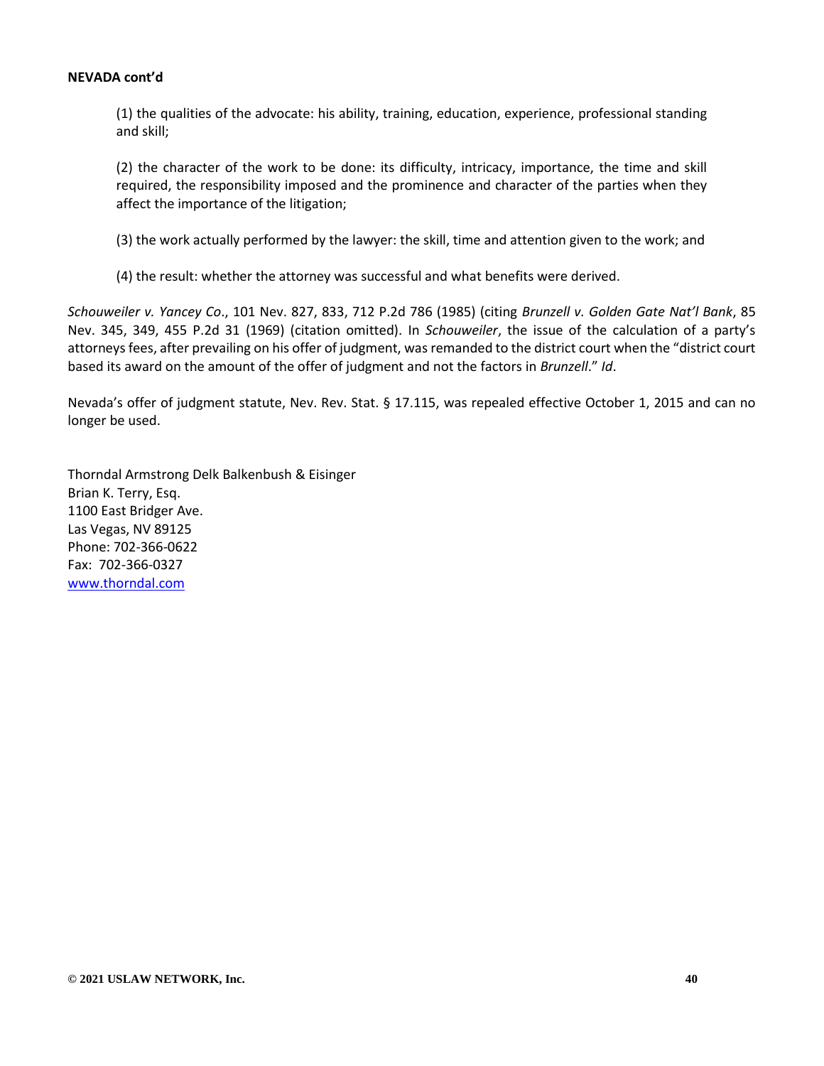**NEVADA cont'd**

(1) the qualities of the advocate: his ability, training, education, experience, professional standing and skill;

(2) the character of the work to be done: its difficulty, intricacy, importance, the time and skill required, the responsibility imposed and the prominence and character of the parties when they affect the importance of the litigation;

(3) the work actually performed by the lawyer: the skill, time and attention given to the work; and

(4) the result: whether the attorney was successful and what benefits were derived.

*Schouweiler v. Yancey Co*., 101 Nev. 827, 833, 712 P.2d 786 (1985) (citing *Brunzell v. Golden Gate Nat'l Bank*, 85 Nev. 345, 349, 455 P.2d 31 (1969) (citation omitted). In *Schouweiler*, the issue of the calculation of a party's attorneys fees, after prevailing on his offer of judgment, was remanded to the district court when the "district court based its award on the amount of the offer of judgment and not the factors in *Brunzell*." *Id*.

Nevada's offer of judgment statute, Nev. Rev. Stat. § 17.115, was repealed effective October 1, 2015 and can no longer be used.

Thorndal Armstrong Delk Balkenbush & Eisinger
Brian K. Terry, Esq.
1100 East Bridger Ave.
Las Vegas, NV 89125
Phone: 702-366-0622
Fax: 702-366-0327
[www.thorndal.com](http://www.thorndal.com)

© 2021 USLAW NETWORK, Inc.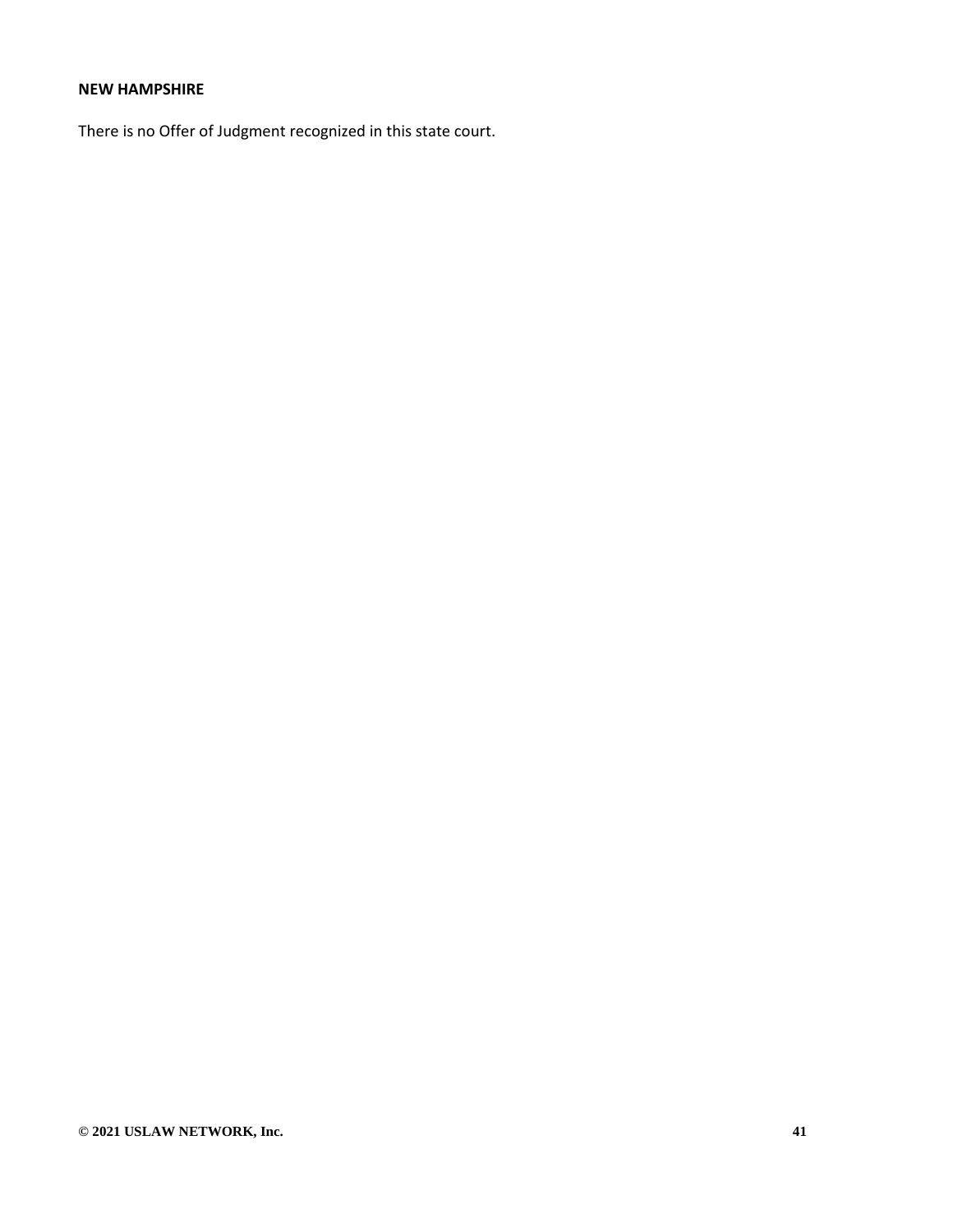**NEW HAMPSHIRE**

There is no Offer of Judgment recognized in this state court.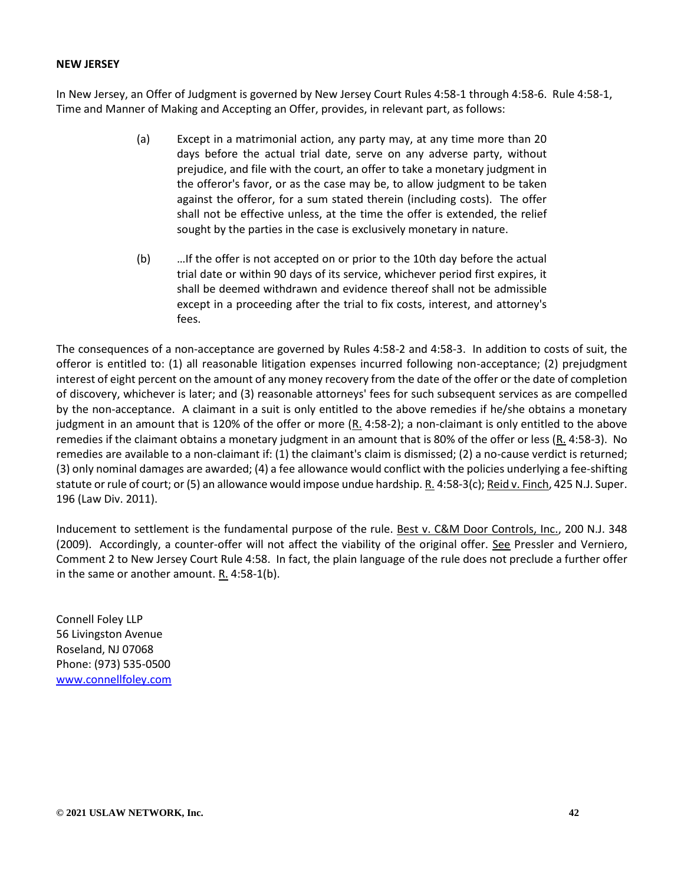**NEW JERSEY**

In New Jersey, an Offer of Judgment is governed by New Jersey Court Rules 4:58-1 through 4:58-6. Rule 4:58-1, Time and Manner of Making and Accepting an Offer, provides, in relevant part, as follows:

> (a) Except in a matrimonial action, any party may, at any time more than 20 days before the actual trial date, serve on any adverse party, without prejudice, and file with the court, an offer to take a monetary judgment in the offeror's favor, or as the case may be, to allow judgment to be taken against the offeror, for a sum stated therein (including costs). The offer shall not be effective unless, at the time the offer is extended, the relief sought by the parties in the case is exclusively monetary in nature.
>
> (b) …If the offer is not accepted on or prior to the 10th day before the actual trial date or within 90 days of its service, whichever period first expires, it shall be deemed withdrawn and evidence thereof shall not be admissible except in a proceeding after the trial to fix costs, interest, and attorney's fees.

The consequences of a non-acceptance are governed by Rules 4:58-2 and 4:58-3. In addition to costs of suit, the offeror is entitled to: (1) all reasonable litigation expenses incurred following non-acceptance; (2) prejudgment interest of eight percent on the amount of any money recovery from the date of the offer or the date of completion of discovery, whichever is later; and (3) reasonable attorneys' fees for such subsequent services as are compelled by the non-acceptance. A claimant in a suit is only entitled to the above remedies if he/she obtains a monetary judgment in an amount that is 120% of the offer or more (R. 4:58-2); a non-claimant is only entitled to the above remedies if the claimant obtains a monetary judgment in an amount that is 80% of the offer or less (R. 4:58-3). No remedies are available to a non-claimant if: (1) the claimant's claim is dismissed; (2) a no-cause verdict is returned; (3) only nominal damages are awarded; (4) a fee allowance would conflict with the policies underlying a fee-shifting statute or rule of court; or (5) an allowance would impose undue hardship. R. 4:58-3(c); Reid v. Finch, 425 N.J. Super. 196 (Law Div. 2011).

Inducement to settlement is the fundamental purpose of the rule. Best v. C&M Door Controls, Inc., 200 N.J. 348 (2009). Accordingly, a counter-offer will not affect the viability of the original offer. See Pressler and Verniero, Comment 2 to New Jersey Court Rule 4:58. In fact, the plain language of the rule does not preclude a further offer in the same or another amount. R. 4:58-1(b).

Connell Foley LLP
56 Livingston Avenue
Roseland, NJ 07068
Phone: (973) 535-0500
www.connellfoley.com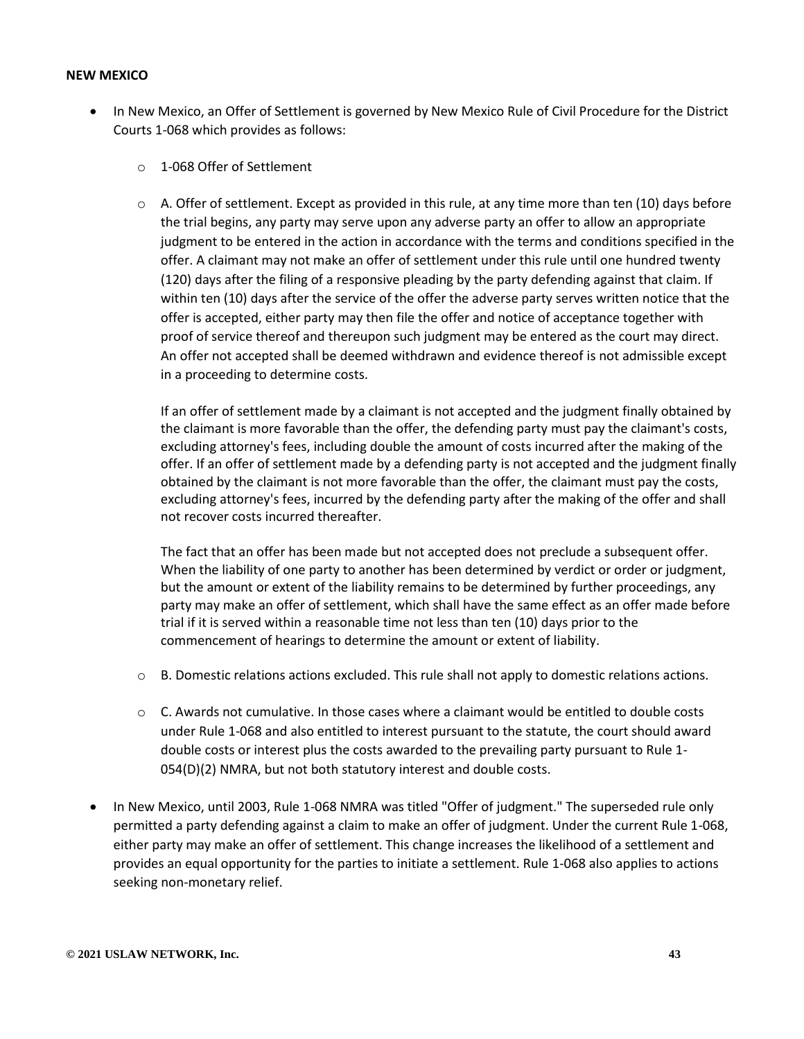**NEW MEXICO**

- In New Mexico, an Offer of Settlement is governed by New Mexico Rule of Civil Procedure for the District Courts 1-068 which provides as follows:
  - 1-068 Offer of Settlement
  - A. Offer of settlement. Except as provided in this rule, at any time more than ten (10) days before the trial begins, any party may serve upon any adverse party an offer to allow an appropriate judgment to be entered in the action in accordance with the terms and conditions specified in the offer. A claimant may not make an offer of settlement under this rule until one hundred twenty (120) days after the filing of a responsive pleading by the party defending against that claim. If within ten (10) days after the service of the offer the adverse party serves written notice that the offer is accepted, either party may then file the offer and notice of acceptance together with proof of service thereof and thereupon such judgment may be entered as the court may direct. An offer not accepted shall be deemed withdrawn and evidence thereof is not admissible except in a proceeding to determine costs.

    If an offer of settlement made by a claimant is not accepted and the judgment finally obtained by the claimant is more favorable than the offer, the defending party must pay the claimant's costs, excluding attorney's fees, including double the amount of costs incurred after the making of the offer. If an offer of settlement made by a defending party is not accepted and the judgment finally obtained by the claimant is not more favorable than the offer, the claimant must pay the costs, excluding attorney's fees, incurred by the defending party after the making of the offer and shall not recover costs incurred thereafter.

    The fact that an offer has been made but not accepted does not preclude a subsequent offer. When the liability of one party to another has been determined by verdict or order or judgment, but the amount or extent of the liability remains to be determined by further proceedings, any party may make an offer of settlement, which shall have the same effect as an offer made before trial if it is served within a reasonable time not less than ten (10) days prior to the commencement of hearings to determine the amount or extent of liability.
  - B. Domestic relations actions excluded. This rule shall not apply to domestic relations actions.
  - C. Awards not cumulative. In those cases where a claimant would be entitled to double costs under Rule 1-068 and also entitled to interest pursuant to the statute, the court should award double costs or interest plus the costs awarded to the prevailing party pursuant to Rule 1-054(D)(2) NMRA, but not both statutory interest and double costs.
- In New Mexico, until 2003, Rule 1-068 NMRA was titled "Offer of judgment." The superseded rule only permitted a party defending against a claim to make an offer of judgment. Under the current Rule 1-068, either party may make an offer of settlement. This change increases the likelihood of a settlement and provides an equal opportunity for the parties to initiate a settlement. Rule 1-068 also applies to actions seeking non-monetary relief.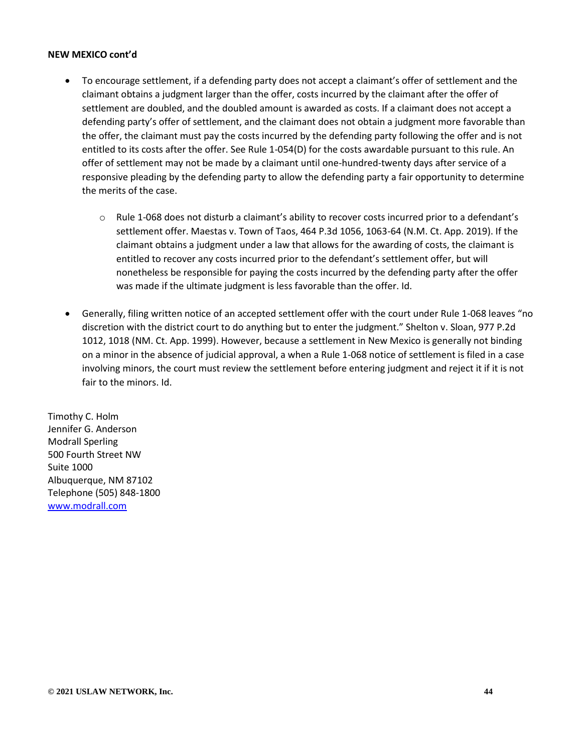**NEW MEXICO cont'd**

- To encourage settlement, if a defending party does not accept a claimant's offer of settlement and the claimant obtains a judgment larger than the offer, costs incurred by the claimant after the offer of settlement are doubled, and the doubled amount is awarded as costs. If a claimant does not accept a defending party's offer of settlement, and the claimant does not obtain a judgment more favorable than the offer, the claimant must pay the costs incurred by the defending party following the offer and is not entitled to its costs after the offer. See Rule 1-054(D) for the costs awardable pursuant to this rule. An offer of settlement may not be made by a claimant until one-hundred-twenty days after service of a responsive pleading by the defending party to allow the defending party a fair opportunity to determine the merits of the case.
    - Rule 1-068 does not disturb a claimant's ability to recover costs incurred prior to a defendant's settlement offer. Maestas v. Town of Taos, 464 P.3d 1056, 1063-64 (N.M. Ct. App. 2019). If the claimant obtains a judgment under a law that allows for the awarding of costs, the claimant is entitled to recover any costs incurred prior to the defendant's settlement offer, but will nonetheless be responsible for paying the costs incurred by the defending party after the offer was made if the ultimate judgment is less favorable than the offer. Id.
- Generally, filing written notice of an accepted settlement offer with the court under Rule 1-068 leaves "no discretion with the district court to do anything but to enter the judgment." Shelton v. Sloan, 977 P.2d 1012, 1018 (NM. Ct. App. 1999). However, because a settlement in New Mexico is generally not binding on a minor in the absence of judicial approval, a when a Rule 1-068 notice of settlement is filed in a case involving minors, the court must review the settlement before entering judgment and reject it if it is not fair to the minors. Id.

Timothy C. Holm
Jennifer G. Anderson
Modrall Sperling
500 Fourth Street NW
Suite 1000
Albuquerque, NM 87102
Telephone (505) 848-1800
[www.modrall.com](http://www.modrall.com)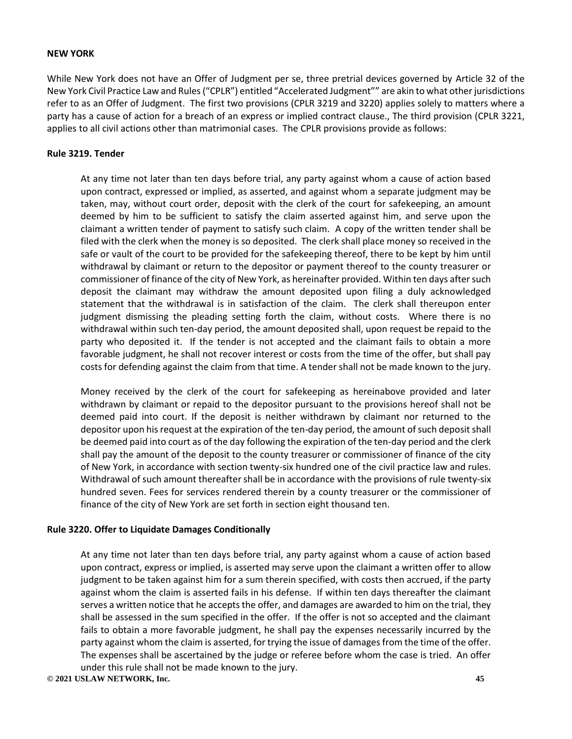**NEW YORK**

While New York does not have an Offer of Judgment per se, three pretrial devices governed by Article 32 of the New York Civil Practice Law and Rules ("CPLR") entitled "Accelerated Judgment"" are akin to what other jurisdictions refer to as an Offer of Judgment. The first two provisions (CPLR 3219 and 3220) applies solely to matters where a party has a cause of action for a breach of an express or implied contract clause., The third provision (CPLR 3221, applies to all civil actions other than matrimonial cases. The CPLR provisions provide as follows:

**Rule 3219. Tender**

> At any time not later than ten days before trial, any party against whom a cause of action based upon contract, expressed or implied, as asserted, and against whom a separate judgment may be taken, may, without court order, deposit with the clerk of the court for safekeeping, an amount deemed by him to be sufficient to satisfy the claim asserted against him, and serve upon the claimant a written tender of payment to satisfy such claim. A copy of the written tender shall be filed with the clerk when the money is so deposited. The clerk shall place money so received in the safe or vault of the court to be provided for the safekeeping thereof, there to be kept by him until withdrawal by claimant or return to the depositor or payment thereof to the county treasurer or commissioner of finance of the city of New York, as hereinafter provided. Within ten days after such deposit the claimant may withdraw the amount deposited upon filing a duly acknowledged statement that the withdrawal is in satisfaction of the claim. The clerk shall thereupon enter judgment dismissing the pleading setting forth the claim, without costs. Where there is no withdrawal within such ten-day period, the amount deposited shall, upon request be repaid to the party who deposited it. If the tender is not accepted and the claimant fails to obtain a more favorable judgment, he shall not recover interest or costs from the time of the offer, but shall pay costs for defending against the claim from that time. A tender shall not be made known to the jury.
>
> Money received by the clerk of the court for safekeeping as hereinabove provided and later withdrawn by claimant or repaid to the depositor pursuant to the provisions hereof shall not be deemed paid into court. If the deposit is neither withdrawn by claimant nor returned to the depositor upon his request at the expiration of the ten-day period, the amount of such deposit shall be deemed paid into court as of the day following the expiration of the ten-day period and the clerk shall pay the amount of the deposit to the county treasurer or commissioner of finance of the city of New York, in accordance with section twenty-six hundred one of the civil practice law and rules. Withdrawal of such amount thereafter shall be in accordance with the provisions of rule twenty-six hundred seven. Fees for services rendered therein by a county treasurer or the commissioner of finance of the city of New York are set forth in section eight thousand ten.

**Rule 3220. Offer to Liquidate Damages Conditionally**

> At any time not later than ten days before trial, any party against whom a cause of action based upon contract, express or implied, is asserted may serve upon the claimant a written offer to allow judgment to be taken against him for a sum therein specified, with costs then accrued, if the party against whom the claim is asserted fails in his defense. If within ten days thereafter the claimant serves a written notice that he accepts the offer, and damages are awarded to him on the trial, they shall be assessed in the sum specified in the offer. If the offer is not so accepted and the claimant fails to obtain a more favorable judgment, he shall pay the expenses necessarily incurred by the party against whom the claim is asserted, for trying the issue of damages from the time of the offer. The expenses shall be ascertained by the judge or referee before whom the case is tried. An offer under this rule shall not be made known to the jury.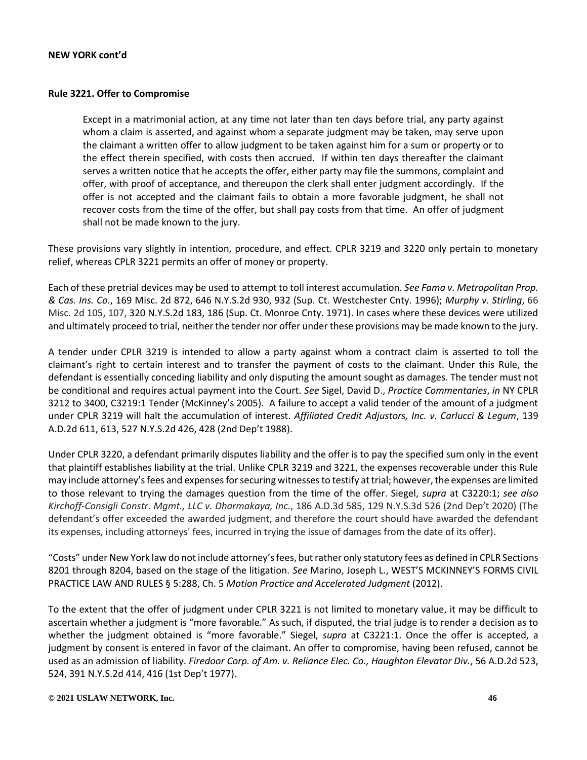**NEW YORK cont'd**

**Rule 3221. Offer to Compromise**

> Except in a matrimonial action, at any time not later than ten days before trial, any party against whom a claim is asserted, and against whom a separate judgment may be taken, may serve upon the claimant a written offer to allow judgment to be taken against him for a sum or property or to the effect therein specified, with costs then accrued. If within ten days thereafter the claimant serves a written notice that he accepts the offer, either party may file the summons, complaint and offer, with proof of acceptance, and thereupon the clerk shall enter judgment accordingly. If the offer is not accepted and the claimant fails to obtain a more favorable judgment, he shall not recover costs from the time of the offer, but shall pay costs from that time. An offer of judgment shall not be made known to the jury.

These provisions vary slightly in intention, procedure, and effect. CPLR 3219 and 3220 only pertain to monetary relief, whereas CPLR 3221 permits an offer of money or property.

Each of these pretrial devices may be used to attempt to toll interest accumulation. *See Fama v. Metropolitan Prop. & Cas. Ins. Co.*, 169 Misc. 2d 872, 646 N.Y.S.2d 930, 932 (Sup. Ct. Westchester Cnty. 1996); *Murphy v. Stirling*, 66 Misc. 2d 105, 107, 320 N.Y.S.2d 183, 186 (Sup. Ct. Monroe Cnty. 1971). In cases where these devices were utilized and ultimately proceed to trial, neither the tender nor offer under these provisions may be made known to the jury.

A tender under CPLR 3219 is intended to allow a party against whom a contract claim is asserted to toll the claimant's right to certain interest and to transfer the payment of costs to the claimant. Under this Rule, the defendant is essentially conceding liability and only disputing the amount sought as damages. The tender must not be conditional and requires actual payment into the Court. *See* Sigel, David D., *Practice Commentaries*, *in* NY CPLR 3212 to 3400, C3219:1 Tender (McKinney's 2005). A failure to accept a valid tender of the amount of a judgment under CPLR 3219 will halt the accumulation of interest. *Affiliated Credit Adjustors, Inc. v. Carlucci & Legum*, 139 A.D.2d 611, 613, 527 N.Y.S.2d 426, 428 (2nd Dep't 1988).

Under CPLR 3220, a defendant primarily disputes liability and the offer is to pay the specified sum only in the event that plaintiff establishes liability at the trial. Unlike CPLR 3219 and 3221, the expenses recoverable under this Rule may include attorney's fees and expenses for securing witnesses to testify at trial; however, the expenses are limited to those relevant to trying the damages question from the time of the offer. Siegel, *supra* at C3220:1; *see also Kirchoff-Consigli Constr. Mgmt., LLC v. Dharmakaya, Inc.*, 186 A.D.3d 585, 129 N.Y.S.3d 526 (2nd Dep't 2020) (The defendant's offer exceeded the awarded judgment, and therefore the court should have awarded the defendant its expenses, including attorneys' fees, incurred in trying the issue of damages from the date of its offer).

"Costs" under New York law do not include attorney's fees, but rather only statutory fees as defined in CPLR Sections 8201 through 8204, based on the stage of the litigation. *See* Marino, Joseph L., WEST'S MCKINNEY'S FORMS CIVIL PRACTICE LAW AND RULES § 5:288, Ch. 5 *Motion Practice and Accelerated Judgment* (2012).

To the extent that the offer of judgment under CPLR 3221 is not limited to monetary value, it may be difficult to ascertain whether a judgment is "more favorable." As such, if disputed, the trial judge is to render a decision as to whether the judgment obtained is "more favorable." Siegel, *supra* at C3221:1. Once the offer is accepted, a judgment by consent is entered in favor of the claimant. An offer to compromise, having been refused, cannot be used as an admission of liability. *Firedoor Corp. of Am. v. Reliance Elec. Co., Haughton Elevator Div.*, 56 A.D.2d 523, 524, 391 N.Y.S.2d 414, 416 (1st Dep't 1977).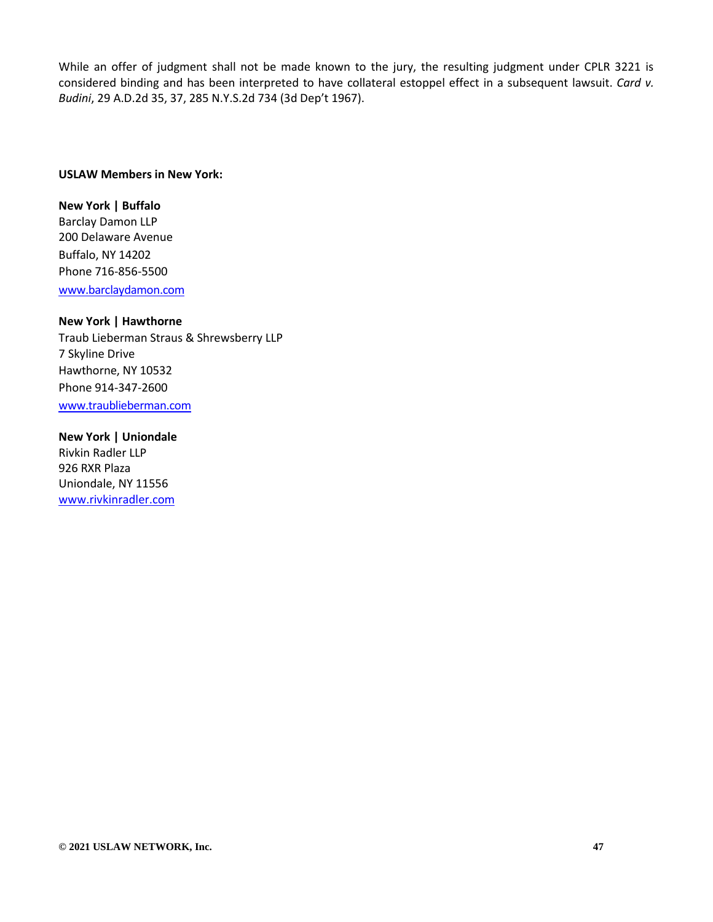While an offer of judgment shall not be made known to the jury, the resulting judgment under CPLR 3221 is considered binding and has been interpreted to have collateral estoppel effect in a subsequent lawsuit. *Card v. Budini*, 29 A.D.2d 35, 37, 285 N.Y.S.2d 734 (3d Dep't 1967).

**USLAW Members in New York:**

**New York | Buffalo**
Barclay Damon LLP
200 Delaware Avenue
Buffalo, NY 14202
Phone 716-856-5500
www.barclaydamon.com

**New York | Hawthorne**
Traub Lieberman Straus & Shrewsberry LLP
7 Skyline Drive
Hawthorne, NY 10532
Phone 914-347-2600
www.traublieberman.com

**New York | Uniondale**
Rivkin Radler LLP
926 RXR Plaza
Uniondale, NY 11556
www.rivkinradler.com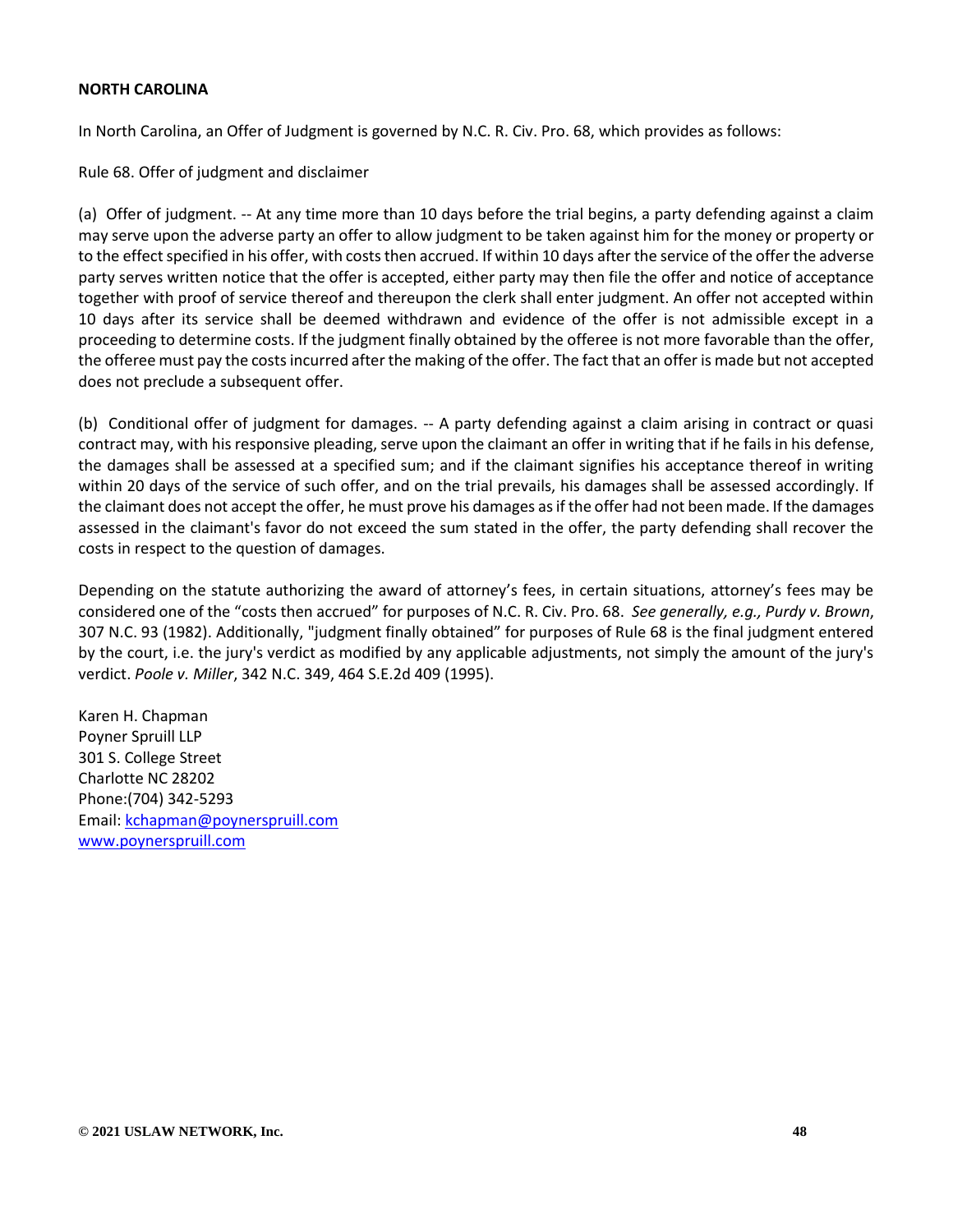**NORTH CAROLINA**

In North Carolina, an Offer of Judgment is governed by N.C. R. Civ. Pro. 68, which provides as follows:

Rule 68. Offer of judgment and disclaimer

(a) Offer of judgment. -- At any time more than 10 days before the trial begins, a party defending against a claim may serve upon the adverse party an offer to allow judgment to be taken against him for the money or property or to the effect specified in his offer, with costs then accrued. If within 10 days after the service of the offer the adverse party serves written notice that the offer is accepted, either party may then file the offer and notice of acceptance together with proof of service thereof and thereupon the clerk shall enter judgment. An offer not accepted within 10 days after its service shall be deemed withdrawn and evidence of the offer is not admissible except in a proceeding to determine costs. If the judgment finally obtained by the offeree is not more favorable than the offer, the offeree must pay the costs incurred after the making of the offer. The fact that an offer is made but not accepted does not preclude a subsequent offer.

(b) Conditional offer of judgment for damages. -- A party defending against a claim arising in contract or quasi contract may, with his responsive pleading, serve upon the claimant an offer in writing that if he fails in his defense, the damages shall be assessed at a specified sum; and if the claimant signifies his acceptance thereof in writing within 20 days of the service of such offer, and on the trial prevails, his damages shall be assessed accordingly. If the claimant does not accept the offer, he must prove his damages as if the offer had not been made. If the damages assessed in the claimant's favor do not exceed the sum stated in the offer, the party defending shall recover the costs in respect to the question of damages.

Depending on the statute authorizing the award of attorney's fees, in certain situations, attorney's fees may be considered one of the "costs then accrued" for purposes of N.C. R. Civ. Pro. 68. *See generally, e.g., Purdy v. Brown*, 307 N.C. 93 (1982). Additionally, "judgment finally obtained" for purposes of Rule 68 is the final judgment entered by the court, i.e. the jury's verdict as modified by any applicable adjustments, not simply the amount of the jury's verdict. *Poole v. Miller*, 342 N.C. 349, 464 S.E.2d 409 (1995).

Karen H. Chapman
Poyner Spruill LLP
301 S. College Street
Charlotte NC 28202
Phone:(704) 342-5293
Email: kchapman@poynerspruill.com
www.poynerspruill.com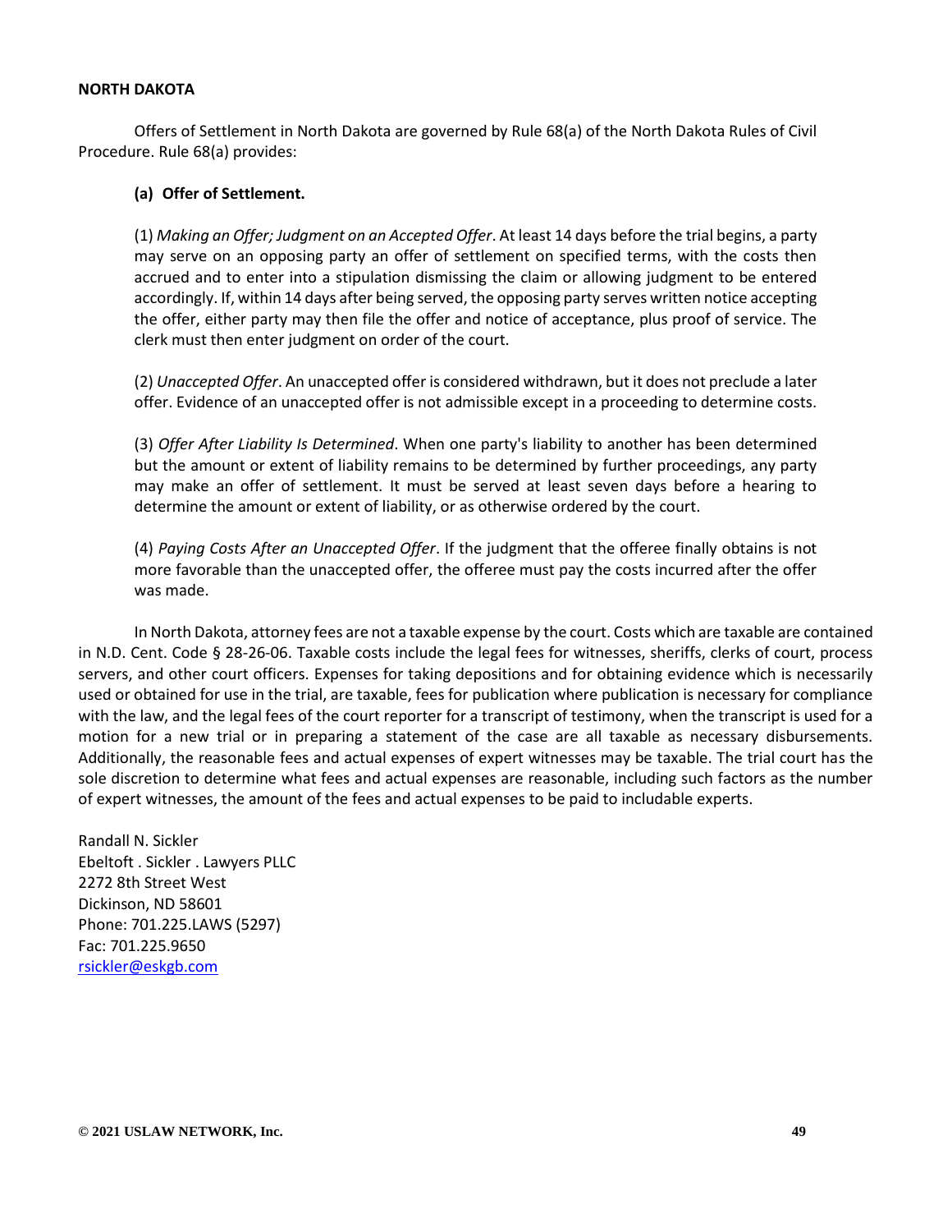## NORTH DAKOTA

Offers of Settlement in North Dakota are governed by Rule 68(a) of the North Dakota Rules of Civil Procedure. Rule 68(a) provides:

> **(a) Offer of Settlement.**
>
> (1) *Making an Offer; Judgment on an Accepted Offer*. At least 14 days before the trial begins, a party may serve on an opposing party an offer of settlement on specified terms, with the costs then accrued and to enter into a stipulation dismissing the claim or allowing judgment to be entered accordingly. If, within 14 days after being served, the opposing party serves written notice accepting the offer, either party may then file the offer and notice of acceptance, plus proof of service. The clerk must then enter judgment on order of the court.
>
> (2) *Unaccepted Offer*. An unaccepted offer is considered withdrawn, but it does not preclude a later offer. Evidence of an unaccepted offer is not admissible except in a proceeding to determine costs.
>
> (3) *Offer After Liability Is Determined*. When one party's liability to another has been determined but the amount or extent of liability remains to be determined by further proceedings, any party may make an offer of settlement. It must be served at least seven days before a hearing to determine the amount or extent of liability, or as otherwise ordered by the court.
>
> (4) *Paying Costs After an Unaccepted Offer*. If the judgment that the offeree finally obtains is not more favorable than the unaccepted offer, the offeree must pay the costs incurred after the offer was made.

In North Dakota, attorney fees are not a taxable expense by the court. Costs which are taxable are contained in N.D. Cent. Code § 28-26-06. Taxable costs include the legal fees for witnesses, sheriffs, clerks of court, process servers, and other court officers. Expenses for taking depositions and for obtaining evidence which is necessarily used or obtained for use in the trial, are taxable, fees for publication where publication is necessary for compliance with the law, and the legal fees of the court reporter for a transcript of testimony, when the transcript is used for a motion for a new trial or in preparing a statement of the case are all taxable as necessary disbursements. Additionally, the reasonable fees and actual expenses of expert witnesses may be taxable. The trial court has the sole discretion to determine what fees and actual expenses are reasonable, including such factors as the number of expert witnesses, the amount of the fees and actual expenses to be paid to includable experts.

Randall N. Sickler
Ebeltoft . Sickler . Lawyers PLLC
2272 8th Street West
Dickinson, ND 58601
Phone: 701.225.LAWS (5297)
Fac: 701.225.9650
rsickler@eskgb.com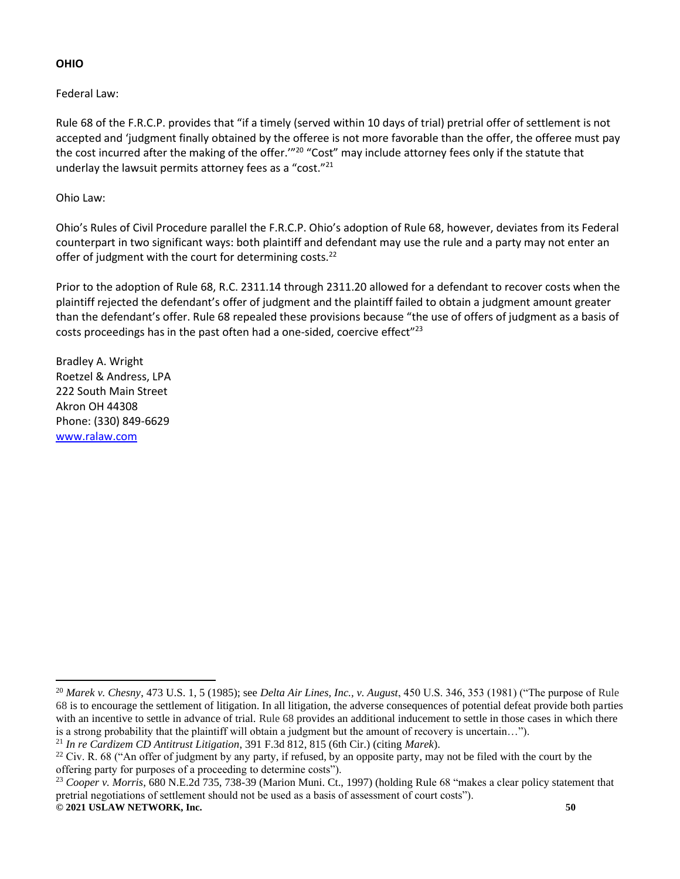**OHIO**

Federal Law:

Rule 68 of the F.R.C.P. provides that "if a timely (served within 10 days of trial) pretrial offer of settlement is not accepted and 'judgment finally obtained by the offeree is not more favorable than the offer, the offeree must pay the cost incurred after the making of the offer.'"[20] "Cost" may include attorney fees only if the statute that underlay the lawsuit permits attorney fees as a "cost."[21]

Ohio Law:

Ohio's Rules of Civil Procedure parallel the F.R.C.P. Ohio's adoption of Rule 68, however, deviates from its Federal counterpart in two significant ways: both plaintiff and defendant may use the rule and a party may not enter an offer of judgment with the court for determining costs.[22]

Prior to the adoption of Rule 68, R.C. 2311.14 through 2311.20 allowed for a defendant to recover costs when the plaintiff rejected the defendant's offer of judgment and the plaintiff failed to obtain a judgment amount greater than the defendant's offer. Rule 68 repealed these provisions because "the use of offers of judgment as a basis of costs proceedings has in the past often had a one-sided, coercive effect"[23]

Bradley A. Wright
Roetzel & Andress, LPA
222 South Main Street
Akron OH 44308
Phone: (330) 849-6629
[www.ralaw.com](http://www.ralaw.com)

---

[20] *Marek v. Chesny*, 473 U.S. 1, 5 (1985); see *Delta Air Lines, Inc., v. August*, 450 U.S. 346, 353 (1981) ("The purpose of Rule 68 is to encourage the settlement of litigation. In all litigation, the adverse consequences of potential defeat provide both parties with an incentive to settle in advance of trial. Rule 68 provides an additional inducement to settle in those cases in which there is a strong probability that the plaintiff will obtain a judgment but the amount of recovery is uncertain…").

[21] *In re Cardizem CD Antitrust Litigation*, 391 F.3d 812, 815 (6th Cir.) (citing *Marek*).

[22] Civ. R. 68 ("An offer of judgment by any party, if refused, by an opposite party, may not be filed with the court by the offering party for purposes of a proceeding to determine costs").

[23] *Cooper v. Morris*, 680 N.E.2d 735, 738-39 (Marion Muni. Ct., 1997) (holding Rule 68 "makes a clear policy statement that pretrial negotiations of settlement should not be used as a basis of assessment of court costs").

**© 2021 USLAW NETWORK, Inc.**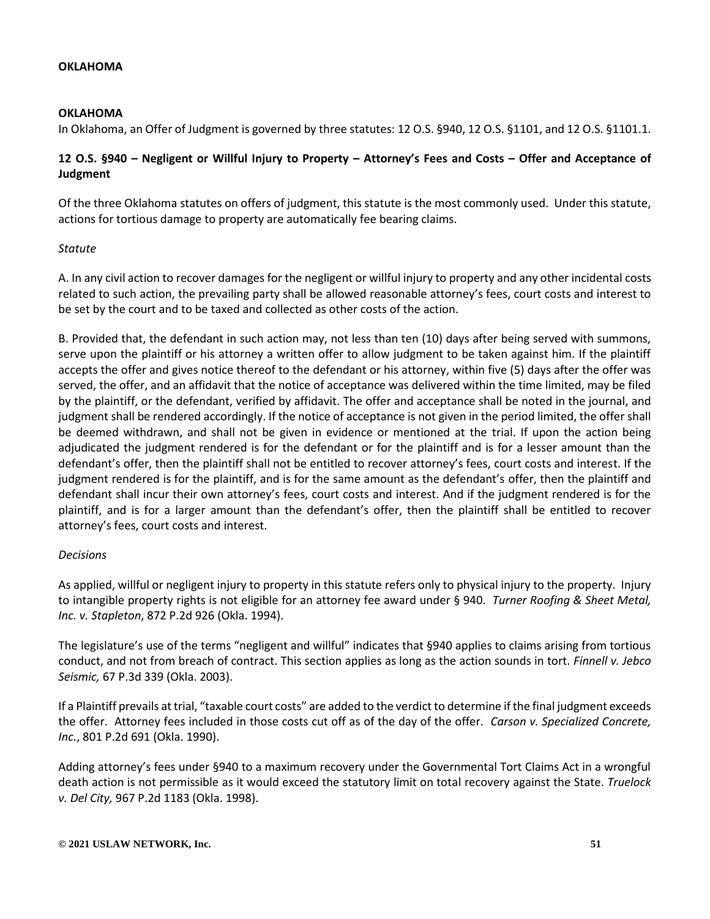## OKLAHOMA

## OKLAHOMA

In Oklahoma, an Offer of Judgment is governed by three statutes: 12 O.S. §940, 12 O.S. §1101, and 12 O.S. §1101.1.

### 12 O.S. §940 – Negligent or Willful Injury to Property – Attorney's Fees and Costs – Offer and Acceptance of Judgment

Of the three Oklahoma statutes on offers of judgment, this statute is the most commonly used. Under this statute, actions for tortious damage to property are automatically fee bearing claims.

*Statute*

A. In any civil action to recover damages for the negligent or willful injury to property and any other incidental costs related to such action, the prevailing party shall be allowed reasonable attorney's fees, court costs and interest to be set by the court and to be taxed and collected as other costs of the action.

B. Provided that, the defendant in such action may, not less than ten (10) days after being served with summons, serve upon the plaintiff or his attorney a written offer to allow judgment to be taken against him. If the plaintiff accepts the offer and gives notice thereof to the defendant or his attorney, within five (5) days after the offer was served, the offer, and an affidavit that the notice of acceptance was delivered within the time limited, may be filed by the plaintiff, or the defendant, verified by affidavit. The offer and acceptance shall be noted in the journal, and judgment shall be rendered accordingly. If the notice of acceptance is not given in the period limited, the offer shall be deemed withdrawn, and shall not be given in evidence or mentioned at the trial. If upon the action being adjudicated the judgment rendered is for the defendant or for the plaintiff and is for a lesser amount than the defendant's offer, then the plaintiff shall not be entitled to recover attorney's fees, court costs and interest. If the judgment rendered is for the plaintiff, and is for the same amount as the defendant's offer, then the plaintiff and defendant shall incur their own attorney's fees, court costs and interest. And if the judgment rendered is for the plaintiff, and is for a larger amount than the defendant's offer, then the plaintiff shall be entitled to recover attorney's fees, court costs and interest.

*Decisions*

As applied, willful or negligent injury to property in this statute refers only to physical injury to the property. Injury to intangible property rights is not eligible for an attorney fee award under § 940. *Turner Roofing & Sheet Metal, Inc. v. Stapleton*, 872 P.2d 926 (Okla. 1994).

The legislature's use of the terms "negligent and willful" indicates that §940 applies to claims arising from tortious conduct, and not from breach of contract. This section applies as long as the action sounds in tort. *Finnell v. Jebco Seismic,* 67 P.3d 339 (Okla. 2003).

If a Plaintiff prevails at trial, "taxable court costs" are added to the verdict to determine if the final judgment exceeds the offer. Attorney fees included in those costs cut off as of the day of the offer. *Carson v. Specialized Concrete, Inc.*, 801 P.2d 691 (Okla. 1990).

Adding attorney's fees under §940 to a maximum recovery under the Governmental Tort Claims Act in a wrongful death action is not permissible as it would exceed the statutory limit on total recovery against the State. *Truelock v. Del City,* 967 P.2d 1183 (Okla. 1998).

© 2021 USLAW NETWORK, Inc.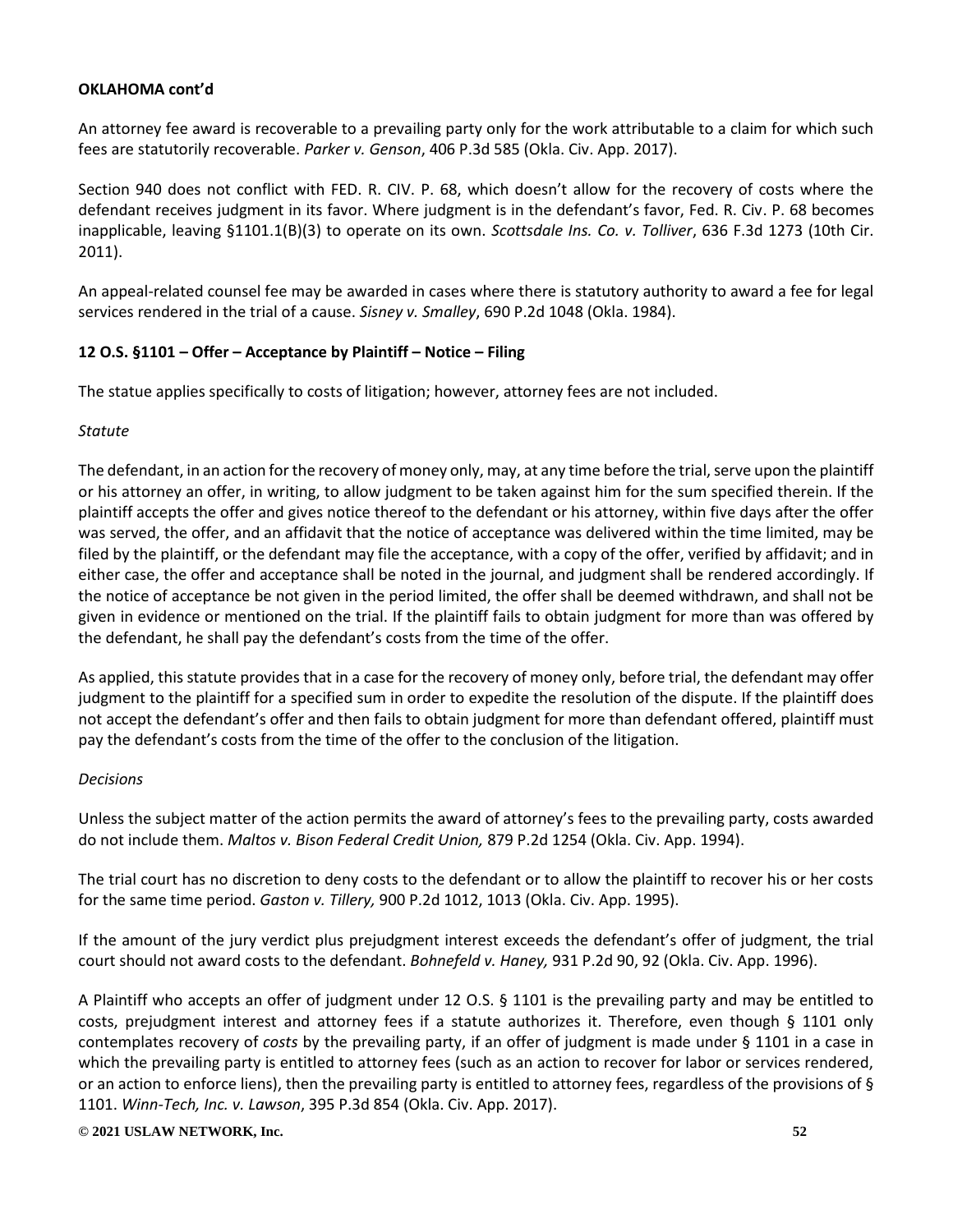**OKLAHOMA cont'd**

An attorney fee award is recoverable to a prevailing party only for the work attributable to a claim for which such fees are statutorily recoverable. *Parker v. Genson*, 406 P.3d 585 (Okla. Civ. App. 2017).

Section 940 does not conflict with FED. R. CIV. P. 68, which doesn't allow for the recovery of costs where the defendant receives judgment in its favor. Where judgment is in the defendant's favor, Fed. R. Civ. P. 68 becomes inapplicable, leaving §1101.1(B)(3) to operate on its own. *Scottsdale Ins. Co. v. Tolliver*, 636 F.3d 1273 (10th Cir. 2011).

An appeal-related counsel fee may be awarded in cases where there is statutory authority to award a fee for legal services rendered in the trial of a cause. *Sisney v. Smalley*, 690 P.2d 1048 (Okla. 1984).

**12 O.S. §1101 – Offer – Acceptance by Plaintiff – Notice – Filing**

The statue applies specifically to costs of litigation; however, attorney fees are not included.

*Statute*

The defendant, in an action for the recovery of money only, may, at any time before the trial, serve upon the plaintiff or his attorney an offer, in writing, to allow judgment to be taken against him for the sum specified therein. If the plaintiff accepts the offer and gives notice thereof to the defendant or his attorney, within five days after the offer was served, the offer, and an affidavit that the notice of acceptance was delivered within the time limited, may be filed by the plaintiff, or the defendant may file the acceptance, with a copy of the offer, verified by affidavit; and in either case, the offer and acceptance shall be noted in the journal, and judgment shall be rendered accordingly. If the notice of acceptance be not given in the period limited, the offer shall be deemed withdrawn, and shall not be given in evidence or mentioned on the trial. If the plaintiff fails to obtain judgment for more than was offered by the defendant, he shall pay the defendant's costs from the time of the offer.

As applied, this statute provides that in a case for the recovery of money only, before trial, the defendant may offer judgment to the plaintiff for a specified sum in order to expedite the resolution of the dispute. If the plaintiff does not accept the defendant's offer and then fails to obtain judgment for more than defendant offered, plaintiff must pay the defendant's costs from the time of the offer to the conclusion of the litigation.

*Decisions*

Unless the subject matter of the action permits the award of attorney's fees to the prevailing party, costs awarded do not include them. *Maltos v. Bison Federal Credit Union,* 879 P.2d 1254 (Okla. Civ. App. 1994).

The trial court has no discretion to deny costs to the defendant or to allow the plaintiff to recover his or her costs for the same time period. *Gaston v. Tillery,* 900 P.2d 1012, 1013 (Okla. Civ. App. 1995).

If the amount of the jury verdict plus prejudgment interest exceeds the defendant's offer of judgment, the trial court should not award costs to the defendant. *Bohnefeld v. Haney,* 931 P.2d 90, 92 (Okla. Civ. App. 1996).

A Plaintiff who accepts an offer of judgment under 12 O.S. § 1101 is the prevailing party and may be entitled to costs, prejudgment interest and attorney fees if a statute authorizes it. Therefore, even though § 1101 only contemplates recovery of *costs* by the prevailing party, if an offer of judgment is made under § 1101 in a case in which the prevailing party is entitled to attorney fees (such as an action to recover for labor or services rendered, or an action to enforce liens), then the prevailing party is entitled to attorney fees, regardless of the provisions of § 1101. *Winn-Tech, Inc. v. Lawson*, 395 P.3d 854 (Okla. Civ. App. 2017).

**© 2021 USLAW NETWORK, Inc.**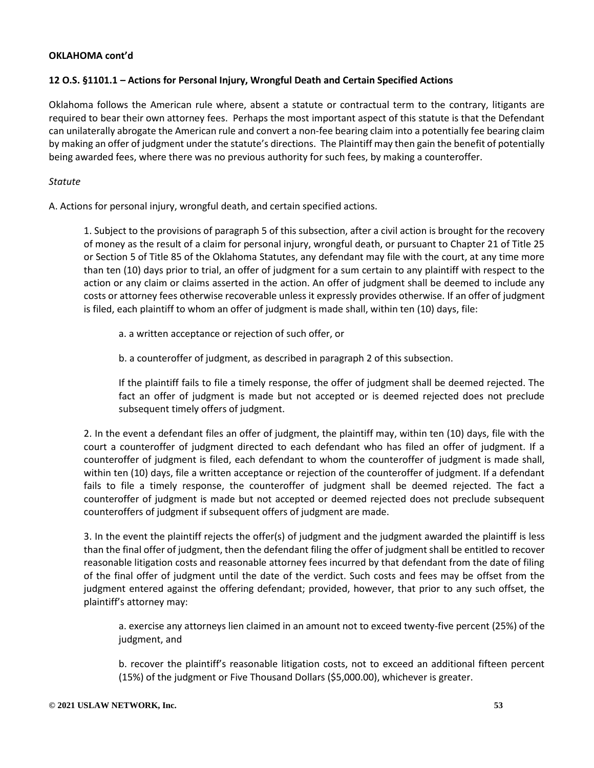**OKLAHOMA cont'd**

**12 O.S. §1101.1 – Actions for Personal Injury, Wrongful Death and Certain Specified Actions**

Oklahoma follows the American rule where, absent a statute or contractual term to the contrary, litigants are required to bear their own attorney fees. Perhaps the most important aspect of this statute is that the Defendant can unilaterally abrogate the American rule and convert a non-fee bearing claim into a potentially fee bearing claim by making an offer of judgment under the statute's directions. The Plaintiff may then gain the benefit of potentially being awarded fees, where there was no previous authority for such fees, by making a counteroffer.

*Statute*

A. Actions for personal injury, wrongful death, and certain specified actions.

> 1. Subject to the provisions of paragraph 5 of this subsection, after a civil action is brought for the recovery of money as the result of a claim for personal injury, wrongful death, or pursuant to Chapter 21 of Title 25 or Section 5 of Title 85 of the Oklahoma Statutes, any defendant may file with the court, at any time more than ten (10) days prior to trial, an offer of judgment for a sum certain to any plaintiff with respect to the action or any claim or claims asserted in the action. An offer of judgment shall be deemed to include any costs or attorney fees otherwise recoverable unless it expressly provides otherwise. If an offer of judgment is filed, each plaintiff to whom an offer of judgment is made shall, within ten (10) days, file:
>
> > a. a written acceptance or rejection of such offer, or
> >
> > b. a counteroffer of judgment, as described in paragraph 2 of this subsection.
> >
> > If the plaintiff fails to file a timely response, the offer of judgment shall be deemed rejected. The fact an offer of judgment is made but not accepted or is deemed rejected does not preclude subsequent timely offers of judgment.
>
> 2. In the event a defendant files an offer of judgment, the plaintiff may, within ten (10) days, file with the court a counteroffer of judgment directed to each defendant who has filed an offer of judgment. If a counteroffer of judgment is filed, each defendant to whom the counteroffer of judgment is made shall, within ten (10) days, file a written acceptance or rejection of the counteroffer of judgment. If a defendant fails to file a timely response, the counteroffer of judgment shall be deemed rejected. The fact a counteroffer of judgment is made but not accepted or deemed rejected does not preclude subsequent counteroffers of judgment if subsequent offers of judgment are made.
>
> 3. In the event the plaintiff rejects the offer(s) of judgment and the judgment awarded the plaintiff is less than the final offer of judgment, then the defendant filing the offer of judgment shall be entitled to recover reasonable litigation costs and reasonable attorney fees incurred by that defendant from the date of filing of the final offer of judgment until the date of the verdict. Such costs and fees may be offset from the judgment entered against the offering defendant; provided, however, that prior to any such offset, the plaintiff's attorney may:
>
> > a. exercise any attorneys lien claimed in an amount not to exceed twenty-five percent (25%) of the judgment, and
> >
> > b. recover the plaintiff's reasonable litigation costs, not to exceed an additional fifteen percent (15%) of the judgment or Five Thousand Dollars ($5,000.00), whichever is greater.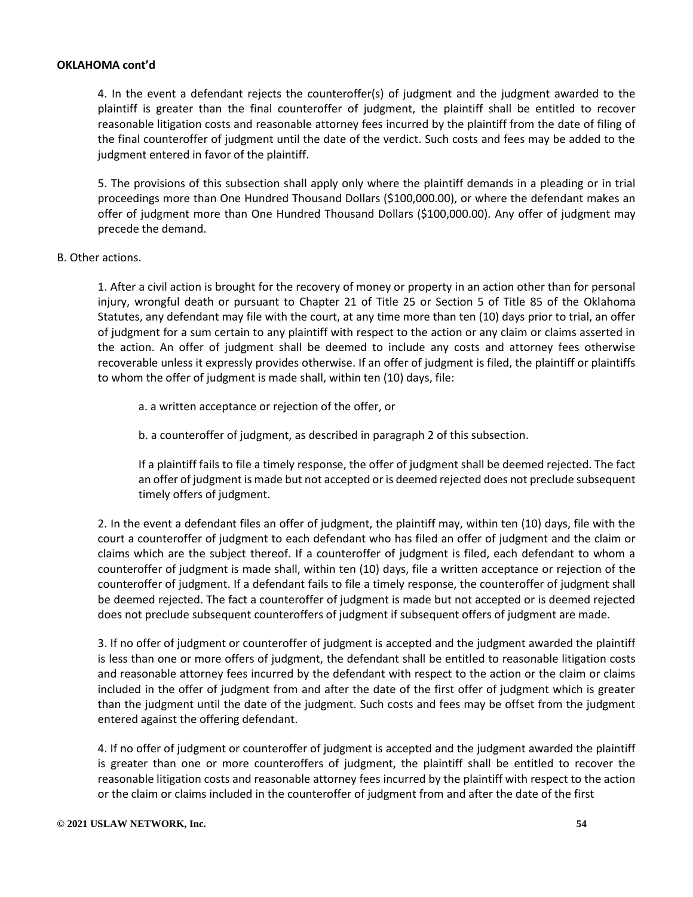**OKLAHOMA cont'd**

4. In the event a defendant rejects the counteroffer(s) of judgment and the judgment awarded to the plaintiff is greater than the final counteroffer of judgment, the plaintiff shall be entitled to recover reasonable litigation costs and reasonable attorney fees incurred by the plaintiff from the date of filing of the final counteroffer of judgment until the date of the verdict. Such costs and fees may be added to the judgment entered in favor of the plaintiff.

5. The provisions of this subsection shall apply only where the plaintiff demands in a pleading or in trial proceedings more than One Hundred Thousand Dollars ($100,000.00), or where the defendant makes an offer of judgment more than One Hundred Thousand Dollars ($100,000.00). Any offer of judgment may precede the demand.

B. Other actions.

1. After a civil action is brought for the recovery of money or property in an action other than for personal injury, wrongful death or pursuant to Chapter 21 of Title 25 or Section 5 of Title 85 of the Oklahoma Statutes, any defendant may file with the court, at any time more than ten (10) days prior to trial, an offer of judgment for a sum certain to any plaintiff with respect to the action or any claim or claims asserted in the action. An offer of judgment shall be deemed to include any costs and attorney fees otherwise recoverable unless it expressly provides otherwise. If an offer of judgment is filed, the plaintiff or plaintiffs to whom the offer of judgment is made shall, within ten (10) days, file:

a. a written acceptance or rejection of the offer, or

b. a counteroffer of judgment, as described in paragraph 2 of this subsection.

If a plaintiff fails to file a timely response, the offer of judgment shall be deemed rejected. The fact an offer of judgment is made but not accepted or is deemed rejected does not preclude subsequent timely offers of judgment.

2. In the event a defendant files an offer of judgment, the plaintiff may, within ten (10) days, file with the court a counteroffer of judgment to each defendant who has filed an offer of judgment and the claim or claims which are the subject thereof. If a counteroffer of judgment is filed, each defendant to whom a counteroffer of judgment is made shall, within ten (10) days, file a written acceptance or rejection of the counteroffer of judgment. If a defendant fails to file a timely response, the counteroffer of judgment shall be deemed rejected. The fact a counteroffer of judgment is made but not accepted or is deemed rejected does not preclude subsequent counteroffers of judgment if subsequent offers of judgment are made.

3. If no offer of judgment or counteroffer of judgment is accepted and the judgment awarded the plaintiff is less than one or more offers of judgment, the defendant shall be entitled to reasonable litigation costs and reasonable attorney fees incurred by the defendant with respect to the action or the claim or claims included in the offer of judgment from and after the date of the first offer of judgment which is greater than the judgment until the date of the judgment. Such costs and fees may be offset from the judgment entered against the offering defendant.

4. If no offer of judgment or counteroffer of judgment is accepted and the judgment awarded the plaintiff is greater than one or more counteroffers of judgment, the plaintiff shall be entitled to recover the reasonable litigation costs and reasonable attorney fees incurred by the plaintiff with respect to the action or the claim or claims included in the counteroffer of judgment from and after the date of the first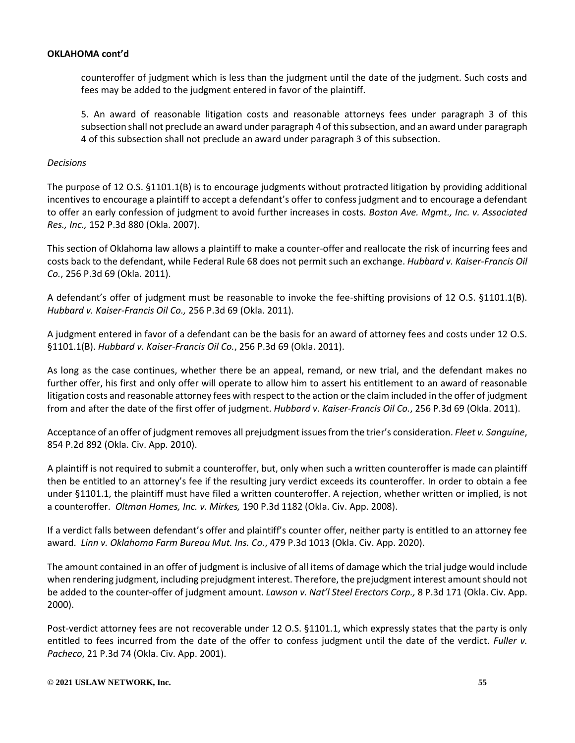**OKLAHOMA cont'd**

counteroffer of judgment which is less than the judgment until the date of the judgment. Such costs and fees may be added to the judgment entered in favor of the plaintiff.

5. An award of reasonable litigation costs and reasonable attorneys fees under paragraph 3 of this subsection shall not preclude an award under paragraph 4 of this subsection, and an award under paragraph 4 of this subsection shall not preclude an award under paragraph 3 of this subsection.

*Decisions*

The purpose of 12 O.S. §1101.1(B) is to encourage judgments without protracted litigation by providing additional incentives to encourage a plaintiff to accept a defendant's offer to confess judgment and to encourage a defendant to offer an early confession of judgment to avoid further increases in costs. *Boston Ave. Mgmt., Inc. v. Associated Res., Inc.,* 152 P.3d 880 (Okla. 2007).

This section of Oklahoma law allows a plaintiff to make a counter-offer and reallocate the risk of incurring fees and costs back to the defendant, while Federal Rule 68 does not permit such an exchange. *Hubbard v. Kaiser-Francis Oil Co.*, 256 P.3d 69 (Okla. 2011).

A defendant's offer of judgment must be reasonable to invoke the fee-shifting provisions of 12 O.S. §1101.1(B). *Hubbard v. Kaiser-Francis Oil Co.,* 256 P.3d 69 (Okla. 2011).

A judgment entered in favor of a defendant can be the basis for an award of attorney fees and costs under 12 O.S. §1101.1(B). *Hubbard v. Kaiser-Francis Oil Co.*, 256 P.3d 69 (Okla. 2011).

As long as the case continues, whether there be an appeal, remand, or new trial, and the defendant makes no further offer, his first and only offer will operate to allow him to assert his entitlement to an award of reasonable litigation costs and reasonable attorney fees with respect to the action or the claim included in the offer of judgment from and after the date of the first offer of judgment. *Hubbard v. Kaiser-Francis Oil Co.*, 256 P.3d 69 (Okla. 2011).

Acceptance of an offer of judgment removes all prejudgment issues from the trier's consideration. *Fleet v. Sanguine*, 854 P.2d 892 (Okla. Civ. App. 2010).

A plaintiff is not required to submit a counteroffer, but, only when such a written counteroffer is made can plaintiff then be entitled to an attorney's fee if the resulting jury verdict exceeds its counteroffer. In order to obtain a fee under §1101.1, the plaintiff must have filed a written counteroffer. A rejection, whether written or implied, is not a counteroffer. *Oltman Homes, Inc. v. Mirkes,* 190 P.3d 1182 (Okla. Civ. App. 2008).

If a verdict falls between defendant's offer and plaintiff's counter offer, neither party is entitled to an attorney fee award. *Linn v. Oklahoma Farm Bureau Mut. Ins. Co.*, 479 P.3d 1013 (Okla. Civ. App. 2020).

The amount contained in an offer of judgment is inclusive of all items of damage which the trial judge would include when rendering judgment, including prejudgment interest. Therefore, the prejudgment interest amount should not be added to the counter-offer of judgment amount. *Lawson v. Nat'l Steel Erectors Corp.,* 8 P.3d 171 (Okla. Civ. App. 2000).

Post-verdict attorney fees are not recoverable under 12 O.S. §1101.1, which expressly states that the party is only entitled to fees incurred from the date of the offer to confess judgment until the date of the verdict. *Fuller v. Pacheco*, 21 P.3d 74 (Okla. Civ. App. 2001).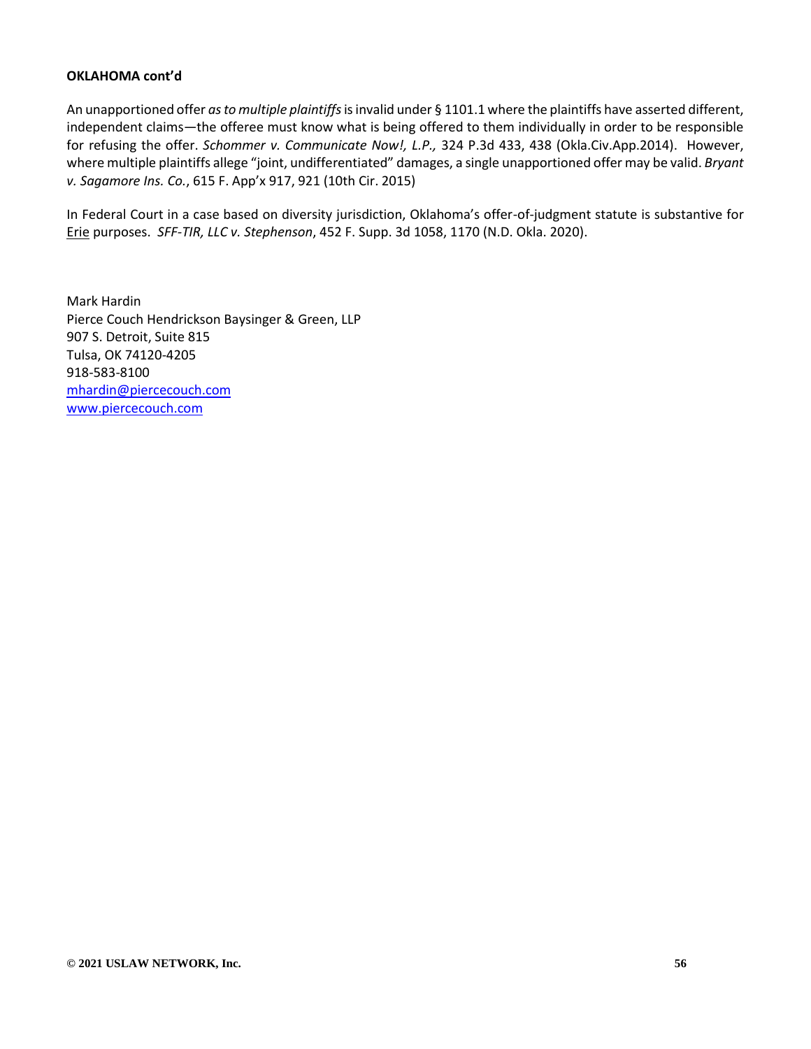**OKLAHOMA cont'd**

An unapportioned offer *as to multiple plaintiffs* is invalid under § 1101.1 where the plaintiffs have asserted different, independent claims—the offeree must know what is being offered to them individually in order to be responsible for refusing the offer. *Schommer v. Communicate Now!, L.P.,* 324 P.3d 433, 438 (Okla.Civ.App.2014). However, where multiple plaintiffs allege "joint, undifferentiated" damages, a single unapportioned offer may be valid. *Bryant v. Sagamore Ins. Co.*, 615 F. App'x 917, 921 (10th Cir. 2015)

In Federal Court in a case based on diversity jurisdiction, Oklahoma's offer-of-judgment statute is substantive for Erie purposes. *SFF-TIR, LLC v. Stephenson*, 452 F. Supp. 3d 1058, 1170 (N.D. Okla. 2020).

Mark Hardin
Pierce Couch Hendrickson Baysinger & Green, LLP
907 S. Detroit, Suite 815
Tulsa, OK 74120-4205
918-583-8100
mhardin@piercecouch.com
www.piercecouch.com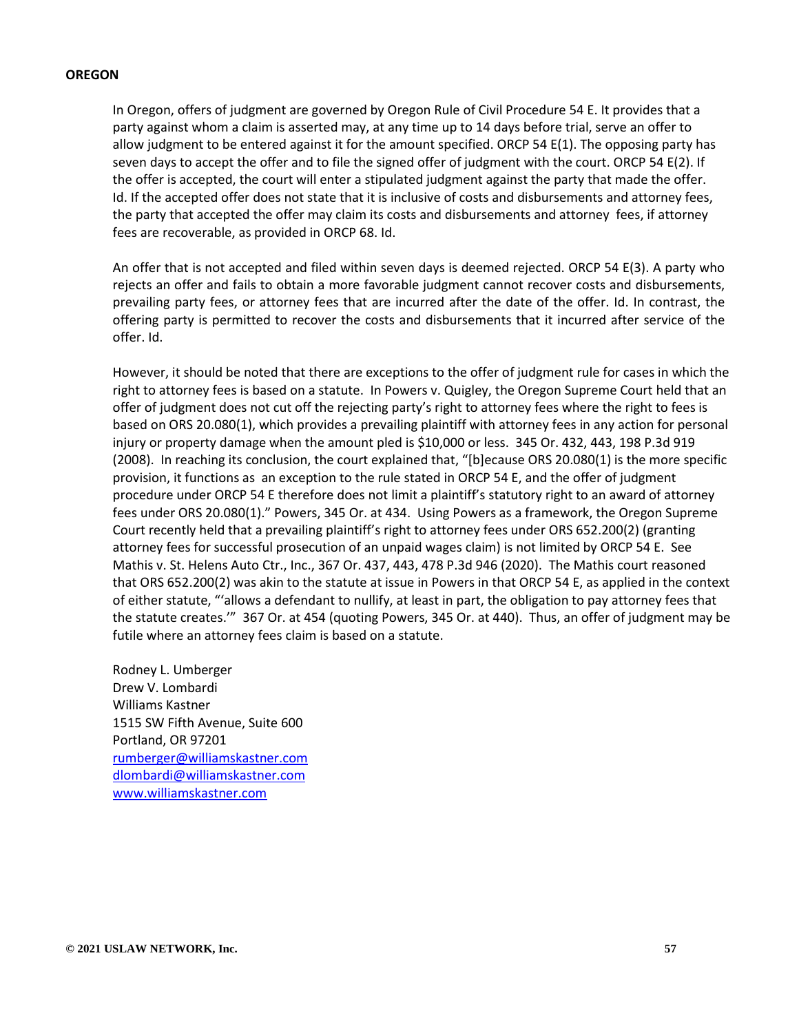**OREGON**

In Oregon, offers of judgment are governed by Oregon Rule of Civil Procedure 54 E. It provides that a party against whom a claim is asserted may, at any time up to 14 days before trial, serve an offer to allow judgment to be entered against it for the amount specified. ORCP 54 E(1). The opposing party has seven days to accept the offer and to file the signed offer of judgment with the court. ORCP 54 E(2). If the offer is accepted, the court will enter a stipulated judgment against the party that made the offer. Id. If the accepted offer does not state that it is inclusive of costs and disbursements and attorney fees, the party that accepted the offer may claim its costs and disbursements and attorney fees, if attorney fees are recoverable, as provided in ORCP 68. Id.

An offer that is not accepted and filed within seven days is deemed rejected. ORCP 54 E(3). A party who rejects an offer and fails to obtain a more favorable judgment cannot recover costs and disbursements, prevailing party fees, or attorney fees that are incurred after the date of the offer. Id. In contrast, the offering party is permitted to recover the costs and disbursements that it incurred after service of the offer. Id.

However, it should be noted that there are exceptions to the offer of judgment rule for cases in which the right to attorney fees is based on a statute. In Powers v. Quigley, the Oregon Supreme Court held that an offer of judgment does not cut off the rejecting party's right to attorney fees where the right to fees is based on ORS 20.080(1), which provides a prevailing plaintiff with attorney fees in any action for personal injury or property damage when the amount pled is $10,000 or less. 345 Or. 432, 443, 198 P.3d 919 (2008). In reaching its conclusion, the court explained that, "[b]ecause ORS 20.080(1) is the more specific provision, it functions as an exception to the rule stated in ORCP 54 E, and the offer of judgment procedure under ORCP 54 E therefore does not limit a plaintiff's statutory right to an award of attorney fees under ORS 20.080(1)." Powers, 345 Or. at 434. Using Powers as a framework, the Oregon Supreme Court recently held that a prevailing plaintiff's right to attorney fees under ORS 652.200(2) (granting attorney fees for successful prosecution of an unpaid wages claim) is not limited by ORCP 54 E. See Mathis v. St. Helens Auto Ctr., Inc., 367 Or. 437, 443, 478 P.3d 946 (2020). The Mathis court reasoned that ORS 652.200(2) was akin to the statute at issue in Powers in that ORCP 54 E, as applied in the context of either statute, "'allows a defendant to nullify, at least in part, the obligation to pay attorney fees that the statute creates.'" 367 Or. at 454 (quoting Powers, 345 Or. at 440). Thus, an offer of judgment may be futile where an attorney fees claim is based on a statute.

Rodney L. Umberger  
Drew V. Lombardi  
Williams Kastner  
1515 SW Fifth Avenue, Suite 600  
Portland, OR 97201  
rumberger@williamskastner.com  
dlombardi@williamskastner.com  
www.williamskastner.com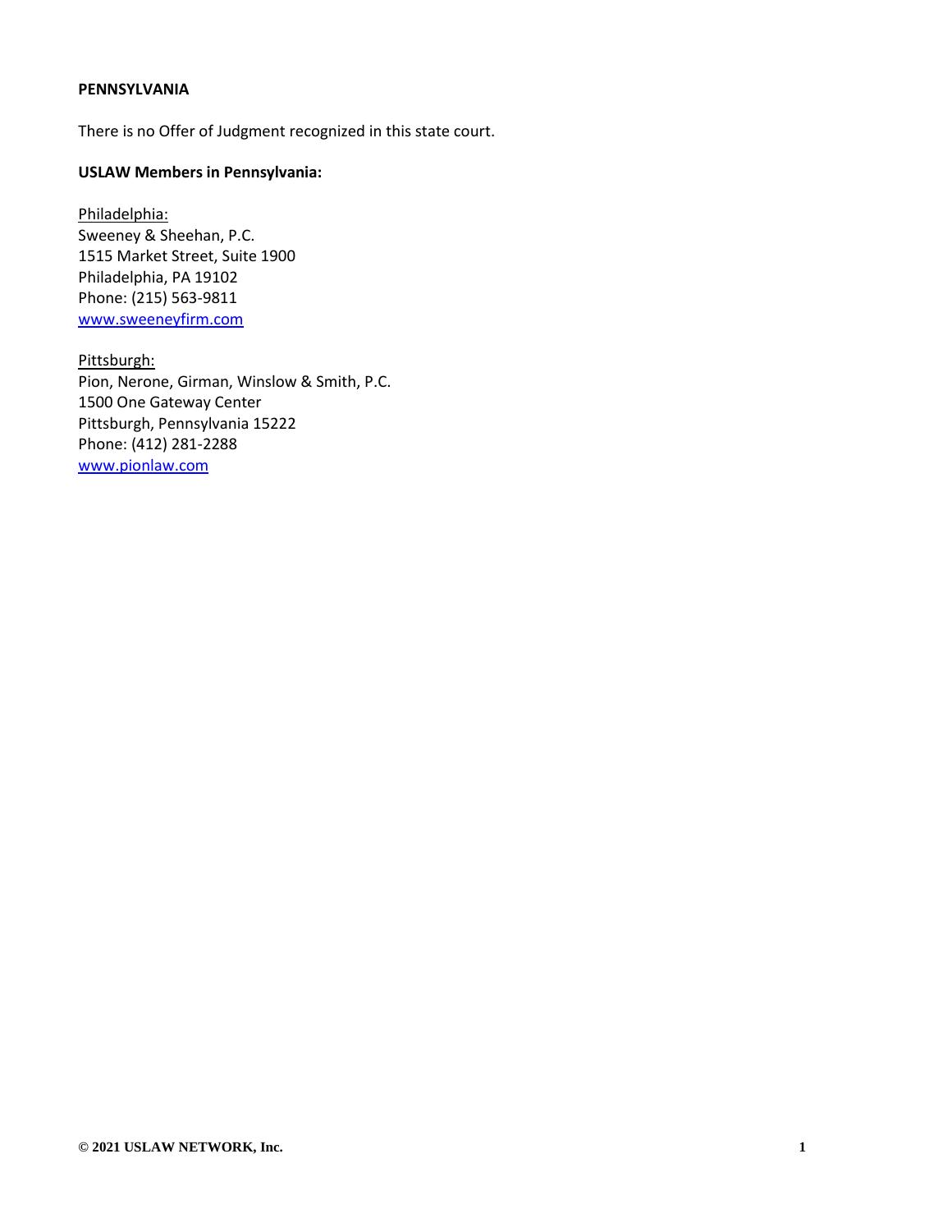**PENNSYLVANIA**

There is no Offer of Judgment recognized in this state court.

**USLAW Members in Pennsylvania:**

Philadelphia:
Sweeney & Sheehan, P.C.
1515 Market Street, Suite 1900
Philadelphia, PA 19102
Phone: (215) 563-9811
www.sweeneyfirm.com

Pittsburgh:
Pion, Nerone, Girman, Winslow & Smith, P.C.
1500 One Gateway Center
Pittsburgh, Pennsylvania 15222
Phone: (412) 281-2288
www.pionlaw.com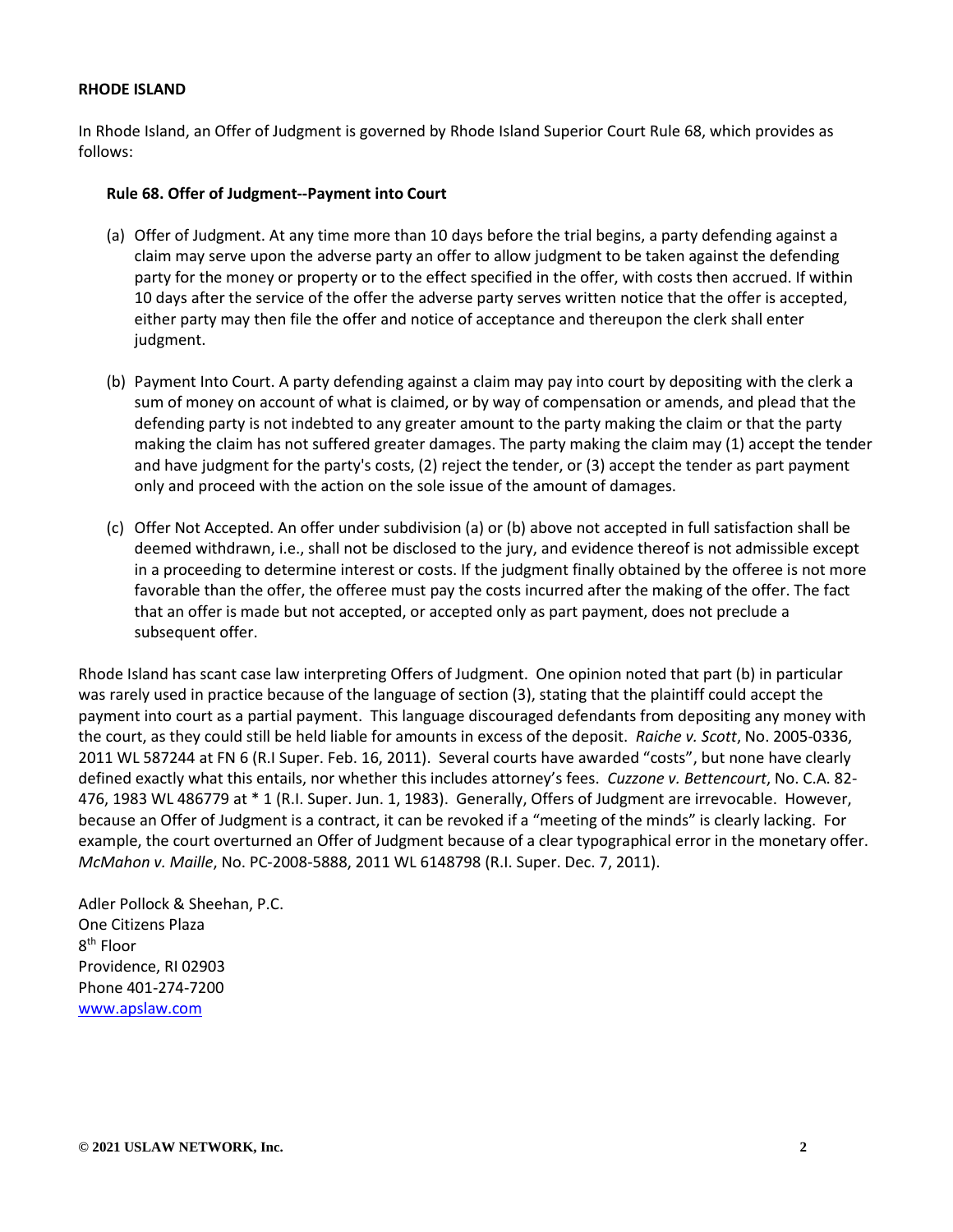**RHODE ISLAND**

In Rhode Island, an Offer of Judgment is governed by Rhode Island Superior Court Rule 68, which provides as follows:

**Rule 68. Offer of Judgment--Payment into Court**

(a) Offer of Judgment. At any time more than 10 days before the trial begins, a party defending against a claim may serve upon the adverse party an offer to allow judgment to be taken against the defending party for the money or property or to the effect specified in the offer, with costs then accrued. If within 10 days after the service of the offer the adverse party serves written notice that the offer is accepted, either party may then file the offer and notice of acceptance and thereupon the clerk shall enter judgment.

(b) Payment Into Court. A party defending against a claim may pay into court by depositing with the clerk a sum of money on account of what is claimed, or by way of compensation or amends, and plead that the defending party is not indebted to any greater amount to the party making the claim or that the party making the claim has not suffered greater damages. The party making the claim may (1) accept the tender and have judgment for the party's costs, (2) reject the tender, or (3) accept the tender as part payment only and proceed with the action on the sole issue of the amount of damages.

(c) Offer Not Accepted. An offer under subdivision (a) or (b) above not accepted in full satisfaction shall be deemed withdrawn, i.e., shall not be disclosed to the jury, and evidence thereof is not admissible except in a proceeding to determine interest or costs. If the judgment finally obtained by the offeree is not more favorable than the offer, the offeree must pay the costs incurred after the making of the offer. The fact that an offer is made but not accepted, or accepted only as part payment, does not preclude a subsequent offer.

Rhode Island has scant case law interpreting Offers of Judgment. One opinion noted that part (b) in particular was rarely used in practice because of the language of section (3), stating that the plaintiff could accept the payment into court as a partial payment. This language discouraged defendants from depositing any money with the court, as they could still be held liable for amounts in excess of the deposit. *Raiche v. Scott*, No. 2005-0336, 2011 WL 587244 at FN 6 (R.I Super. Feb. 16, 2011). Several courts have awarded "costs", but none have clearly defined exactly what this entails, nor whether this includes attorney's fees. *Cuzzone v. Bettencourt*, No. C.A. 82-476, 1983 WL 486779 at * 1 (R.I. Super. Jun. 1, 1983). Generally, Offers of Judgment are irrevocable. However, because an Offer of Judgment is a contract, it can be revoked if a "meeting of the minds" is clearly lacking. For example, the court overturned an Offer of Judgment because of a clear typographical error in the monetary offer. *McMahon v. Maille*, No. PC-2008-5888, 2011 WL 6148798 (R.I. Super. Dec. 7, 2011).

Adler Pollock & Sheehan, P.C.
One Citizens Plaza
8th Floor
Providence, RI 02903
Phone 401-274-7200
www.apslaw.com

**© 2021 USLAW NETWORK, Inc.**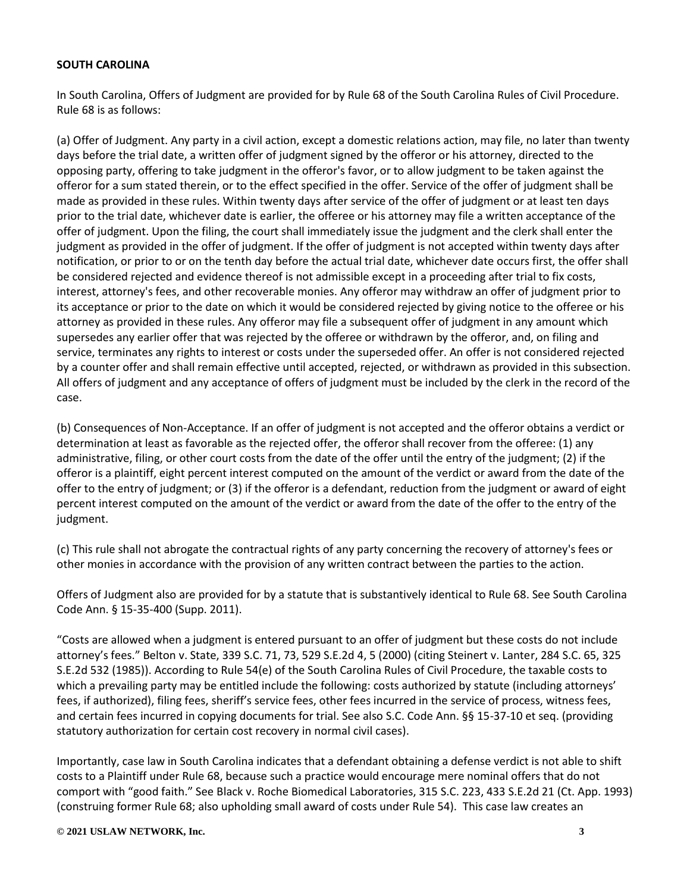**SOUTH CAROLINA**

In South Carolina, Offers of Judgment are provided for by Rule 68 of the South Carolina Rules of Civil Procedure. Rule 68 is as follows:

(a) Offer of Judgment. Any party in a civil action, except a domestic relations action, may file, no later than twenty days before the trial date, a written offer of judgment signed by the offeror or his attorney, directed to the opposing party, offering to take judgment in the offeror's favor, or to allow judgment to be taken against the offeror for a sum stated therein, or to the effect specified in the offer. Service of the offer of judgment shall be made as provided in these rules. Within twenty days after service of the offer of judgment or at least ten days prior to the trial date, whichever date is earlier, the offeree or his attorney may file a written acceptance of the offer of judgment. Upon the filing, the court shall immediately issue the judgment and the clerk shall enter the judgment as provided in the offer of judgment. If the offer of judgment is not accepted within twenty days after notification, or prior to or on the tenth day before the actual trial date, whichever date occurs first, the offer shall be considered rejected and evidence thereof is not admissible except in a proceeding after trial to fix costs, interest, attorney's fees, and other recoverable monies. Any offeror may withdraw an offer of judgment prior to its acceptance or prior to the date on which it would be considered rejected by giving notice to the offeree or his attorney as provided in these rules. Any offeror may file a subsequent offer of judgment in any amount which supersedes any earlier offer that was rejected by the offeree or withdrawn by the offeror, and, on filing and service, terminates any rights to interest or costs under the superseded offer. An offer is not considered rejected by a counter offer and shall remain effective until accepted, rejected, or withdrawn as provided in this subsection. All offers of judgment and any acceptance of offers of judgment must be included by the clerk in the record of the case.

(b) Consequences of Non-Acceptance. If an offer of judgment is not accepted and the offeror obtains a verdict or determination at least as favorable as the rejected offer, the offeror shall recover from the offeree: (1) any administrative, filing, or other court costs from the date of the offer until the entry of the judgment; (2) if the offeror is a plaintiff, eight percent interest computed on the amount of the verdict or award from the date of the offer to the entry of judgment; or (3) if the offeror is a defendant, reduction from the judgment or award of eight percent interest computed on the amount of the verdict or award from the date of the offer to the entry of the judgment.

(c) This rule shall not abrogate the contractual rights of any party concerning the recovery of attorney's fees or other monies in accordance with the provision of any written contract between the parties to the action.

Offers of Judgment also are provided for by a statute that is substantively identical to Rule 68. See South Carolina Code Ann. § 15-35-400 (Supp. 2011).

"Costs are allowed when a judgment is entered pursuant to an offer of judgment but these costs do not include attorney's fees." Belton v. State, 339 S.C. 71, 73, 529 S.E.2d 4, 5 (2000) (citing Steinert v. Lanter, 284 S.C. 65, 325 S.E.2d 532 (1985)). According to Rule 54(e) of the South Carolina Rules of Civil Procedure, the taxable costs to which a prevailing party may be entitled include the following: costs authorized by statute (including attorneys' fees, if authorized), filing fees, sheriff's service fees, other fees incurred in the service of process, witness fees, and certain fees incurred in copying documents for trial. See also S.C. Code Ann. §§ 15-37-10 et seq. (providing statutory authorization for certain cost recovery in normal civil cases).

Importantly, case law in South Carolina indicates that a defendant obtaining a defense verdict is not able to shift costs to a Plaintiff under Rule 68, because such a practice would encourage mere nominal offers that do not comport with "good faith." See Black v. Roche Biomedical Laboratories, 315 S.C. 223, 433 S.E.2d 21 (Ct. App. 1993) (construing former Rule 68; also upholding small award of costs under Rule 54). This case law creates an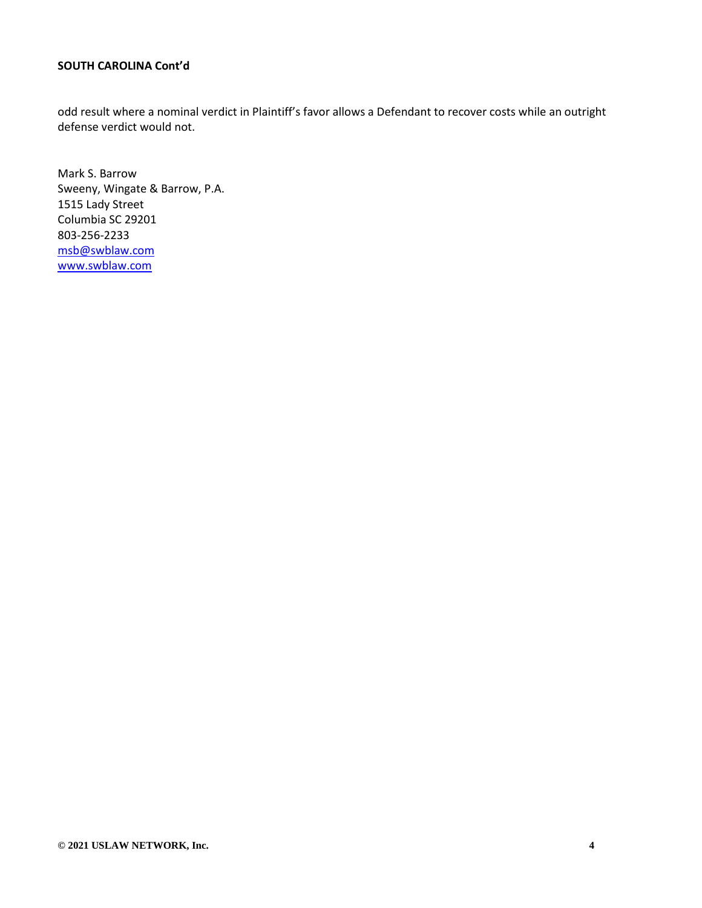**SOUTH CAROLINA Cont'd**

odd result where a nominal verdict in Plaintiff's favor allows a Defendant to recover costs while an outright defense verdict would not.

Mark S. Barrow
Sweeny, Wingate & Barrow, P.A.
1515 Lady Street
Columbia SC 29201
803-256-2233
msb@swblaw.com
www.swblaw.com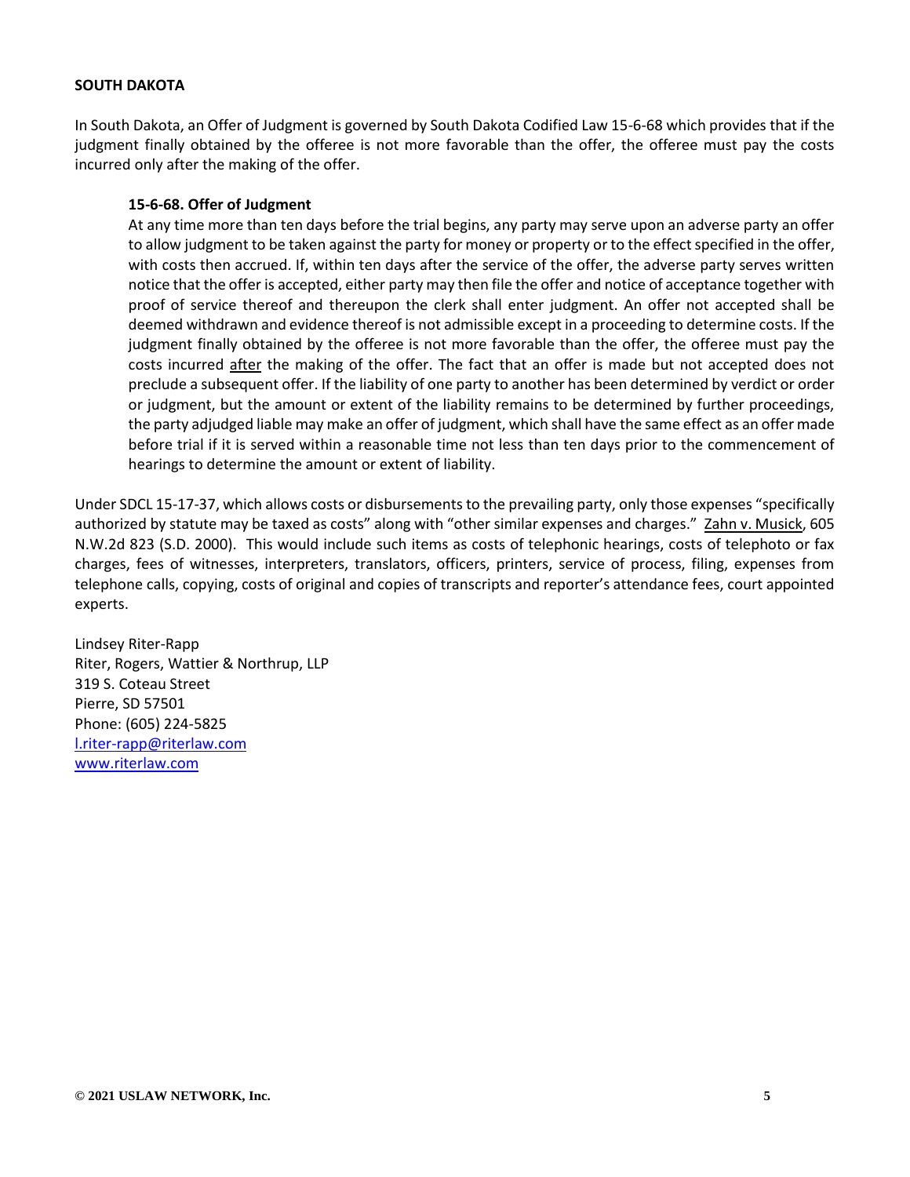## SOUTH DAKOTA

In South Dakota, an Offer of Judgment is governed by South Dakota Codified Law 15-6-68 which provides that if the judgment finally obtained by the offeree is not more favorable than the offer, the offeree must pay the costs incurred only after the making of the offer.

> **15-6-68. Offer of Judgment**
>
> At any time more than ten days before the trial begins, any party may serve upon an adverse party an offer to allow judgment to be taken against the party for money or property or to the effect specified in the offer, with costs then accrued. If, within ten days after the service of the offer, the adverse party serves written notice that the offer is accepted, either party may then file the offer and notice of acceptance together with proof of service thereof and thereupon the clerk shall enter judgment. An offer not accepted shall be deemed withdrawn and evidence thereof is not admissible except in a proceeding to determine costs. If the judgment finally obtained by the offeree is not more favorable than the offer, the offeree must pay the costs incurred after the making of the offer. The fact that an offer is made but not accepted does not preclude a subsequent offer. If the liability of one party to another has been determined by verdict or order or judgment, but the amount or extent of the liability remains to be determined by further proceedings, the party adjudged liable may make an offer of judgment, which shall have the same effect as an offer made before trial if it is served within a reasonable time not less than ten days prior to the commencement of hearings to determine the amount or extent of liability.

Under SDCL 15-17-37, which allows costs or disbursements to the prevailing party, only those expenses "specifically authorized by statute may be taxed as costs" along with "other similar expenses and charges." Zahn v. Musick, 605 N.W.2d 823 (S.D. 2000). This would include such items as costs of telephonic hearings, costs of telephoto or fax charges, fees of witnesses, interpreters, translators, officers, printers, service of process, filing, expenses from telephone calls, copying, costs of original and copies of transcripts and reporter's attendance fees, court appointed experts.

Lindsey Riter-Rapp
Riter, Rogers, Wattier & Northrup, LLP
319 S. Coteau Street
Pierre, SD 57501
Phone: (605) 224-5825
l.riter-rapp@riterlaw.com
www.riterlaw.com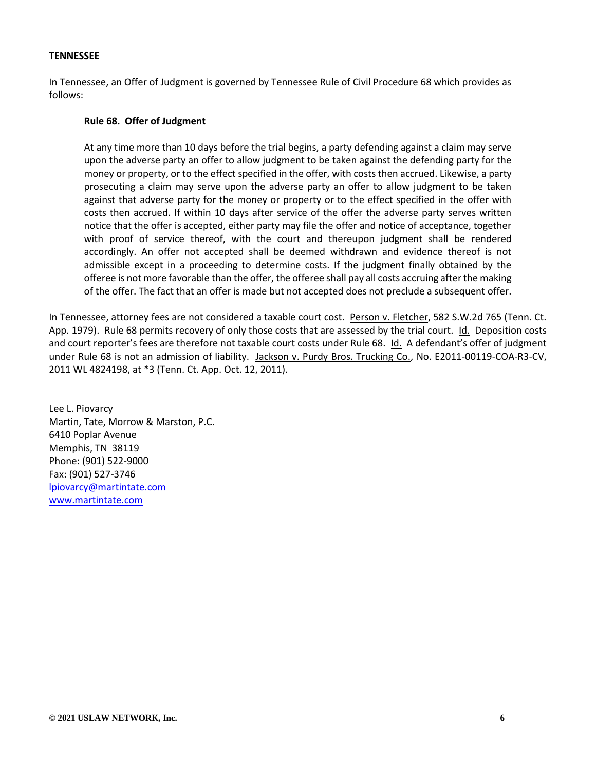**TENNESSEE**

In Tennessee, an Offer of Judgment is governed by Tennessee Rule of Civil Procedure 68 which provides as follows:

> **Rule 68. Offer of Judgment**
>
> At any time more than 10 days before the trial begins, a party defending against a claim may serve upon the adverse party an offer to allow judgment to be taken against the defending party for the money or property, or to the effect specified in the offer, with costs then accrued. Likewise, a party prosecuting a claim may serve upon the adverse party an offer to allow judgment to be taken against that adverse party for the money or property or to the effect specified in the offer with costs then accrued. If within 10 days after service of the offer the adverse party serves written notice that the offer is accepted, either party may file the offer and notice of acceptance, together with proof of service thereof, with the court and thereupon judgment shall be rendered accordingly. An offer not accepted shall be deemed withdrawn and evidence thereof is not admissible except in a proceeding to determine costs. If the judgment finally obtained by the offeree is not more favorable than the offer, the offeree shall pay all costs accruing after the making of the offer. The fact that an offer is made but not accepted does not preclude a subsequent offer.

In Tennessee, attorney fees are not considered a taxable court cost. Person v. Fletcher, 582 S.W.2d 765 (Tenn. Ct. App. 1979). Rule 68 permits recovery of only those costs that are assessed by the trial court. Id. Deposition costs and court reporter's fees are therefore not taxable court costs under Rule 68. Id. A defendant's offer of judgment under Rule 68 is not an admission of liability. Jackson v. Purdy Bros. Trucking Co., No. E2011-00119-COA-R3-CV, 2011 WL 4824198, at *3 (Tenn. Ct. App. Oct. 12, 2011).

Lee L. Piovarcy
Martin, Tate, Morrow & Marston, P.C.
6410 Poplar Avenue
Memphis, TN 38119
Phone: (901) 522-9000
Fax: (901) 527-3746
lpiovarcy@martintate.com
www.martintate.com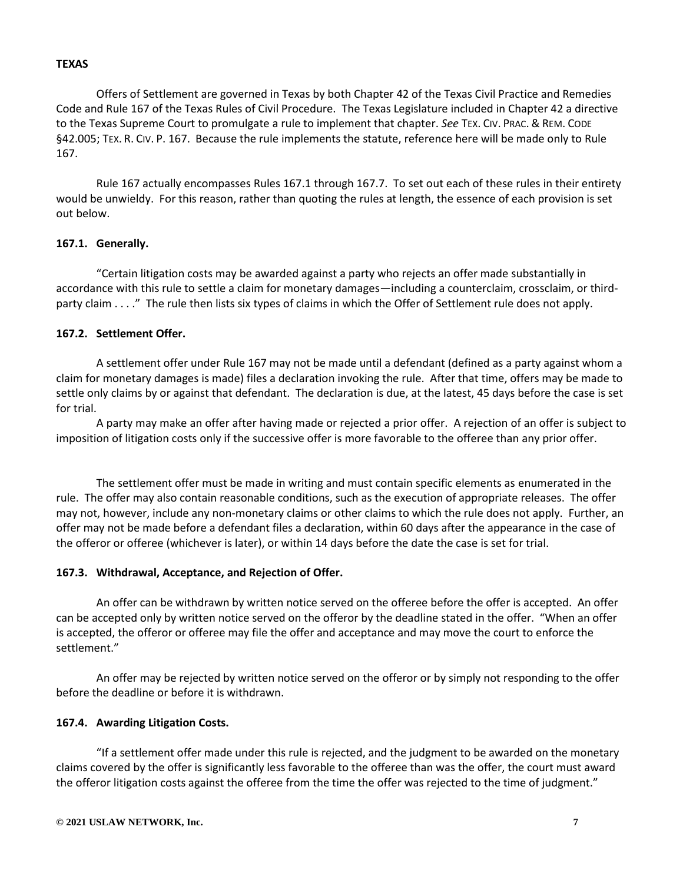**TEXAS**

Offers of Settlement are governed in Texas by both Chapter 42 of the Texas Civil Practice and Remedies Code and Rule 167 of the Texas Rules of Civil Procedure. The Texas Legislature included in Chapter 42 a directive to the Texas Supreme Court to promulgate a rule to implement that chapter. *See* TEX. CIV. PRAC. & REM. CODE §42.005; TEX. R. CIV. P. 167. Because the rule implements the statute, reference here will be made only to Rule 167.

Rule 167 actually encompasses Rules 167.1 through 167.7. To set out each of these rules in their entirety would be unwieldy. For this reason, rather than quoting the rules at length, the essence of each provision is set out below.

**167.1. Generally.**

"Certain litigation costs may be awarded against a party who rejects an offer made substantially in accordance with this rule to settle a claim for monetary damages—including a counterclaim, crossclaim, or third-party claim . . . ." The rule then lists six types of claims in which the Offer of Settlement rule does not apply.

**167.2. Settlement Offer.**

A settlement offer under Rule 167 may not be made until a defendant (defined as a party against whom a claim for monetary damages is made) files a declaration invoking the rule. After that time, offers may be made to settle only claims by or against that defendant. The declaration is due, at the latest, 45 days before the case is set for trial.

A party may make an offer after having made or rejected a prior offer. A rejection of an offer is subject to imposition of litigation costs only if the successive offer is more favorable to the offeree than any prior offer.

The settlement offer must be made in writing and must contain specific elements as enumerated in the rule. The offer may also contain reasonable conditions, such as the execution of appropriate releases. The offer may not, however, include any non-monetary claims or other claims to which the rule does not apply. Further, an offer may not be made before a defendant files a declaration, within 60 days after the appearance in the case of the offeror or offeree (whichever is later), or within 14 days before the date the case is set for trial.

**167.3. Withdrawal, Acceptance, and Rejection of Offer.**

An offer can be withdrawn by written notice served on the offeree before the offer is accepted. An offer can be accepted only by written notice served on the offeror by the deadline stated in the offer. "When an offer is accepted, the offeror or offeree may file the offer and acceptance and may move the court to enforce the settlement."

An offer may be rejected by written notice served on the offeror or by simply not responding to the offer before the deadline or before it is withdrawn.

**167.4. Awarding Litigation Costs.**

"If a settlement offer made under this rule is rejected, and the judgment to be awarded on the monetary claims covered by the offer is significantly less favorable to the offeree than was the offer, the court must award the offeror litigation costs against the offeree from the time the offer was rejected to the time of judgment."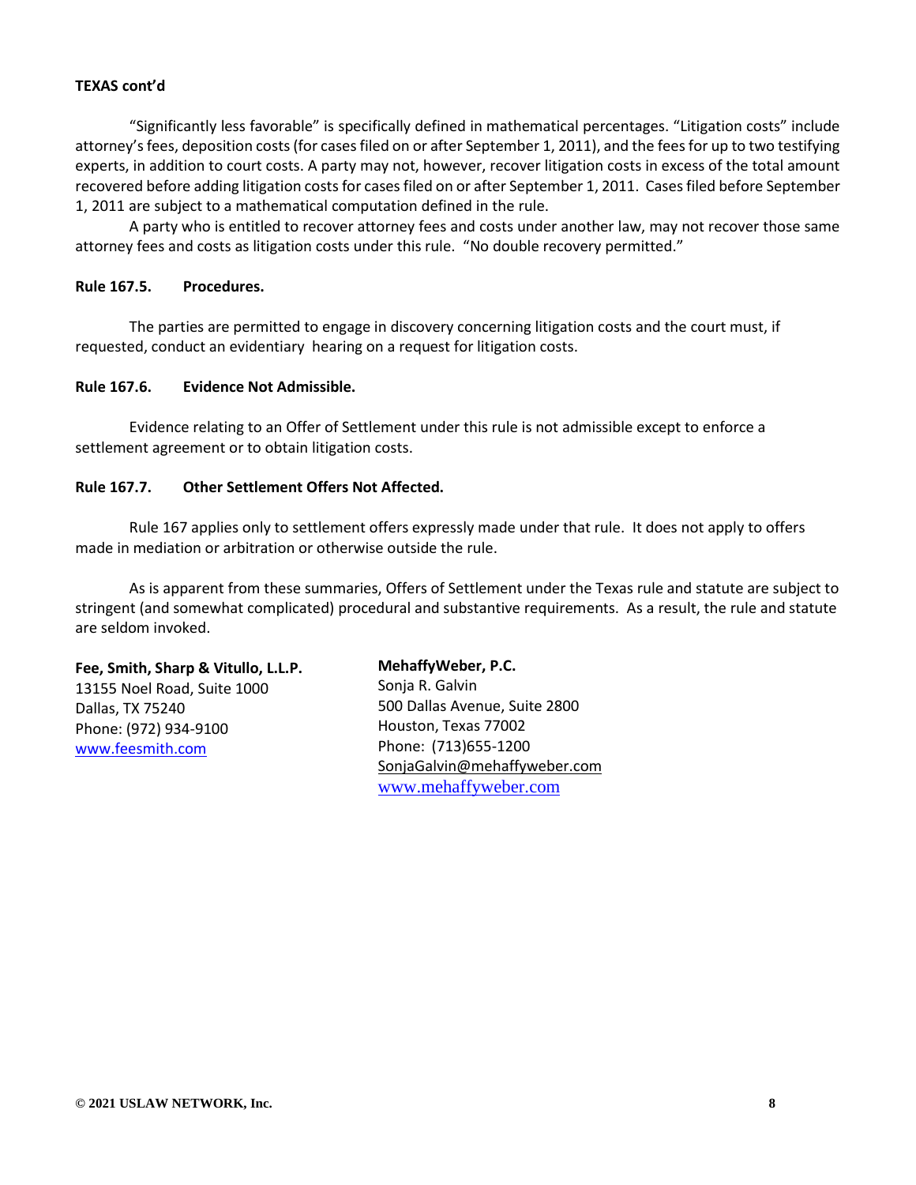**TEXAS cont'd**

"Significantly less favorable" is specifically defined in mathematical percentages. "Litigation costs" include attorney's fees, deposition costs (for cases filed on or after September 1, 2011), and the fees for up to two testifying experts, in addition to court costs. A party may not, however, recover litigation costs in excess of the total amount recovered before adding litigation costs for cases filed on or after September 1, 2011. Cases filed before September 1, 2011 are subject to a mathematical computation defined in the rule.

A party who is entitled to recover attorney fees and costs under another law, may not recover those same attorney fees and costs as litigation costs under this rule. "No double recovery permitted."

**Rule 167.5. Procedures.**

The parties are permitted to engage in discovery concerning litigation costs and the court must, if requested, conduct an evidentiary hearing on a request for litigation costs.

**Rule 167.6. Evidence Not Admissible.**

Evidence relating to an Offer of Settlement under this rule is not admissible except to enforce a settlement agreement or to obtain litigation costs.

**Rule 167.7. Other Settlement Offers Not Affected.**

Rule 167 applies only to settlement offers expressly made under that rule. It does not apply to offers made in mediation or arbitration or otherwise outside the rule.

As is apparent from these summaries, Offers of Settlement under the Texas rule and statute are subject to stringent (and somewhat complicated) procedural and substantive requirements. As a result, the rule and statute are seldom invoked.

**Fee, Smith, Sharp & Vitullo, L.L.P.**
13155 Noel Road, Suite 1000
Dallas, TX 75240
Phone: (972) 934-9100
www.feesmith.com

**MehaffyWeber, P.C.**
Sonja R. Galvin
500 Dallas Avenue, Suite 2800
Houston, Texas 77002
Phone: (713)655-1200
SonjaGalvin@mehaffyweber.com
www.mehaffyweber.com

© 2021 USLAW NETWORK, Inc.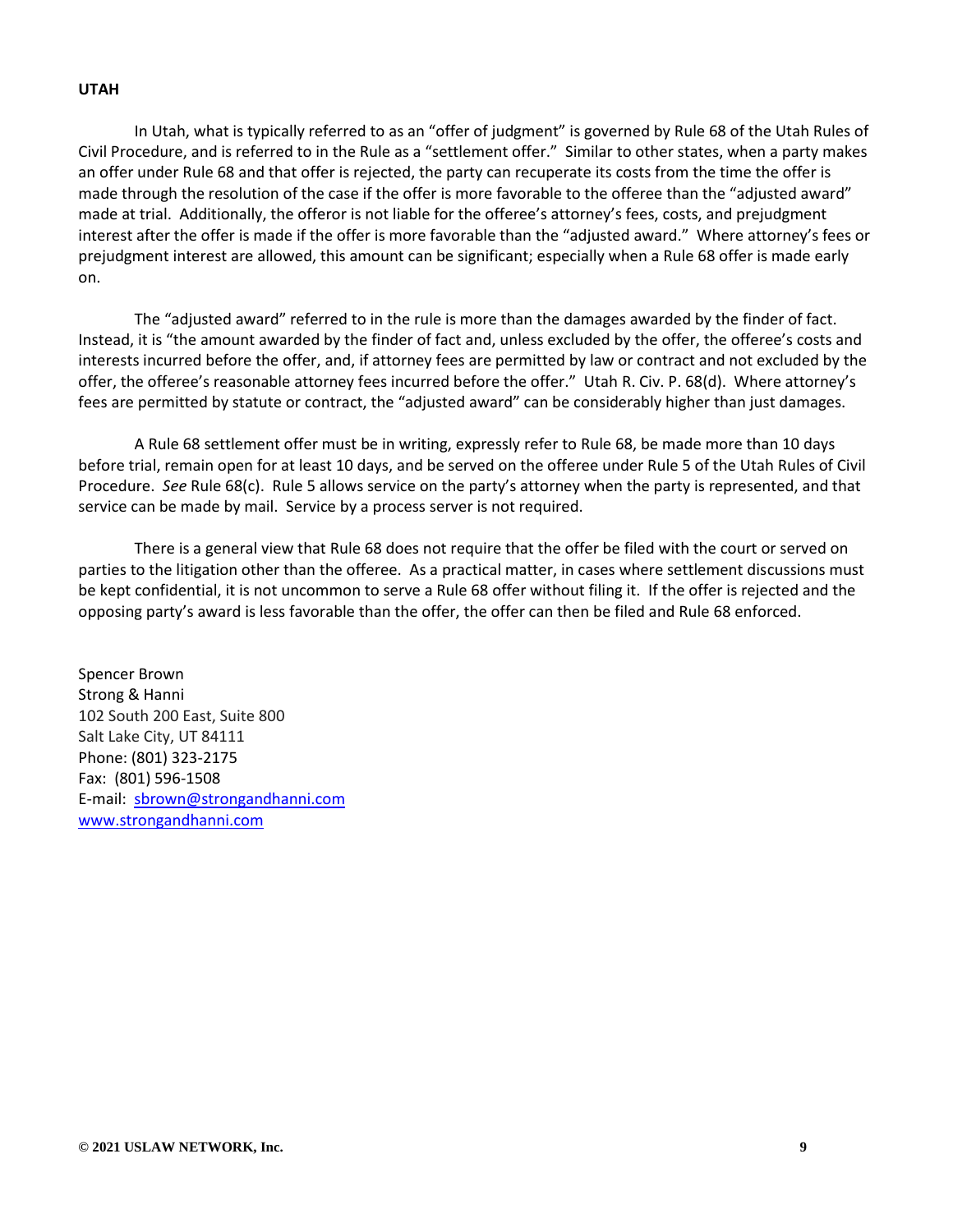**UTAH**

In Utah, what is typically referred to as an "offer of judgment" is governed by Rule 68 of the Utah Rules of Civil Procedure, and is referred to in the Rule as a "settlement offer." Similar to other states, when a party makes an offer under Rule 68 and that offer is rejected, the party can recuperate its costs from the time the offer is made through the resolution of the case if the offer is more favorable to the offeree than the "adjusted award" made at trial. Additionally, the offeror is not liable for the offeree's attorney's fees, costs, and prejudgment interest after the offer is made if the offer is more favorable than the "adjusted award." Where attorney's fees or prejudgment interest are allowed, this amount can be significant; especially when a Rule 68 offer is made early on.

The "adjusted award" referred to in the rule is more than the damages awarded by the finder of fact. Instead, it is "the amount awarded by the finder of fact and, unless excluded by the offer, the offeree's costs and interests incurred before the offer, and, if attorney fees are permitted by law or contract and not excluded by the offer, the offeree's reasonable attorney fees incurred before the offer." Utah R. Civ. P. 68(d). Where attorney's fees are permitted by statute or contract, the "adjusted award" can be considerably higher than just damages.

A Rule 68 settlement offer must be in writing, expressly refer to Rule 68, be made more than 10 days before trial, remain open for at least 10 days, and be served on the offeree under Rule 5 of the Utah Rules of Civil Procedure. *See* Rule 68(c). Rule 5 allows service on the party's attorney when the party is represented, and that service can be made by mail. Service by a process server is not required.

There is a general view that Rule 68 does not require that the offer be filed with the court or served on parties to the litigation other than the offeree. As a practical matter, in cases where settlement discussions must be kept confidential, it is not uncommon to serve a Rule 68 offer without filing it. If the offer is rejected and the opposing party's award is less favorable than the offer, the offer can then be filed and Rule 68 enforced.

Spencer Brown
Strong & Hanni
102 South 200 East, Suite 800
Salt Lake City, UT 84111
Phone: (801) 323-2175
Fax: (801) 596-1508
E-mail: sbrown@strongandhanni.com
www.strongandhanni.com

**© 2021 USLAW NETWORK, Inc.**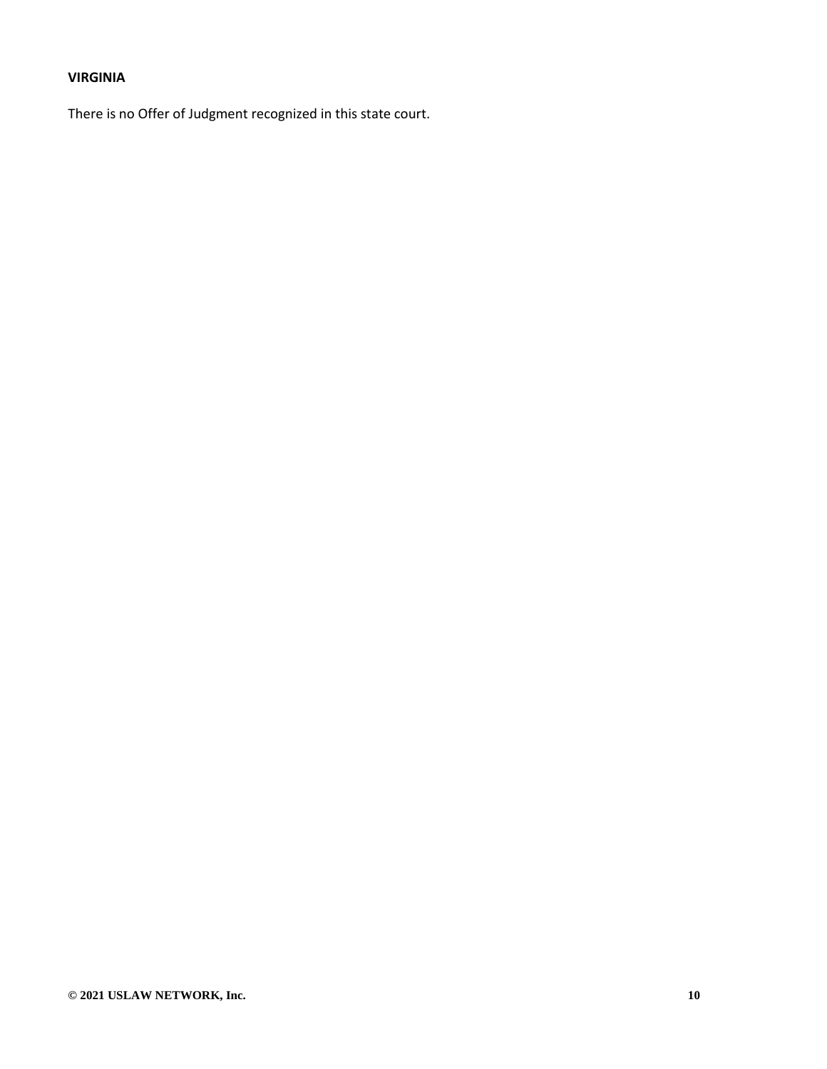**VIRGINIA**

There is no Offer of Judgment recognized in this state court.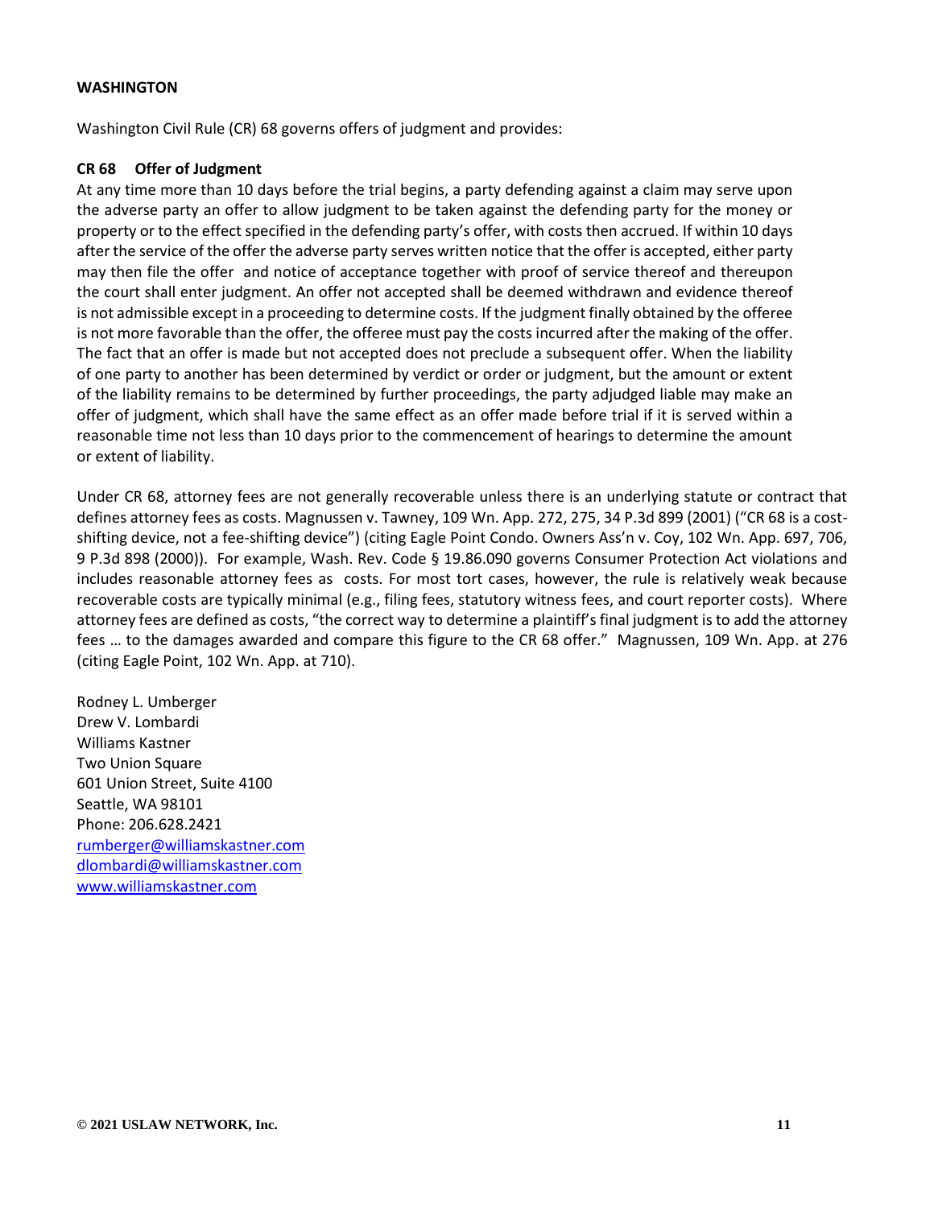**WASHINGTON**

Washington Civil Rule (CR) 68 governs offers of judgment and provides:

**CR 68 Offer of Judgment**

At any time more than 10 days before the trial begins, a party defending against a claim may serve upon the adverse party an offer to allow judgment to be taken against the defending party for the money or property or to the effect specified in the defending party's offer, with costs then accrued. If within 10 days after the service of the offer the adverse party serves written notice that the offer is accepted, either party may then file the offer and notice of acceptance together with proof of service thereof and thereupon the court shall enter judgment. An offer not accepted shall be deemed withdrawn and evidence thereof is not admissible except in a proceeding to determine costs. If the judgment finally obtained by the offeree is not more favorable than the offer, the offeree must pay the costs incurred after the making of the offer. The fact that an offer is made but not accepted does not preclude a subsequent offer. When the liability of one party to another has been determined by verdict or order or judgment, but the amount or extent of the liability remains to be determined by further proceedings, the party adjudged liable may make an offer of judgment, which shall have the same effect as an offer made before trial if it is served within a reasonable time not less than 10 days prior to the commencement of hearings to determine the amount or extent of liability.

Under CR 68, attorney fees are not generally recoverable unless there is an underlying statute or contract that defines attorney fees as costs. Magnussen v. Tawney, 109 Wn. App. 272, 275, 34 P.3d 899 (2001) ("CR 68 is a cost-shifting device, not a fee-shifting device") (citing Eagle Point Condo. Owners Ass'n v. Coy, 102 Wn. App. 697, 706, 9 P.3d 898 (2000)). For example, Wash. Rev. Code § 19.86.090 governs Consumer Protection Act violations and includes reasonable attorney fees as costs. For most tort cases, however, the rule is relatively weak because recoverable costs are typically minimal (e.g., filing fees, statutory witness fees, and court reporter costs). Where attorney fees are defined as costs, "the correct way to determine a plaintiff's final judgment is to add the attorney fees … to the damages awarded and compare this figure to the CR 68 offer." Magnussen, 109 Wn. App. at 276 (citing Eagle Point, 102 Wn. App. at 710).

Rodney L. Umberger
Drew V. Lombardi
Williams Kastner
Two Union Square
601 Union Street, Suite 4100
Seattle, WA 98101
Phone: 206.628.2421
rumberger@williamskastner.com
dlombardi@williamskastner.com
www.williamskastner.com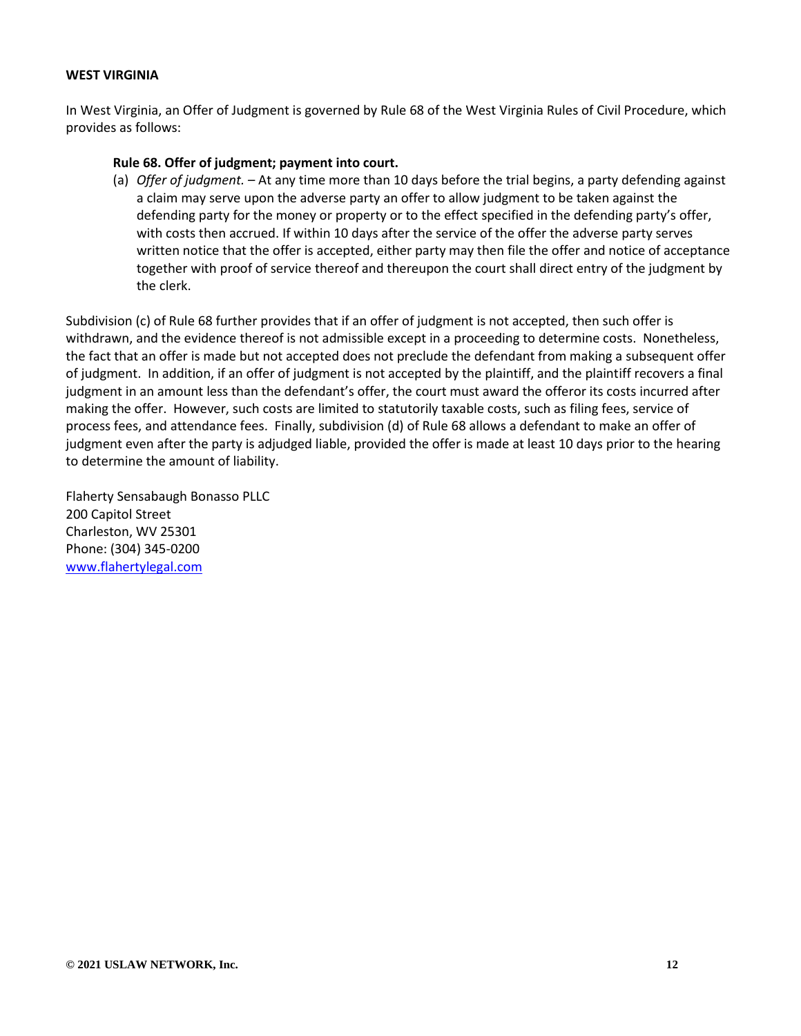**WEST VIRGINIA**

In West Virginia, an Offer of Judgment is governed by Rule 68 of the West Virginia Rules of Civil Procedure, which provides as follows:

> **Rule 68. Offer of judgment; payment into court.**
>
> (a) *Offer of judgment.* – At any time more than 10 days before the trial begins, a party defending against a claim may serve upon the adverse party an offer to allow judgment to be taken against the defending party for the money or property or to the effect specified in the defending party's offer, with costs then accrued. If within 10 days after the service of the offer the adverse party serves written notice that the offer is accepted, either party may then file the offer and notice of acceptance together with proof of service thereof and thereupon the court shall direct entry of the judgment by the clerk.

Subdivision (c) of Rule 68 further provides that if an offer of judgment is not accepted, then such offer is withdrawn, and the evidence thereof is not admissible except in a proceeding to determine costs. Nonetheless, the fact that an offer is made but not accepted does not preclude the defendant from making a subsequent offer of judgment. In addition, if an offer of judgment is not accepted by the plaintiff, and the plaintiff recovers a final judgment in an amount less than the defendant's offer, the court must award the offeror its costs incurred after making the offer. However, such costs are limited to statutorily taxable costs, such as filing fees, service of process fees, and attendance fees. Finally, subdivision (d) of Rule 68 allows a defendant to make an offer of judgment even after the party is adjudged liable, provided the offer is made at least 10 days prior to the hearing to determine the amount of liability.

Flaherty Sensabaugh Bonasso PLLC
200 Capitol Street
Charleston, WV 25301
Phone: (304) 345-0200
www.flahertylegal.com

**© 2021 USLAW NETWORK, Inc.**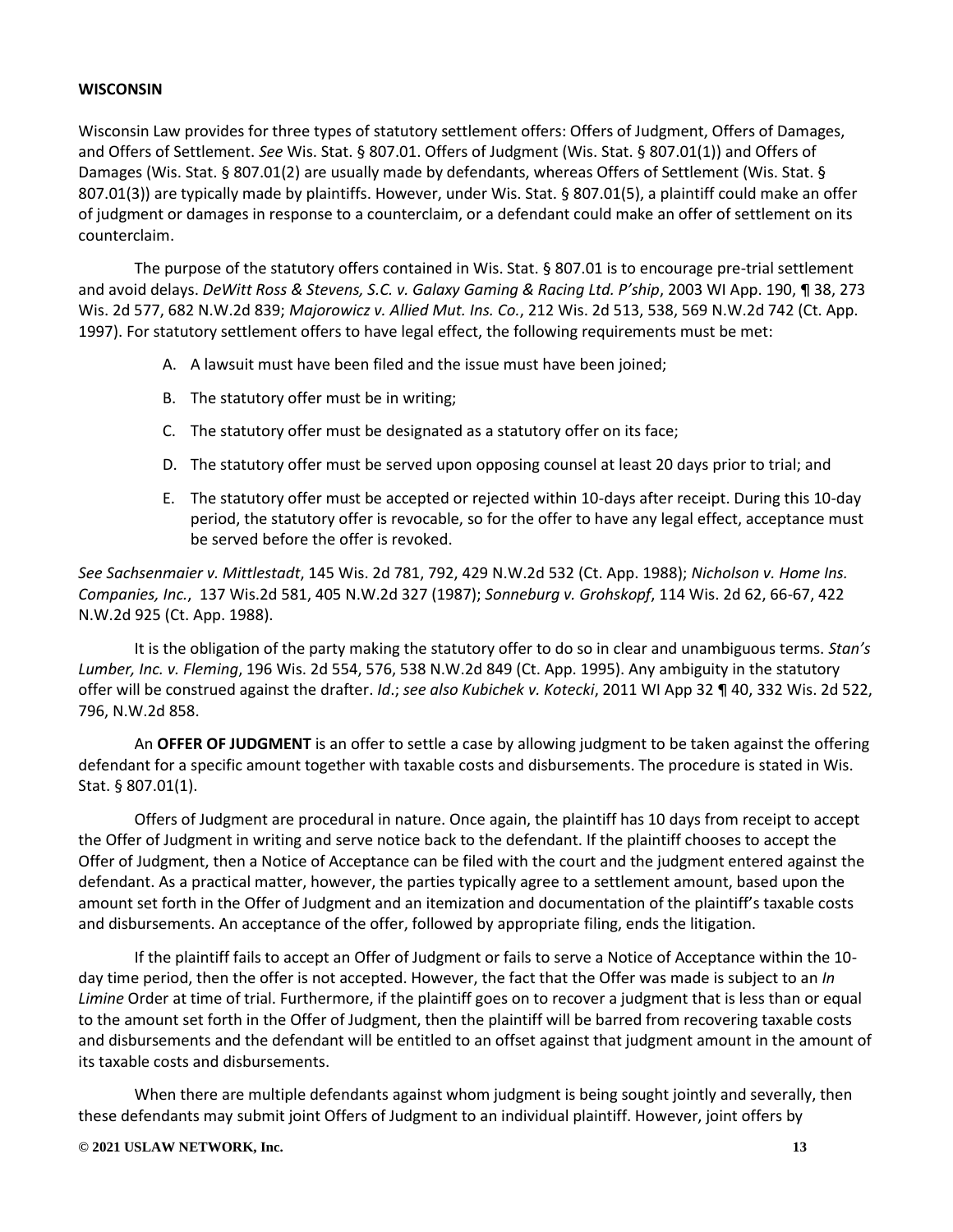**WISCONSIN**

Wisconsin Law provides for three types of statutory settlement offers: Offers of Judgment, Offers of Damages, and Offers of Settlement. *See* Wis. Stat. § 807.01. Offers of Judgment (Wis. Stat. § 807.01(1)) and Offers of Damages (Wis. Stat. § 807.01(2) are usually made by defendants, whereas Offers of Settlement (Wis. Stat. § 807.01(3)) are typically made by plaintiffs. However, under Wis. Stat. § 807.01(5), a plaintiff could make an offer of judgment or damages in response to a counterclaim, or a defendant could make an offer of settlement on its counterclaim.

The purpose of the statutory offers contained in Wis. Stat. § 807.01 is to encourage pre-trial settlement and avoid delays. *DeWitt Ross & Stevens, S.C. v. Galaxy Gaming & Racing Ltd. P'ship*, 2003 WI App. 190, ¶ 38, 273 Wis. 2d 577, 682 N.W.2d 839; *Majorowicz v. Allied Mut. Ins. Co.*, 212 Wis. 2d 513, 538, 569 N.W.2d 742 (Ct. App. 1997). For statutory settlement offers to have legal effect, the following requirements must be met:

A. A lawsuit must have been filed and the issue must have been joined;

B. The statutory offer must be in writing;

C. The statutory offer must be designated as a statutory offer on its face;

D. The statutory offer must be served upon opposing counsel at least 20 days prior to trial; and

E. The statutory offer must be accepted or rejected within 10-days after receipt. During this 10-day period, the statutory offer is revocable, so for the offer to have any legal effect, acceptance must be served before the offer is revoked.

*See Sachsenmaier v. Mittlestadt*, 145 Wis. 2d 781, 792, 429 N.W.2d 532 (Ct. App. 1988); *Nicholson v. Home Ins. Companies, Inc.*, 137 Wis.2d 581, 405 N.W.2d 327 (1987); *Sonneburg v. Grohskopf*, 114 Wis. 2d 62, 66-67, 422 N.W.2d 925 (Ct. App. 1988).

It is the obligation of the party making the statutory offer to do so in clear and unambiguous terms. *Stan's Lumber, Inc. v. Fleming*, 196 Wis. 2d 554, 576, 538 N.W.2d 849 (Ct. App. 1995). Any ambiguity in the statutory offer will be construed against the drafter. *Id*.; *see also Kubichek v. Kotecki*, 2011 WI App 32 ¶ 40, 332 Wis. 2d 522, 796, N.W.2d 858.

An **OFFER OF JUDGMENT** is an offer to settle a case by allowing judgment to be taken against the offering defendant for a specific amount together with taxable costs and disbursements. The procedure is stated in Wis. Stat. § 807.01(1).

Offers of Judgment are procedural in nature. Once again, the plaintiff has 10 days from receipt to accept the Offer of Judgment in writing and serve notice back to the defendant. If the plaintiff chooses to accept the Offer of Judgment, then a Notice of Acceptance can be filed with the court and the judgment entered against the defendant. As a practical matter, however, the parties typically agree to a settlement amount, based upon the amount set forth in the Offer of Judgment and an itemization and documentation of the plaintiff's taxable costs and disbursements. An acceptance of the offer, followed by appropriate filing, ends the litigation.

If the plaintiff fails to accept an Offer of Judgment or fails to serve a Notice of Acceptance within the 10-day time period, then the offer is not accepted. However, the fact that the Offer was made is subject to an *In Limine* Order at time of trial. Furthermore, if the plaintiff goes on to recover a judgment that is less than or equal to the amount set forth in the Offer of Judgment, then the plaintiff will be barred from recovering taxable costs and disbursements and the defendant will be entitled to an offset against that judgment amount in the amount of its taxable costs and disbursements.

When there are multiple defendants against whom judgment is being sought jointly and severally, then these defendants may submit joint Offers of Judgment to an individual plaintiff. However, joint offers by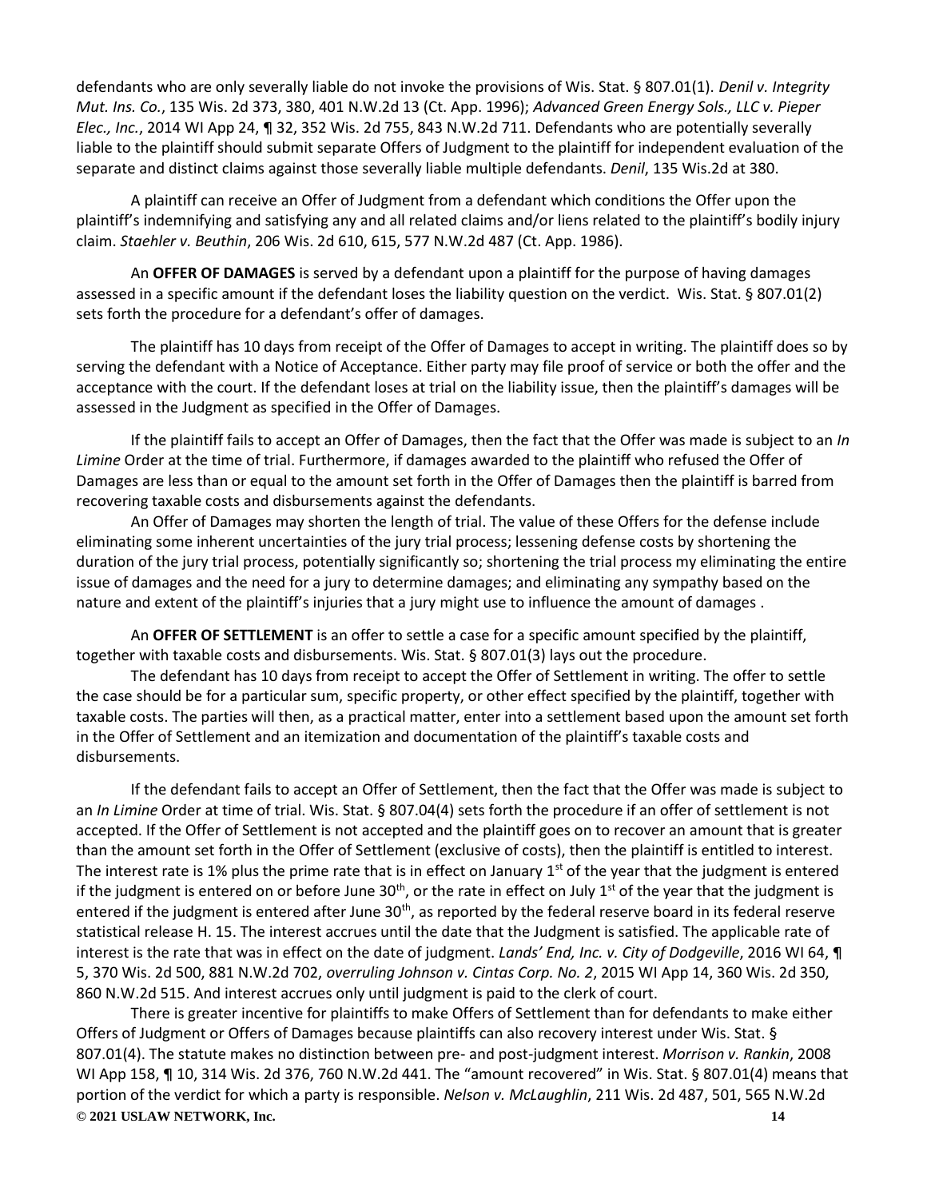defendants who are only severally liable do not invoke the provisions of Wis. Stat. § 807.01(1). *Denil v. Integrity Mut. Ins. Co.*, 135 Wis. 2d 373, 380, 401 N.W.2d 13 (Ct. App. 1996); *Advanced Green Energy Sols., LLC v. Pieper Elec., Inc.*, 2014 WI App 24, ¶ 32, 352 Wis. 2d 755, 843 N.W.2d 711. Defendants who are potentially severally liable to the plaintiff should submit separate Offers of Judgment to the plaintiff for independent evaluation of the separate and distinct claims against those severally liable multiple defendants. *Denil*, 135 Wis.2d at 380.

A plaintiff can receive an Offer of Judgment from a defendant which conditions the Offer upon the plaintiff's indemnifying and satisfying any and all related claims and/or liens related to the plaintiff's bodily injury claim. *Staehler v. Beuthin*, 206 Wis. 2d 610, 615, 577 N.W.2d 487 (Ct. App. 1986).

An **OFFER OF DAMAGES** is served by a defendant upon a plaintiff for the purpose of having damages assessed in a specific amount if the defendant loses the liability question on the verdict. Wis. Stat. § 807.01(2) sets forth the procedure for a defendant's offer of damages.

The plaintiff has 10 days from receipt of the Offer of Damages to accept in writing. The plaintiff does so by serving the defendant with a Notice of Acceptance. Either party may file proof of service or both the offer and the acceptance with the court. If the defendant loses at trial on the liability issue, then the plaintiff's damages will be assessed in the Judgment as specified in the Offer of Damages.

If the plaintiff fails to accept an Offer of Damages, then the fact that the Offer was made is subject to an *In Limine* Order at the time of trial. Furthermore, if damages awarded to the plaintiff who refused the Offer of Damages are less than or equal to the amount set forth in the Offer of Damages then the plaintiff is barred from recovering taxable costs and disbursements against the defendants.

An Offer of Damages may shorten the length of trial. The value of these Offers for the defense include eliminating some inherent uncertainties of the jury trial process; lessening defense costs by shortening the duration of the jury trial process, potentially significantly so; shortening the trial process my eliminating the entire issue of damages and the need for a jury to determine damages; and eliminating any sympathy based on the nature and extent of the plaintiff's injuries that a jury might use to influence the amount of damages .

An **OFFER OF SETTLEMENT** is an offer to settle a case for a specific amount specified by the plaintiff, together with taxable costs and disbursements. Wis. Stat. § 807.01(3) lays out the procedure.

The defendant has 10 days from receipt to accept the Offer of Settlement in writing. The offer to settle the case should be for a particular sum, specific property, or other effect specified by the plaintiff, together with taxable costs. The parties will then, as a practical matter, enter into a settlement based upon the amount set forth in the Offer of Settlement and an itemization and documentation of the plaintiff's taxable costs and disbursements.

If the defendant fails to accept an Offer of Settlement, then the fact that the Offer was made is subject to an *In Limine* Order at time of trial. Wis. Stat. § 807.04(4) sets forth the procedure if an offer of settlement is not accepted. If the Offer of Settlement is not accepted and the plaintiff goes on to recover an amount that is greater than the amount set forth in the Offer of Settlement (exclusive of costs), then the plaintiff is entitled to interest. The interest rate is 1% plus the prime rate that is in effect on January 1st of the year that the judgment is entered if the judgment is entered on or before June 30th, or the rate in effect on July 1st of the year that the judgment is entered if the judgment is entered after June 30th, as reported by the federal reserve board in its federal reserve statistical release H. 15. The interest accrues until the date that the Judgment is satisfied. The applicable rate of interest is the rate that was in effect on the date of judgment. *Lands' End, Inc. v. City of Dodgeville*, 2016 WI 64, ¶ 5, 370 Wis. 2d 500, 881 N.W.2d 702, *overruling Johnson v. Cintas Corp. No. 2*, 2015 WI App 14, 360 Wis. 2d 350, 860 N.W.2d 515. And interest accrues only until judgment is paid to the clerk of court.

There is greater incentive for plaintiffs to make Offers of Settlement than for defendants to make either Offers of Judgment or Offers of Damages because plaintiffs can also recovery interest under Wis. Stat. § 807.01(4). The statute makes no distinction between pre- and post-judgment interest. *Morrison v. Rankin*, 2008 WI App 158, ¶ 10, 314 Wis. 2d 376, 760 N.W.2d 441. The "amount recovered" in Wis. Stat. § 807.01(4) means that portion of the verdict for which a party is responsible. *Nelson v. McLaughlin*, 211 Wis. 2d 487, 501, 565 N.W.2d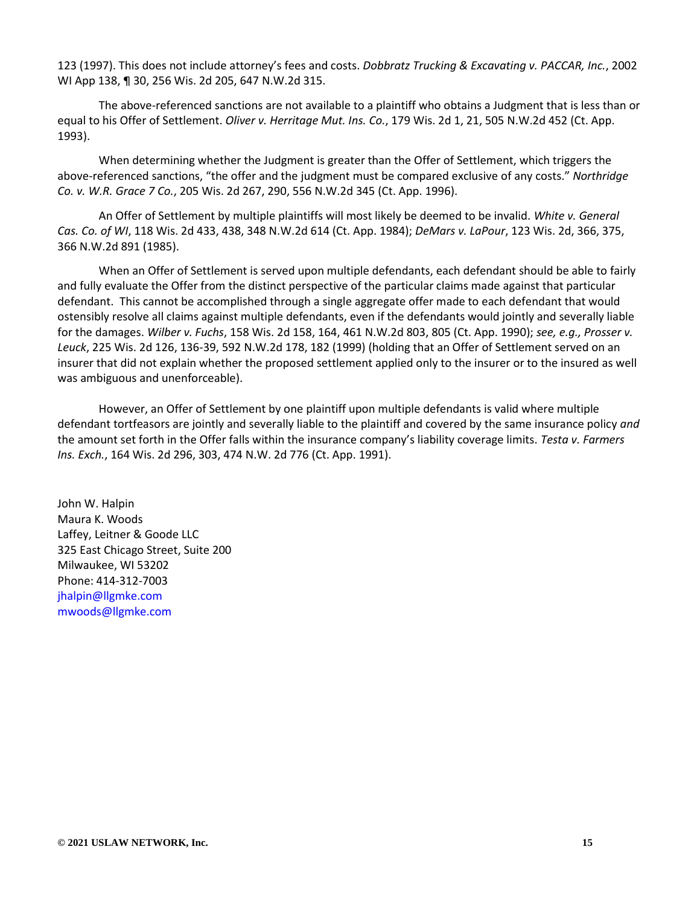123 (1997). This does not include attorney's fees and costs. *Dobbratz Trucking & Excavating v. PACCAR, Inc.*, 2002 WI App 138, ¶ 30, 256 Wis. 2d 205, 647 N.W.2d 315.

The above-referenced sanctions are not available to a plaintiff who obtains a Judgment that is less than or equal to his Offer of Settlement. *Oliver v. Herritage Mut. Ins. Co.*, 179 Wis. 2d 1, 21, 505 N.W.2d 452 (Ct. App. 1993).

When determining whether the Judgment is greater than the Offer of Settlement, which triggers the above-referenced sanctions, "the offer and the judgment must be compared exclusive of any costs." *Northridge Co. v. W.R. Grace 7 Co.*, 205 Wis. 2d 267, 290, 556 N.W.2d 345 (Ct. App. 1996).

An Offer of Settlement by multiple plaintiffs will most likely be deemed to be invalid. *White v. General Cas. Co. of WI*, 118 Wis. 2d 433, 438, 348 N.W.2d 614 (Ct. App. 1984); *DeMars v. LaPour*, 123 Wis. 2d, 366, 375, 366 N.W.2d 891 (1985).

When an Offer of Settlement is served upon multiple defendants, each defendant should be able to fairly and fully evaluate the Offer from the distinct perspective of the particular claims made against that particular defendant. This cannot be accomplished through a single aggregate offer made to each defendant that would ostensibly resolve all claims against multiple defendants, even if the defendants would jointly and severally liable for the damages. *Wilber v. Fuchs*, 158 Wis. 2d 158, 164, 461 N.W.2d 803, 805 (Ct. App. 1990); *see, e.g., Prosser v. Leuck*, 225 Wis. 2d 126, 136-39, 592 N.W.2d 178, 182 (1999) (holding that an Offer of Settlement served on an insurer that did not explain whether the proposed settlement applied only to the insurer or to the insured as well was ambiguous and unenforceable).

However, an Offer of Settlement by one plaintiff upon multiple defendants is valid where multiple defendant tortfeasors are jointly and severally liable to the plaintiff and covered by the same insurance policy *and* the amount set forth in the Offer falls within the insurance company's liability coverage limits. *Testa v. Farmers Ins. Exch.*, 164 Wis. 2d 296, 303, 474 N.W. 2d 776 (Ct. App. 1991).

John W. Halpin
Maura K. Woods
Laffey, Leitner & Goode LLC
325 East Chicago Street, Suite 200
Milwaukee, WI 53202
Phone: 414-312-7003
jhalpin@llgmke.com
mwoods@llgmke.com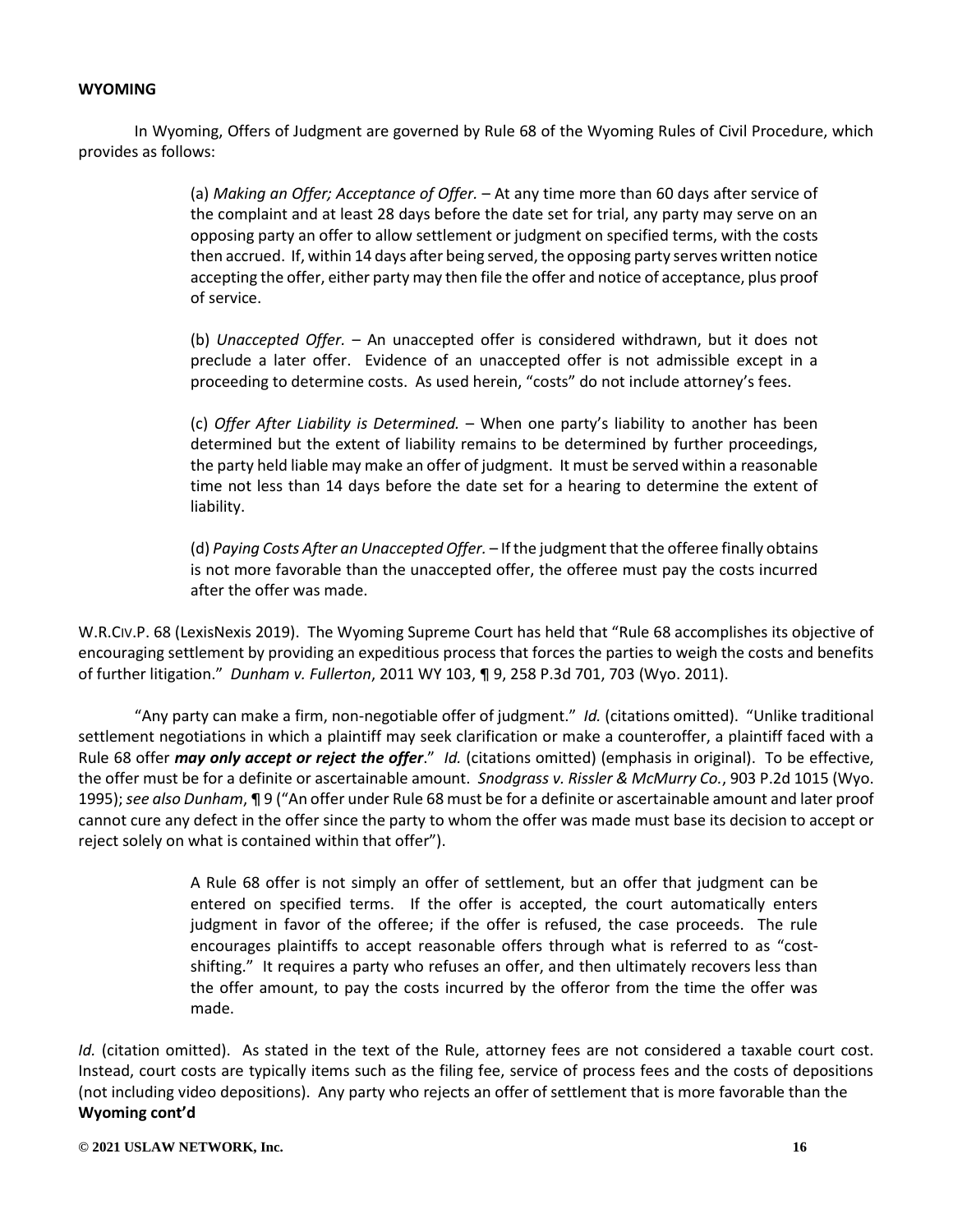**WYOMING**

In Wyoming, Offers of Judgment are governed by Rule 68 of the Wyoming Rules of Civil Procedure, which provides as follows:

> (a) *Making an Offer; Acceptance of Offer.* – At any time more than 60 days after service of the complaint and at least 28 days before the date set for trial, any party may serve on an opposing party an offer to allow settlement or judgment on specified terms, with the costs then accrued. If, within 14 days after being served, the opposing party serves written notice accepting the offer, either party may then file the offer and notice of acceptance, plus proof of service.
>
> (b) *Unaccepted Offer.* – An unaccepted offer is considered withdrawn, but it does not preclude a later offer. Evidence of an unaccepted offer is not admissible except in a proceeding to determine costs. As used herein, "costs" do not include attorney's fees.
>
> (c) *Offer After Liability is Determined.* – When one party's liability to another has been determined but the extent of liability remains to be determined by further proceedings, the party held liable may make an offer of judgment. It must be served within a reasonable time not less than 14 days before the date set for a hearing to determine the extent of liability.
>
> (d) *Paying Costs After an Unaccepted Offer.* – If the judgment that the offeree finally obtains is not more favorable than the unaccepted offer, the offeree must pay the costs incurred after the offer was made.

W.R.CIV.P. 68 (LexisNexis 2019). The Wyoming Supreme Court has held that "Rule 68 accomplishes its objective of encouraging settlement by providing an expeditious process that forces the parties to weigh the costs and benefits of further litigation." *Dunham v. Fullerton*, 2011 WY 103, ¶ 9, 258 P.3d 701, 703 (Wyo. 2011).

"Any party can make a firm, non-negotiable offer of judgment." *Id.* (citations omitted). "Unlike traditional settlement negotiations in which a plaintiff may seek clarification or make a counteroffer, a plaintiff faced with a Rule 68 offer ***may only accept or reject the offer***." *Id.* (citations omitted) (emphasis in original). To be effective, the offer must be for a definite or ascertainable amount. *Snodgrass v. Rissler & McMurry Co.*, 903 P.2d 1015 (Wyo. 1995); *see also Dunham*, ¶ 9 ("An offer under Rule 68 must be for a definite or ascertainable amount and later proof cannot cure any defect in the offer since the party to whom the offer was made must base its decision to accept or reject solely on what is contained within that offer").

> A Rule 68 offer is not simply an offer of settlement, but an offer that judgment can be entered on specified terms. If the offer is accepted, the court automatically enters judgment in favor of the offeree; if the offer is refused, the case proceeds. The rule encourages plaintiffs to accept reasonable offers through what is referred to as "cost-shifting." It requires a party who refuses an offer, and then ultimately recovers less than the offer amount, to pay the costs incurred by the offeror from the time the offer was made.

*Id.* (citation omitted). As stated in the text of the Rule, attorney fees are not considered a taxable court cost. Instead, court costs are typically items such as the filing fee, service of process fees and the costs of depositions (not including video depositions). Any party who rejects an offer of settlement that is more favorable than the

**Wyoming cont'd**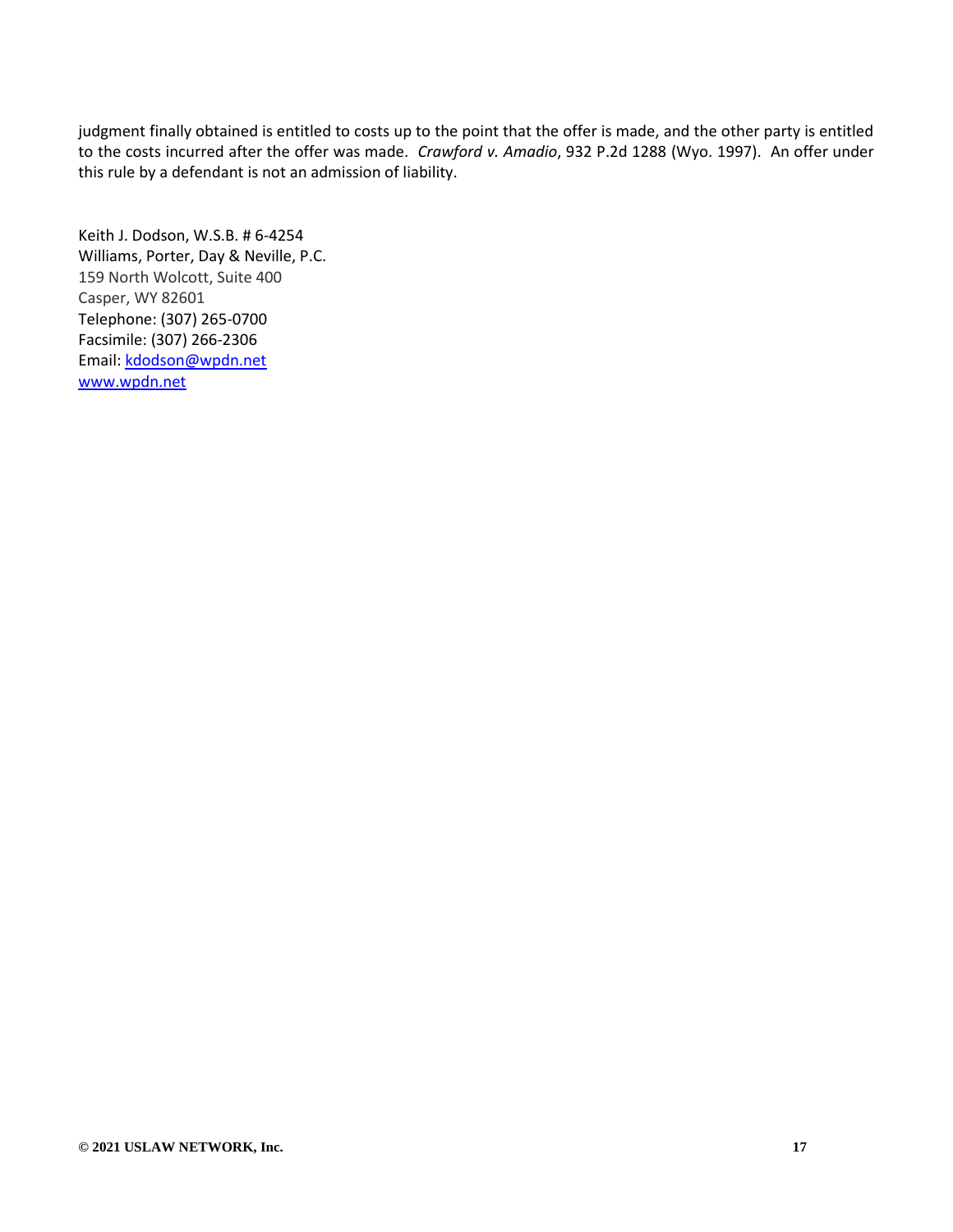judgment finally obtained is entitled to costs up to the point that the offer is made, and the other party is entitled to the costs incurred after the offer was made. *Crawford v. Amadio*, 932 P.2d 1288 (Wyo. 1997). An offer under this rule by a defendant is not an admission of liability.

Keith J. Dodson, W.S.B. # 6-4254
Williams, Porter, Day & Neville, P.C.
159 North Wolcott, Suite 400
Casper, WY 82601
Telephone: (307) 265-0700
Facsimile: (307) 266-2306
Email: kdodson@wpdn.net
www.wpdn.net